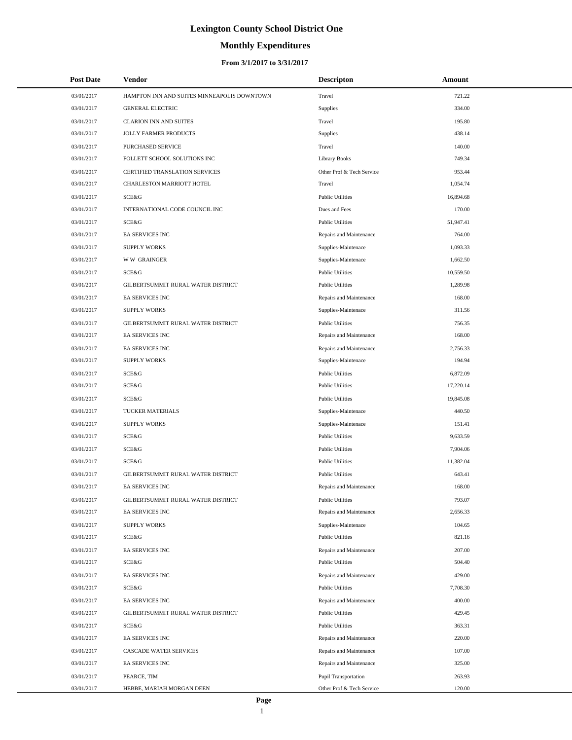# Lexington County School District One

## Monthly Expenditures

### From 3/1/2017 to 3/31/2017

| Post Date | Vendor | Descripton | Amount |
|---|---|---|---|
| 03/01/2017 | HAMPTON INN AND SUITES MINNEAPOLIS DOWNTOWN | Travel | 721.22 |
| 03/01/2017 | GENERAL ELECTRIC | Supplies | 334.00 |
| 03/01/2017 | CLARION INN AND SUITES | Travel | 195.80 |
| 03/01/2017 | JOLLY FARMER PRODUCTS | Supplies | 438.14 |
| 03/01/2017 | PURCHASED SERVICE | Travel | 140.00 |
| 03/01/2017 | FOLLETT SCHOOL SOLUTIONS INC | Library Books | 749.34 |
| 03/01/2017 | CERTIFIED TRANSLATION SERVICES | Other Prof & Tech Service | 953.44 |
| 03/01/2017 | CHARLESTON MARRIOTT HOTEL | Travel | 1,054.74 |
| 03/01/2017 | SCE&G | Public Utilities | 16,894.68 |
| 03/01/2017 | INTERNATIONAL CODE COUNCIL INC | Dues and Fees | 170.00 |
| 03/01/2017 | SCE&G | Public Utilities | 51,947.41 |
| 03/01/2017 | EA SERVICES INC | Repairs and Maintenance | 764.00 |
| 03/01/2017 | SUPPLY WORKS | Supplies-Maintenace | 1,093.33 |
| 03/01/2017 | W W GRAINGER | Supplies-Maintenace | 1,662.50 |
| 03/01/2017 | SCE&G | Public Utilities | 10,559.50 |
| 03/01/2017 | GILBERTSUMMIT RURAL WATER DISTRICT | Public Utilities | 1,289.98 |
| 03/01/2017 | EA SERVICES INC | Repairs and Maintenance | 168.00 |
| 03/01/2017 | SUPPLY WORKS | Supplies-Maintenace | 311.56 |
| 03/01/2017 | GILBERTSUMMIT RURAL WATER DISTRICT | Public Utilities | 756.35 |
| 03/01/2017 | EA SERVICES INC | Repairs and Maintenance | 168.00 |
| 03/01/2017 | EA SERVICES INC | Repairs and Maintenance | 2,756.33 |
| 03/01/2017 | SUPPLY WORKS | Supplies-Maintenace | 194.94 |
| 03/01/2017 | SCE&G | Public Utilities | 6,872.09 |
| 03/01/2017 | SCE&G | Public Utilities | 17,220.14 |
| 03/01/2017 | SCE&G | Public Utilities | 19,845.08 |
| 03/01/2017 | TUCKER MATERIALS | Supplies-Maintenace | 440.50 |
| 03/01/2017 | SUPPLY WORKS | Supplies-Maintenace | 151.41 |
| 03/01/2017 | SCE&G | Public Utilities | 9,633.59 |
| 03/01/2017 | SCE&G | Public Utilities | 7,904.06 |
| 03/01/2017 | SCE&G | Public Utilities | 11,382.04 |
| 03/01/2017 | GILBERTSUMMIT RURAL WATER DISTRICT | Public Utilities | 643.41 |
| 03/01/2017 | EA SERVICES INC | Repairs and Maintenance | 168.00 |
| 03/01/2017 | GILBERTSUMMIT RURAL WATER DISTRICT | Public Utilities | 793.07 |
| 03/01/2017 | EA SERVICES INC | Repairs and Maintenance | 2,656.33 |
| 03/01/2017 | SUPPLY WORKS | Supplies-Maintenace | 104.65 |
| 03/01/2017 | SCE&G | Public Utilities | 821.16 |
| 03/01/2017 | EA SERVICES INC | Repairs and Maintenance | 207.00 |
| 03/01/2017 | SCE&G | Public Utilities | 504.40 |
| 03/01/2017 | EA SERVICES INC | Repairs and Maintenance | 429.00 |
| 03/01/2017 | SCE&G | Public Utilities | 7,708.30 |
| 03/01/2017 | EA SERVICES INC | Repairs and Maintenance | 400.00 |
| 03/01/2017 | GILBERTSUMMIT RURAL WATER DISTRICT | Public Utilities | 429.45 |
| 03/01/2017 | SCE&G | Public Utilities | 363.31 |
| 03/01/2017 | EA SERVICES INC | Repairs and Maintenance | 220.00 |
| 03/01/2017 | CASCADE WATER SERVICES | Repairs and Maintenance | 107.00 |
| 03/01/2017 | EA SERVICES INC | Repairs and Maintenance | 325.00 |
| 03/01/2017 | PEARCE, TIM | Pupil Transportation | 263.93 |
| 03/01/2017 | HEBBE, MARIAH MORGAN DEEN | Other Prof & Tech Service | 120.00 |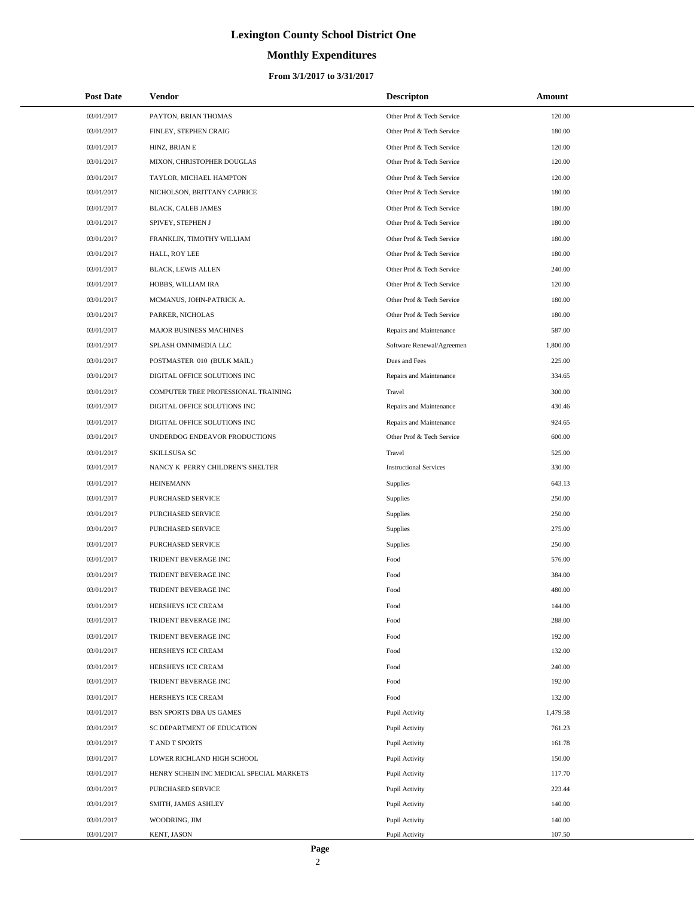# Lexington County School District One

## Monthly Expenditures

### From 3/1/2017 to 3/31/2017

| Post Date | Vendor | Descripton | Amount |
|---|---|---|---|
| 03/01/2017 | PAYTON, BRIAN THOMAS | Other Prof & Tech Service | 120.00 |
| 03/01/2017 | FINLEY, STEPHEN CRAIG | Other Prof & Tech Service | 180.00 |
| 03/01/2017 | HINZ, BRIAN E | Other Prof & Tech Service | 120.00 |
| 03/01/2017 | MIXON, CHRISTOPHER DOUGLAS | Other Prof & Tech Service | 120.00 |
| 03/01/2017 | TAYLOR, MICHAEL HAMPTON | Other Prof & Tech Service | 120.00 |
| 03/01/2017 | NICHOLSON, BRITTANY CAPRICE | Other Prof & Tech Service | 180.00 |
| 03/01/2017 | BLACK, CALEB JAMES | Other Prof & Tech Service | 180.00 |
| 03/01/2017 | SPIVEY, STEPHEN J | Other Prof & Tech Service | 180.00 |
| 03/01/2017 | FRANKLIN, TIMOTHY WILLIAM | Other Prof & Tech Service | 180.00 |
| 03/01/2017 | HALL, ROY LEE | Other Prof & Tech Service | 180.00 |
| 03/01/2017 | BLACK, LEWIS ALLEN | Other Prof & Tech Service | 240.00 |
| 03/01/2017 | HOBBS, WILLIAM IRA | Other Prof & Tech Service | 120.00 |
| 03/01/2017 | MCMANUS, JOHN-PATRICK A. | Other Prof & Tech Service | 180.00 |
| 03/01/2017 | PARKER, NICHOLAS | Other Prof & Tech Service | 180.00 |
| 03/01/2017 | MAJOR BUSINESS MACHINES | Repairs and Maintenance | 587.00 |
| 03/01/2017 | SPLASH OMNIMEDIA LLC | Software Renewal/Agreemen | 1,800.00 |
| 03/01/2017 | POSTMASTER 010 (BULK MAIL) | Dues and Fees | 225.00 |
| 03/01/2017 | DIGITAL OFFICE SOLUTIONS INC | Repairs and Maintenance | 334.65 |
| 03/01/2017 | COMPUTER TREE PROFESSIONAL TRAINING | Travel | 300.00 |
| 03/01/2017 | DIGITAL OFFICE SOLUTIONS INC | Repairs and Maintenance | 430.46 |
| 03/01/2017 | DIGITAL OFFICE SOLUTIONS INC | Repairs and Maintenance | 924.65 |
| 03/01/2017 | UNDERDOG ENDEAVOR PRODUCTIONS | Other Prof & Tech Service | 600.00 |
| 03/01/2017 | SKILLSUSA SC | Travel | 525.00 |
| 03/01/2017 | NANCY K PERRY CHILDREN'S SHELTER | Instructional Services | 330.00 |
| 03/01/2017 | HEINEMANN | Supplies | 643.13 |
| 03/01/2017 | PURCHASED SERVICE | Supplies | 250.00 |
| 03/01/2017 | PURCHASED SERVICE | Supplies | 250.00 |
| 03/01/2017 | PURCHASED SERVICE | Supplies | 275.00 |
| 03/01/2017 | PURCHASED SERVICE | Supplies | 250.00 |
| 03/01/2017 | TRIDENT BEVERAGE INC | Food | 576.00 |
| 03/01/2017 | TRIDENT BEVERAGE INC | Food | 384.00 |
| 03/01/2017 | TRIDENT BEVERAGE INC | Food | 480.00 |
| 03/01/2017 | HERSHEYS ICE CREAM | Food | 144.00 |
| 03/01/2017 | TRIDENT BEVERAGE INC | Food | 288.00 |
| 03/01/2017 | TRIDENT BEVERAGE INC | Food | 192.00 |
| 03/01/2017 | HERSHEYS ICE CREAM | Food | 132.00 |
| 03/01/2017 | HERSHEYS ICE CREAM | Food | 240.00 |
| 03/01/2017 | TRIDENT BEVERAGE INC | Food | 192.00 |
| 03/01/2017 | HERSHEYS ICE CREAM | Food | 132.00 |
| 03/01/2017 | BSN SPORTS DBA US GAMES | Pupil Activity | 1,479.58 |
| 03/01/2017 | SC DEPARTMENT OF EDUCATION | Pupil Activity | 761.23 |
| 03/01/2017 | T AND T SPORTS | Pupil Activity | 161.78 |
| 03/01/2017 | LOWER RICHLAND HIGH SCHOOL | Pupil Activity | 150.00 |
| 03/01/2017 | HENRY SCHEIN INC MEDICAL SPECIAL MARKETS | Pupil Activity | 117.70 |
| 03/01/2017 | PURCHASED SERVICE | Pupil Activity | 223.44 |
| 03/01/2017 | SMITH, JAMES ASHLEY | Pupil Activity | 140.00 |
| 03/01/2017 | WOODRING, JIM | Pupil Activity | 140.00 |
| 03/01/2017 | KENT, JASON | Pupil Activity | 107.50 |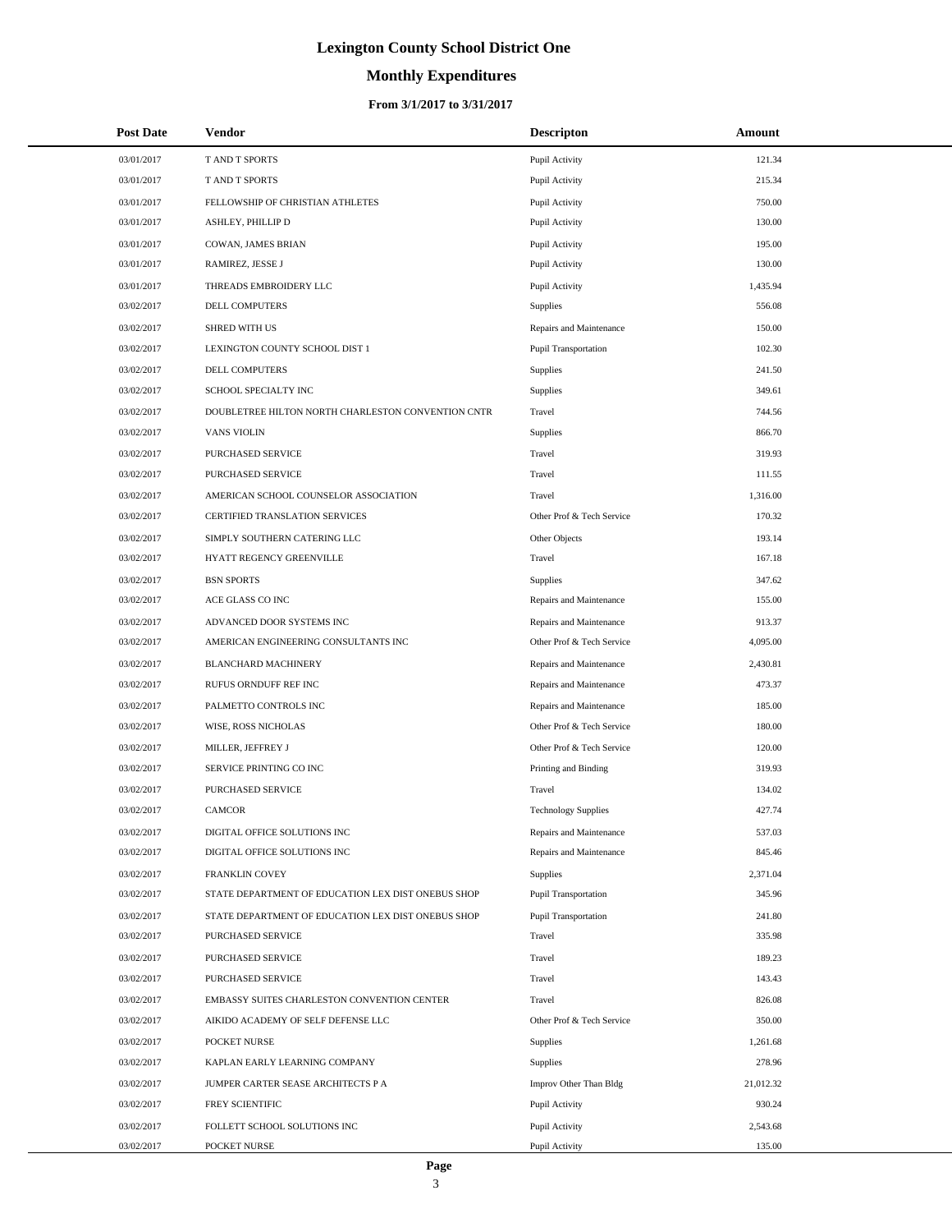# Lexington County School District One

## Monthly Expenditures

### From 3/1/2017 to 3/31/2017

| Post Date | Vendor | Descripton | Amount |
|---|---|---|---|
| 03/01/2017 | T AND T SPORTS | Pupil Activity | 121.34 |
| 03/01/2017 | T AND T SPORTS | Pupil Activity | 215.34 |
| 03/01/2017 | FELLOWSHIP OF CHRISTIAN ATHLETES | Pupil Activity | 750.00 |
| 03/01/2017 | ASHLEY, PHILLIP D | Pupil Activity | 130.00 |
| 03/01/2017 | COWAN, JAMES BRIAN | Pupil Activity | 195.00 |
| 03/01/2017 | RAMIREZ, JESSE J | Pupil Activity | 130.00 |
| 03/01/2017 | THREADS EMBROIDERY LLC | Pupil Activity | 1,435.94 |
| 03/02/2017 | DELL COMPUTERS | Supplies | 556.08 |
| 03/02/2017 | SHRED WITH US | Repairs and Maintenance | 150.00 |
| 03/02/2017 | LEXINGTON COUNTY SCHOOL DIST 1 | Pupil Transportation | 102.30 |
| 03/02/2017 | DELL COMPUTERS | Supplies | 241.50 |
| 03/02/2017 | SCHOOL SPECIALTY INC | Supplies | 349.61 |
| 03/02/2017 | DOUBLETREE HILTON NORTH CHARLESTON CONVENTION CNTR | Travel | 744.56 |
| 03/02/2017 | VANS VIOLIN | Supplies | 866.70 |
| 03/02/2017 | PURCHASED SERVICE | Travel | 319.93 |
| 03/02/2017 | PURCHASED SERVICE | Travel | 111.55 |
| 03/02/2017 | AMERICAN SCHOOL COUNSELOR ASSOCIATION | Travel | 1,316.00 |
| 03/02/2017 | CERTIFIED TRANSLATION SERVICES | Other Prof & Tech Service | 170.32 |
| 03/02/2017 | SIMPLY SOUTHERN CATERING LLC | Other Objects | 193.14 |
| 03/02/2017 | HYATT REGENCY GREENVILLE | Travel | 167.18 |
| 03/02/2017 | BSN SPORTS | Supplies | 347.62 |
| 03/02/2017 | ACE GLASS CO INC | Repairs and Maintenance | 155.00 |
| 03/02/2017 | ADVANCED DOOR SYSTEMS INC | Repairs and Maintenance | 913.37 |
| 03/02/2017 | AMERICAN ENGINEERING CONSULTANTS INC | Other Prof & Tech Service | 4,095.00 |
| 03/02/2017 | BLANCHARD MACHINERY | Repairs and Maintenance | 2,430.81 |
| 03/02/2017 | RUFUS ORNDUFF REF INC | Repairs and Maintenance | 473.37 |
| 03/02/2017 | PALMETTO CONTROLS INC | Repairs and Maintenance | 185.00 |
| 03/02/2017 | WISE, ROSS NICHOLAS | Other Prof & Tech Service | 180.00 |
| 03/02/2017 | MILLER, JEFFREY J | Other Prof & Tech Service | 120.00 |
| 03/02/2017 | SERVICE PRINTING CO INC | Printing and Binding | 319.93 |
| 03/02/2017 | PURCHASED SERVICE | Travel | 134.02 |
| 03/02/2017 | CAMCOR | Technology Supplies | 427.74 |
| 03/02/2017 | DIGITAL OFFICE SOLUTIONS INC | Repairs and Maintenance | 537.03 |
| 03/02/2017 | DIGITAL OFFICE SOLUTIONS INC | Repairs and Maintenance | 845.46 |
| 03/02/2017 | FRANKLIN COVEY | Supplies | 2,371.04 |
| 03/02/2017 | STATE DEPARTMENT OF EDUCATION LEX DIST ONEBUS SHOP | Pupil Transportation | 345.96 |
| 03/02/2017 | STATE DEPARTMENT OF EDUCATION LEX DIST ONEBUS SHOP | Pupil Transportation | 241.80 |
| 03/02/2017 | PURCHASED SERVICE | Travel | 335.98 |
| 03/02/2017 | PURCHASED SERVICE | Travel | 189.23 |
| 03/02/2017 | PURCHASED SERVICE | Travel | 143.43 |
| 03/02/2017 | EMBASSY SUITES CHARLESTON CONVENTION CENTER | Travel | 826.08 |
| 03/02/2017 | AIKIDO ACADEMY OF SELF DEFENSE LLC | Other Prof & Tech Service | 350.00 |
| 03/02/2017 | POCKET NURSE | Supplies | 1,261.68 |
| 03/02/2017 | KAPLAN EARLY LEARNING COMPANY | Supplies | 278.96 |
| 03/02/2017 | JUMPER CARTER SEASE ARCHITECTS P A | Improv Other Than Bldg | 21,012.32 |
| 03/02/2017 | FREY SCIENTIFIC | Pupil Activity | 930.24 |
| 03/02/2017 | FOLLETT SCHOOL SOLUTIONS INC | Pupil Activity | 2,543.68 |
| 03/02/2017 | POCKET NURSE | Pupil Activity | 135.00 |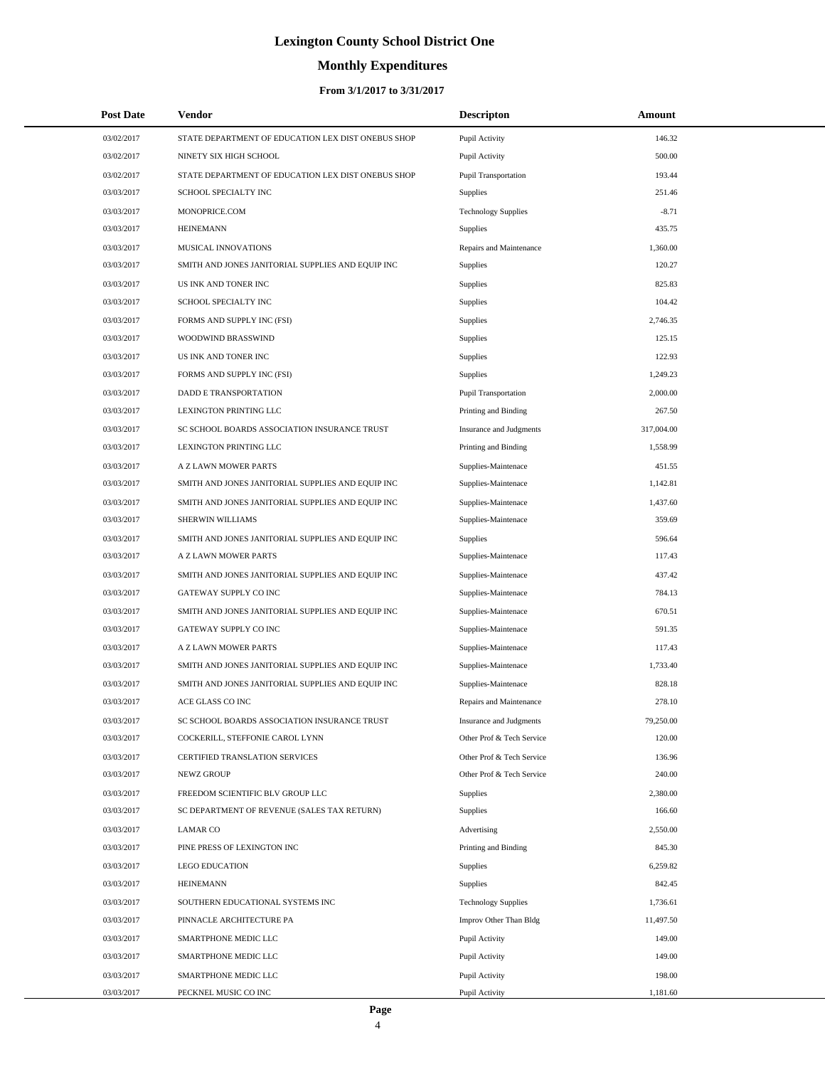# Lexington County School District One

## Monthly Expenditures

### From 3/1/2017 to 3/31/2017

| Post Date | Vendor | Descripton | Amount |
|---|---|---|---|
| 03/02/2017 | STATE DEPARTMENT OF EDUCATION LEX DIST ONEBUS SHOP | Pupil Activity | 146.32 |
| 03/02/2017 | NINETY SIX HIGH SCHOOL | Pupil Activity | 500.00 |
| 03/02/2017 | STATE DEPARTMENT OF EDUCATION LEX DIST ONEBUS SHOP | Pupil Transportation | 193.44 |
| 03/03/2017 | SCHOOL SPECIALTY INC | Supplies | 251.46 |
| 03/03/2017 | MONOPRICE.COM | Technology Supplies | -8.71 |
| 03/03/2017 | HEINEMANN | Supplies | 435.75 |
| 03/03/2017 | MUSICAL INNOVATIONS | Repairs and Maintenance | 1,360.00 |
| 03/03/2017 | SMITH AND JONES JANITORIAL SUPPLIES AND EQUIP INC | Supplies | 120.27 |
| 03/03/2017 | US INK AND TONER INC | Supplies | 825.83 |
| 03/03/2017 | SCHOOL SPECIALTY INC | Supplies | 104.42 |
| 03/03/2017 | FORMS AND SUPPLY INC (FSI) | Supplies | 2,746.35 |
| 03/03/2017 | WOODWIND BRASSWIND | Supplies | 125.15 |
| 03/03/2017 | US INK AND TONER INC | Supplies | 122.93 |
| 03/03/2017 | FORMS AND SUPPLY INC (FSI) | Supplies | 1,249.23 |
| 03/03/2017 | DADD E TRANSPORTATION | Pupil Transportation | 2,000.00 |
| 03/03/2017 | LEXINGTON PRINTING LLC | Printing and Binding | 267.50 |
| 03/03/2017 | SC SCHOOL BOARDS ASSOCIATION INSURANCE TRUST | Insurance and Judgments | 317,004.00 |
| 03/03/2017 | LEXINGTON PRINTING LLC | Printing and Binding | 1,558.99 |
| 03/03/2017 | A Z LAWN MOWER PARTS | Supplies-Maintenace | 451.55 |
| 03/03/2017 | SMITH AND JONES JANITORIAL SUPPLIES AND EQUIP INC | Supplies-Maintenace | 1,142.81 |
| 03/03/2017 | SMITH AND JONES JANITORIAL SUPPLIES AND EQUIP INC | Supplies-Maintenace | 1,437.60 |
| 03/03/2017 | SHERWIN WILLIAMS | Supplies-Maintenace | 359.69 |
| 03/03/2017 | SMITH AND JONES JANITORIAL SUPPLIES AND EQUIP INC | Supplies | 596.64 |
| 03/03/2017 | A Z LAWN MOWER PARTS | Supplies-Maintenace | 117.43 |
| 03/03/2017 | SMITH AND JONES JANITORIAL SUPPLIES AND EQUIP INC | Supplies-Maintenace | 437.42 |
| 03/03/2017 | GATEWAY SUPPLY CO INC | Supplies-Maintenace | 784.13 |
| 03/03/2017 | SMITH AND JONES JANITORIAL SUPPLIES AND EQUIP INC | Supplies-Maintenace | 670.51 |
| 03/03/2017 | GATEWAY SUPPLY CO INC | Supplies-Maintenace | 591.35 |
| 03/03/2017 | A Z LAWN MOWER PARTS | Supplies-Maintenace | 117.43 |
| 03/03/2017 | SMITH AND JONES JANITORIAL SUPPLIES AND EQUIP INC | Supplies-Maintenace | 1,733.40 |
| 03/03/2017 | SMITH AND JONES JANITORIAL SUPPLIES AND EQUIP INC | Supplies-Maintenace | 828.18 |
| 03/03/2017 | ACE GLASS CO INC | Repairs and Maintenance | 278.10 |
| 03/03/2017 | SC SCHOOL BOARDS ASSOCIATION INSURANCE TRUST | Insurance and Judgments | 79,250.00 |
| 03/03/2017 | COCKERILL, STEFFONIE CAROL LYNN | Other Prof & Tech Service | 120.00 |
| 03/03/2017 | CERTIFIED TRANSLATION SERVICES | Other Prof & Tech Service | 136.96 |
| 03/03/2017 | NEWZ GROUP | Other Prof & Tech Service | 240.00 |
| 03/03/2017 | FREEDOM SCIENTIFIC BLV GROUP LLC | Supplies | 2,380.00 |
| 03/03/2017 | SC DEPARTMENT OF REVENUE (SALES TAX RETURN) | Supplies | 166.60 |
| 03/03/2017 | LAMAR CO | Advertising | 2,550.00 |
| 03/03/2017 | PINE PRESS OF LEXINGTON INC | Printing and Binding | 845.30 |
| 03/03/2017 | LEGO EDUCATION | Supplies | 6,259.82 |
| 03/03/2017 | HEINEMANN | Supplies | 842.45 |
| 03/03/2017 | SOUTHERN EDUCATIONAL SYSTEMS INC | Technology Supplies | 1,736.61 |
| 03/03/2017 | PINNACLE ARCHITECTURE PA | Improv Other Than Bldg | 11,497.50 |
| 03/03/2017 | SMARTPHONE MEDIC LLC | Pupil Activity | 149.00 |
| 03/03/2017 | SMARTPHONE MEDIC LLC | Pupil Activity | 149.00 |
| 03/03/2017 | SMARTPHONE MEDIC LLC | Pupil Activity | 198.00 |
| 03/03/2017 | PECKNEL MUSIC CO INC | Pupil Activity | 1,181.60 |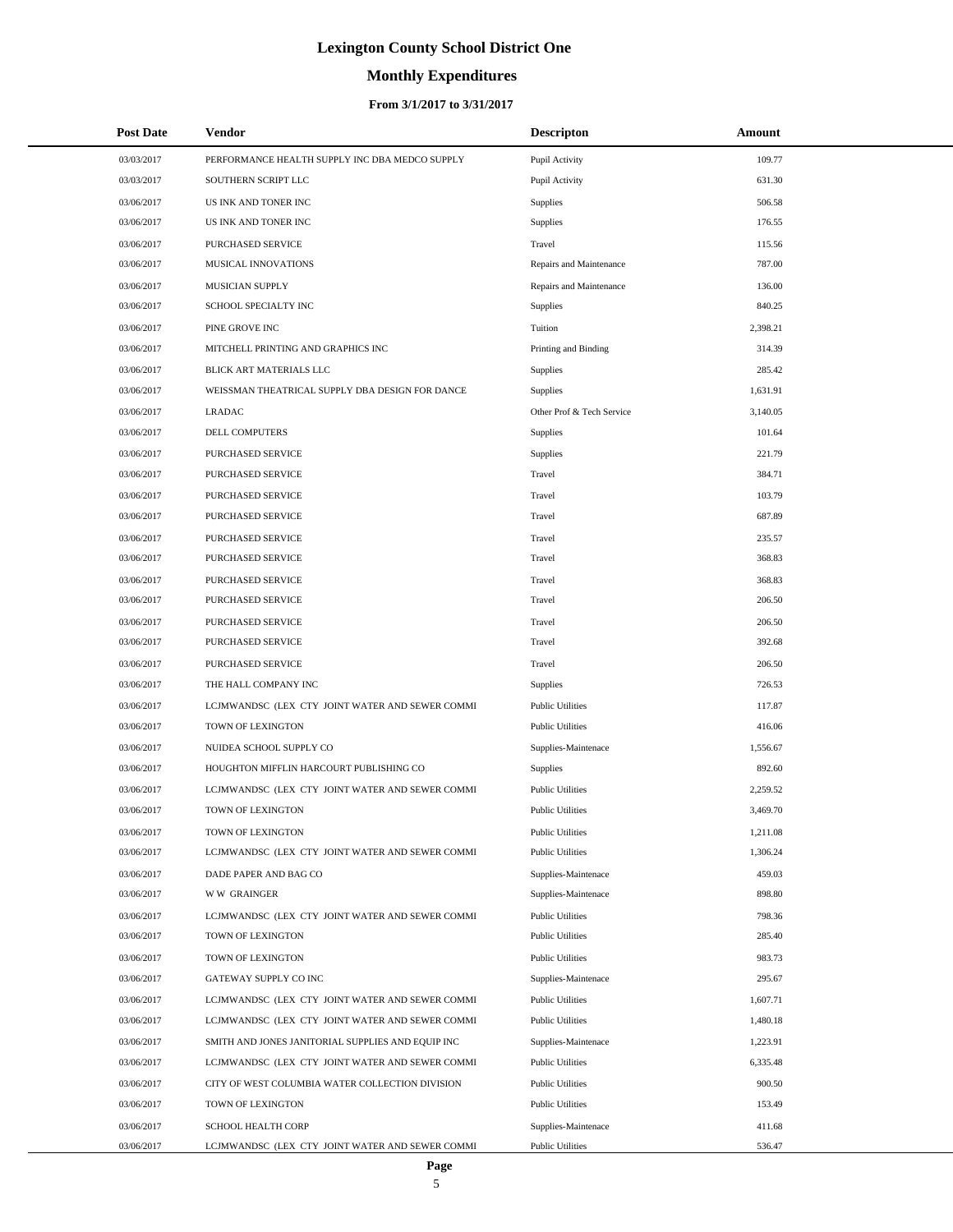# Lexington County School District One

## Monthly Expenditures

### From 3/1/2017 to 3/31/2017

| Post Date | Vendor | Descripton | Amount |
|---|---|---|---|
| 03/03/2017 | PERFORMANCE HEALTH SUPPLY INC DBA MEDCO SUPPLY | Pupil Activity | 109.77 |
| 03/03/2017 | SOUTHERN SCRIPT LLC | Pupil Activity | 631.30 |
| 03/06/2017 | US INK AND TONER INC | Supplies | 506.58 |
| 03/06/2017 | US INK AND TONER INC | Supplies | 176.55 |
| 03/06/2017 | PURCHASED SERVICE | Travel | 115.56 |
| 03/06/2017 | MUSICAL INNOVATIONS | Repairs and Maintenance | 787.00 |
| 03/06/2017 | MUSICIAN SUPPLY | Repairs and Maintenance | 136.00 |
| 03/06/2017 | SCHOOL SPECIALTY INC | Supplies | 840.25 |
| 03/06/2017 | PINE GROVE INC | Tuition | 2,398.21 |
| 03/06/2017 | MITCHELL PRINTING AND GRAPHICS INC | Printing and Binding | 314.39 |
| 03/06/2017 | BLICK ART MATERIALS LLC | Supplies | 285.42 |
| 03/06/2017 | WEISSMAN THEATRICAL SUPPLY DBA DESIGN FOR DANCE | Supplies | 1,631.91 |
| 03/06/2017 | LRADAC | Other Prof & Tech Service | 3,140.05 |
| 03/06/2017 | DELL COMPUTERS | Supplies | 101.64 |
| 03/06/2017 | PURCHASED SERVICE | Supplies | 221.79 |
| 03/06/2017 | PURCHASED SERVICE | Travel | 384.71 |
| 03/06/2017 | PURCHASED SERVICE | Travel | 103.79 |
| 03/06/2017 | PURCHASED SERVICE | Travel | 687.89 |
| 03/06/2017 | PURCHASED SERVICE | Travel | 235.57 |
| 03/06/2017 | PURCHASED SERVICE | Travel | 368.83 |
| 03/06/2017 | PURCHASED SERVICE | Travel | 368.83 |
| 03/06/2017 | PURCHASED SERVICE | Travel | 206.50 |
| 03/06/2017 | PURCHASED SERVICE | Travel | 206.50 |
| 03/06/2017 | PURCHASED SERVICE | Travel | 392.68 |
| 03/06/2017 | PURCHASED SERVICE | Travel | 206.50 |
| 03/06/2017 | THE HALL COMPANY INC | Supplies | 726.53 |
| 03/06/2017 | LCJMWANDSC (LEX CTY JOINT WATER AND SEWER COMMI | Public Utilities | 117.87 |
| 03/06/2017 | TOWN OF LEXINGTON | Public Utilities | 416.06 |
| 03/06/2017 | NUIDEA SCHOOL SUPPLY CO | Supplies-Maintenace | 1,556.67 |
| 03/06/2017 | HOUGHTON MIFFLIN HARCOURT PUBLISHING CO | Supplies | 892.60 |
| 03/06/2017 | LCJMWANDSC (LEX CTY JOINT WATER AND SEWER COMMI | Public Utilities | 2,259.52 |
| 03/06/2017 | TOWN OF LEXINGTON | Public Utilities | 3,469.70 |
| 03/06/2017 | TOWN OF LEXINGTON | Public Utilities | 1,211.08 |
| 03/06/2017 | LCJMWANDSC (LEX CTY JOINT WATER AND SEWER COMMI | Public Utilities | 1,306.24 |
| 03/06/2017 | DADE PAPER AND BAG CO | Supplies-Maintenace | 459.03 |
| 03/06/2017 | W W GRAINGER | Supplies-Maintenace | 898.80 |
| 03/06/2017 | LCJMWANDSC (LEX CTY JOINT WATER AND SEWER COMMI | Public Utilities | 798.36 |
| 03/06/2017 | TOWN OF LEXINGTON | Public Utilities | 285.40 |
| 03/06/2017 | TOWN OF LEXINGTON | Public Utilities | 983.73 |
| 03/06/2017 | GATEWAY SUPPLY CO INC | Supplies-Maintenace | 295.67 |
| 03/06/2017 | LCJMWANDSC (LEX CTY JOINT WATER AND SEWER COMMI | Public Utilities | 1,607.71 |
| 03/06/2017 | LCJMWANDSC (LEX CTY JOINT WATER AND SEWER COMMI | Public Utilities | 1,480.18 |
| 03/06/2017 | SMITH AND JONES JANITORIAL SUPPLIES AND EQUIP INC | Supplies-Maintenace | 1,223.91 |
| 03/06/2017 | LCJMWANDSC (LEX CTY JOINT WATER AND SEWER COMMI | Public Utilities | 6,335.48 |
| 03/06/2017 | CITY OF WEST COLUMBIA WATER COLLECTION DIVISION | Public Utilities | 900.50 |
| 03/06/2017 | TOWN OF LEXINGTON | Public Utilities | 153.49 |
| 03/06/2017 | SCHOOL HEALTH CORP | Supplies-Maintenace | 411.68 |
| 03/06/2017 | LCJMWANDSC (LEX CTY JOINT WATER AND SEWER COMMI | Public Utilities | 536.47 |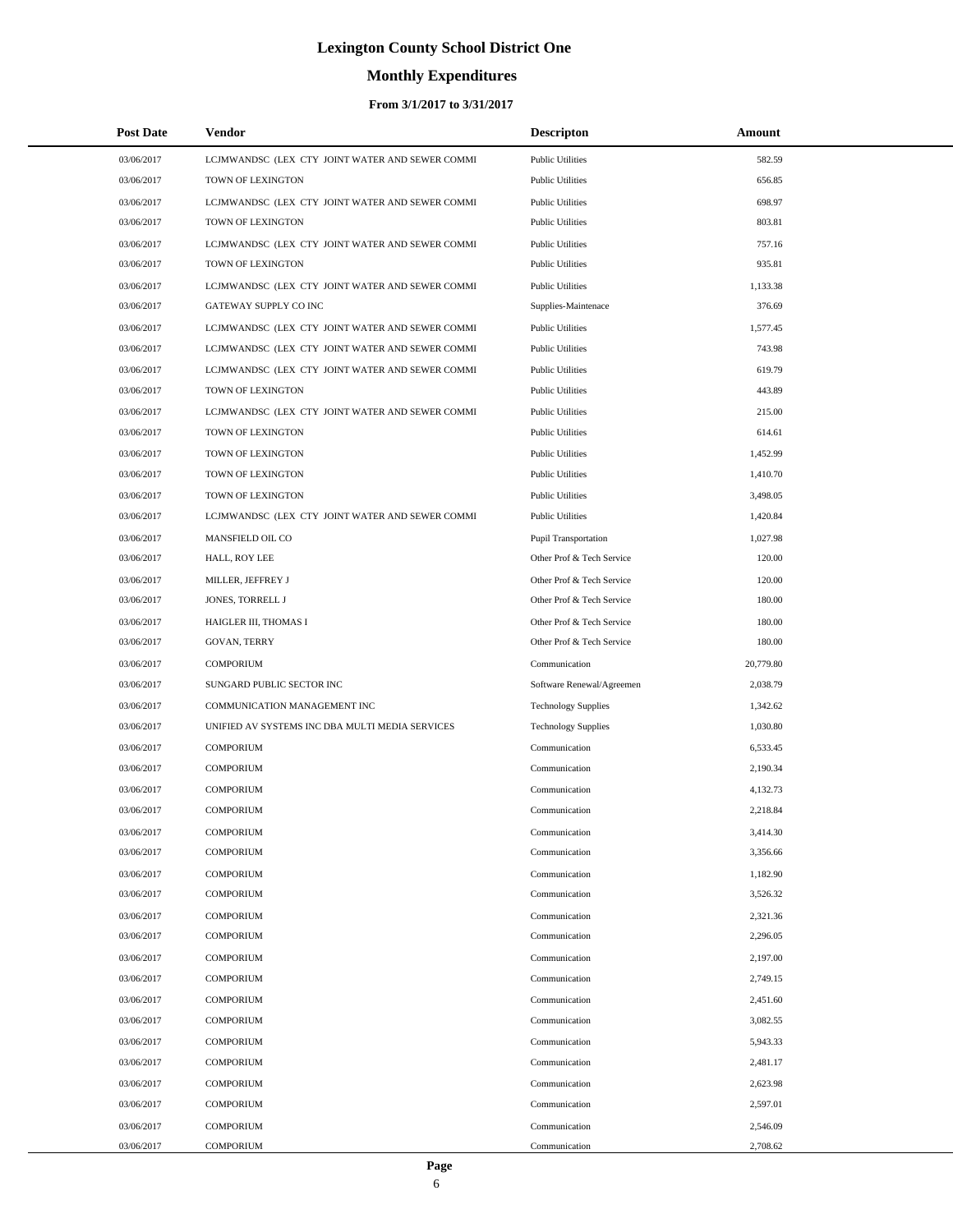# Lexington County School District One

## Monthly Expenditures

### From 3/1/2017 to 3/31/2017

| Post Date | Vendor | Descripton | Amount |
|---|---|---|---|
| 03/06/2017 | LCJMWANDSC (LEX CTY JOINT WATER AND SEWER COMMI | Public Utilities | 582.59 |
| 03/06/2017 | TOWN OF LEXINGTON | Public Utilities | 656.85 |
| 03/06/2017 | LCJMWANDSC (LEX CTY JOINT WATER AND SEWER COMMI | Public Utilities | 698.97 |
| 03/06/2017 | TOWN OF LEXINGTON | Public Utilities | 803.81 |
| 03/06/2017 | LCJMWANDSC (LEX CTY JOINT WATER AND SEWER COMMI | Public Utilities | 757.16 |
| 03/06/2017 | TOWN OF LEXINGTON | Public Utilities | 935.81 |
| 03/06/2017 | LCJMWANDSC (LEX CTY JOINT WATER AND SEWER COMMI | Public Utilities | 1,133.38 |
| 03/06/2017 | GATEWAY SUPPLY CO INC | Supplies-Maintenace | 376.69 |
| 03/06/2017 | LCJMWANDSC (LEX CTY JOINT WATER AND SEWER COMMI | Public Utilities | 1,577.45 |
| 03/06/2017 | LCJMWANDSC (LEX CTY JOINT WATER AND SEWER COMMI | Public Utilities | 743.98 |
| 03/06/2017 | LCJMWANDSC (LEX CTY JOINT WATER AND SEWER COMMI | Public Utilities | 619.79 |
| 03/06/2017 | TOWN OF LEXINGTON | Public Utilities | 443.89 |
| 03/06/2017 | LCJMWANDSC (LEX CTY JOINT WATER AND SEWER COMMI | Public Utilities | 215.00 |
| 03/06/2017 | TOWN OF LEXINGTON | Public Utilities | 614.61 |
| 03/06/2017 | TOWN OF LEXINGTON | Public Utilities | 1,452.99 |
| 03/06/2017 | TOWN OF LEXINGTON | Public Utilities | 1,410.70 |
| 03/06/2017 | TOWN OF LEXINGTON | Public Utilities | 3,498.05 |
| 03/06/2017 | LCJMWANDSC (LEX CTY JOINT WATER AND SEWER COMMI | Public Utilities | 1,420.84 |
| 03/06/2017 | MANSFIELD OIL CO | Pupil Transportation | 1,027.98 |
| 03/06/2017 | HALL, ROY LEE | Other Prof & Tech Service | 120.00 |
| 03/06/2017 | MILLER, JEFFREY J | Other Prof & Tech Service | 120.00 |
| 03/06/2017 | JONES, TORRELL J | Other Prof & Tech Service | 180.00 |
| 03/06/2017 | HAIGLER III, THOMAS I | Other Prof & Tech Service | 180.00 |
| 03/06/2017 | GOVAN, TERRY | Other Prof & Tech Service | 180.00 |
| 03/06/2017 | COMPORIUM | Communication | 20,779.80 |
| 03/06/2017 | SUNGARD PUBLIC SECTOR INC | Software Renewal/Agreemen | 2,038.79 |
| 03/06/2017 | COMMUNICATION MANAGEMENT INC | Technology Supplies | 1,342.62 |
| 03/06/2017 | UNIFIED AV SYSTEMS INC DBA MULTI MEDIA SERVICES | Technology Supplies | 1,030.80 |
| 03/06/2017 | COMPORIUM | Communication | 6,533.45 |
| 03/06/2017 | COMPORIUM | Communication | 2,190.34 |
| 03/06/2017 | COMPORIUM | Communication | 4,132.73 |
| 03/06/2017 | COMPORIUM | Communication | 2,218.84 |
| 03/06/2017 | COMPORIUM | Communication | 3,414.30 |
| 03/06/2017 | COMPORIUM | Communication | 3,356.66 |
| 03/06/2017 | COMPORIUM | Communication | 1,182.90 |
| 03/06/2017 | COMPORIUM | Communication | 3,526.32 |
| 03/06/2017 | COMPORIUM | Communication | 2,321.36 |
| 03/06/2017 | COMPORIUM | Communication | 2,296.05 |
| 03/06/2017 | COMPORIUM | Communication | 2,197.00 |
| 03/06/2017 | COMPORIUM | Communication | 2,749.15 |
| 03/06/2017 | COMPORIUM | Communication | 2,451.60 |
| 03/06/2017 | COMPORIUM | Communication | 3,082.55 |
| 03/06/2017 | COMPORIUM | Communication | 5,943.33 |
| 03/06/2017 | COMPORIUM | Communication | 2,481.17 |
| 03/06/2017 | COMPORIUM | Communication | 2,623.98 |
| 03/06/2017 | COMPORIUM | Communication | 2,597.01 |
| 03/06/2017 | COMPORIUM | Communication | 2,546.09 |
| 03/06/2017 | COMPORIUM | Communication | 2,708.62 |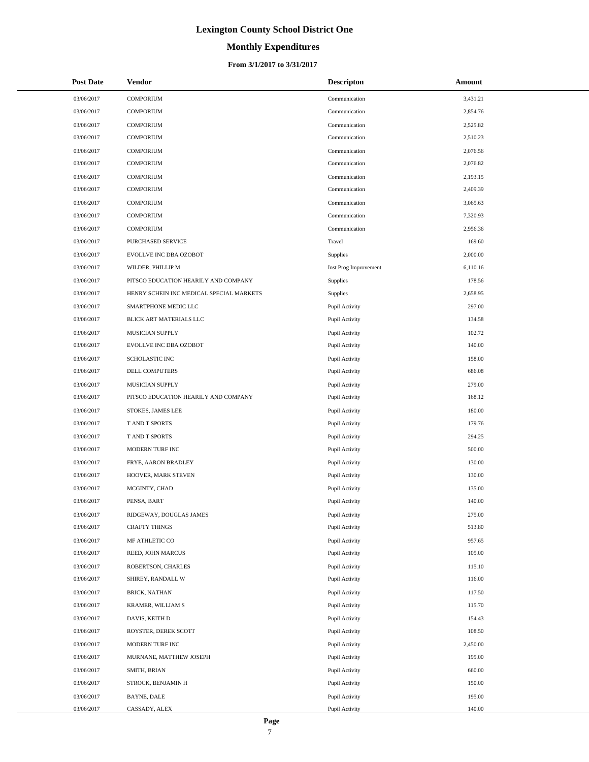# Lexington County School District One

## Monthly Expenditures

### From 3/1/2017 to 3/31/2017

| Post Date | Vendor | Descripton | Amount |
|---|---|---|---|
| 03/06/2017 | COMPORIUM | Communication | 3,431.21 |
| 03/06/2017 | COMPORIUM | Communication | 2,854.76 |
| 03/06/2017 | COMPORIUM | Communication | 2,525.82 |
| 03/06/2017 | COMPORIUM | Communication | 2,510.23 |
| 03/06/2017 | COMPORIUM | Communication | 2,076.56 |
| 03/06/2017 | COMPORIUM | Communication | 2,076.82 |
| 03/06/2017 | COMPORIUM | Communication | 2,193.15 |
| 03/06/2017 | COMPORIUM | Communication | 2,409.39 |
| 03/06/2017 | COMPORIUM | Communication | 3,065.63 |
| 03/06/2017 | COMPORIUM | Communication | 7,320.93 |
| 03/06/2017 | COMPORIUM | Communication | 2,956.36 |
| 03/06/2017 | PURCHASED SERVICE | Travel | 169.60 |
| 03/06/2017 | EVOLLVE INC DBA OZOBOT | Supplies | 2,000.00 |
| 03/06/2017 | WILDER, PHILLIP M | Inst Prog Improvement | 6,110.16 |
| 03/06/2017 | PITSCO EDUCATION HEARILY AND COMPANY | Supplies | 178.56 |
| 03/06/2017 | HENRY SCHEIN INC MEDICAL SPECIAL MARKETS | Supplies | 2,658.95 |
| 03/06/2017 | SMARTPHONE MEDIC LLC | Pupil Activity | 297.00 |
| 03/06/2017 | BLICK ART MATERIALS LLC | Pupil Activity | 134.58 |
| 03/06/2017 | MUSICIAN SUPPLY | Pupil Activity | 102.72 |
| 03/06/2017 | EVOLLVE INC DBA OZOBOT | Pupil Activity | 140.00 |
| 03/06/2017 | SCHOLASTIC INC | Pupil Activity | 158.00 |
| 03/06/2017 | DELL COMPUTERS | Pupil Activity | 686.08 |
| 03/06/2017 | MUSICIAN SUPPLY | Pupil Activity | 279.00 |
| 03/06/2017 | PITSCO EDUCATION HEARILY AND COMPANY | Pupil Activity | 168.12 |
| 03/06/2017 | STOKES, JAMES LEE | Pupil Activity | 180.00 |
| 03/06/2017 | T AND T SPORTS | Pupil Activity | 179.76 |
| 03/06/2017 | T AND T SPORTS | Pupil Activity | 294.25 |
| 03/06/2017 | MODERN TURF INC | Pupil Activity | 500.00 |
| 03/06/2017 | FRYE, AARON BRADLEY | Pupil Activity | 130.00 |
| 03/06/2017 | HOOVER, MARK STEVEN | Pupil Activity | 130.00 |
| 03/06/2017 | MCGINTY, CHAD | Pupil Activity | 135.00 |
| 03/06/2017 | PENSA, BART | Pupil Activity | 140.00 |
| 03/06/2017 | RIDGEWAY, DOUGLAS JAMES | Pupil Activity | 275.00 |
| 03/06/2017 | CRAFTY THINGS | Pupil Activity | 513.80 |
| 03/06/2017 | MF ATHLETIC CO | Pupil Activity | 957.65 |
| 03/06/2017 | REED, JOHN MARCUS | Pupil Activity | 105.00 |
| 03/06/2017 | ROBERTSON, CHARLES | Pupil Activity | 115.10 |
| 03/06/2017 | SHIREY, RANDALL W | Pupil Activity | 116.00 |
| 03/06/2017 | BRICK, NATHAN | Pupil Activity | 117.50 |
| 03/06/2017 | KRAMER, WILLIAM S | Pupil Activity | 115.70 |
| 03/06/2017 | DAVIS, KEITH D | Pupil Activity | 154.43 |
| 03/06/2017 | ROYSTER, DEREK SCOTT | Pupil Activity | 108.50 |
| 03/06/2017 | MODERN TURF INC | Pupil Activity | 2,450.00 |
| 03/06/2017 | MURNANE, MATTHEW JOSEPH | Pupil Activity | 195.00 |
| 03/06/2017 | SMITH, BRIAN | Pupil Activity | 660.00 |
| 03/06/2017 | STROCK, BENJAMIN H | Pupil Activity | 150.00 |
| 03/06/2017 | BAYNE, DALE | Pupil Activity | 195.00 |
| 03/06/2017 | CASSADY, ALEX | Pupil Activity | 140.00 |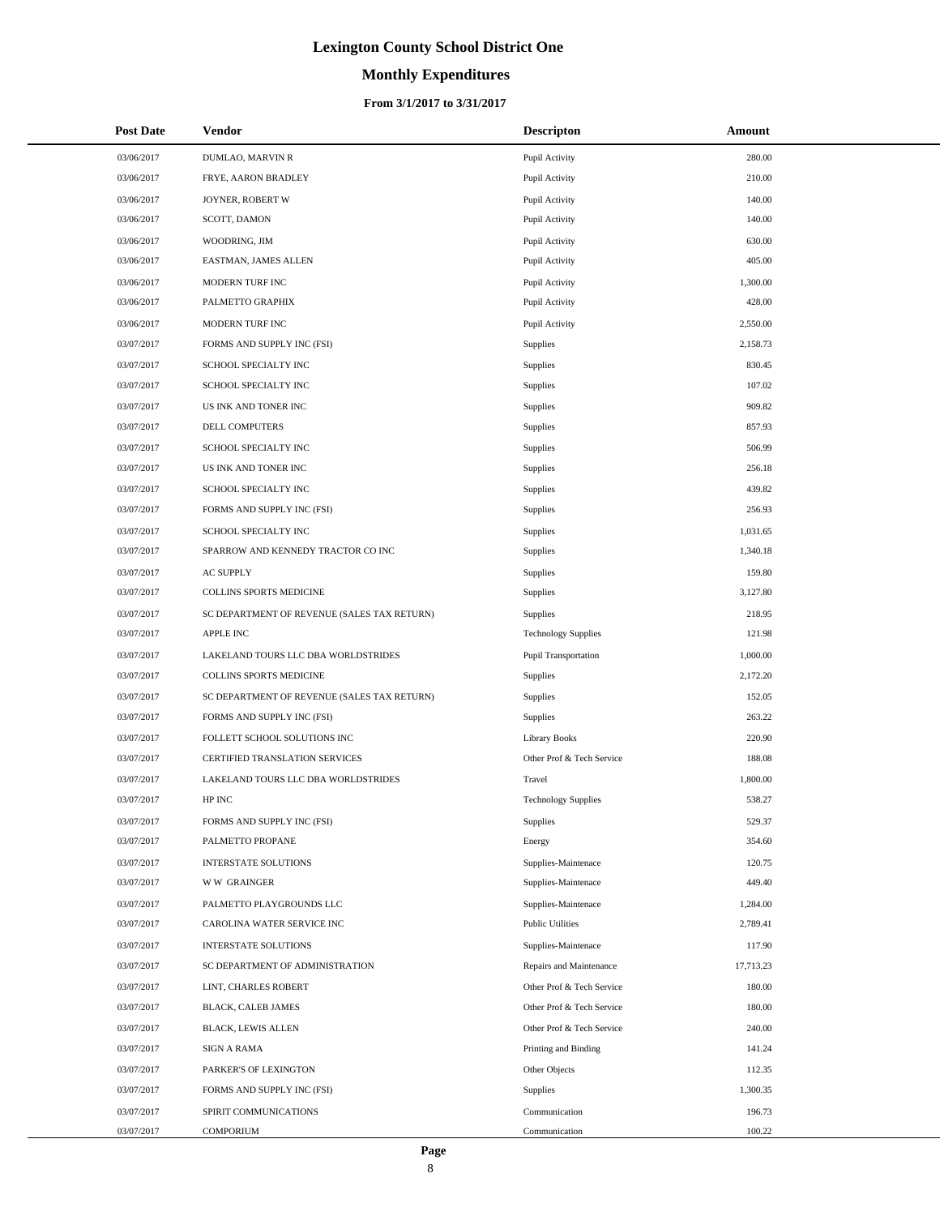# Lexington County School District One

## Monthly Expenditures

### From 3/1/2017 to 3/31/2017

| Post Date | Vendor | Descripton | Amount |
|---|---|---|---|
| 03/06/2017 | DUMLAO, MARVIN R | Pupil Activity | 280.00 |
| 03/06/2017 | FRYE, AARON BRADLEY | Pupil Activity | 210.00 |
| 03/06/2017 | JOYNER, ROBERT W | Pupil Activity | 140.00 |
| 03/06/2017 | SCOTT, DAMON | Pupil Activity | 140.00 |
| 03/06/2017 | WOODRING, JIM | Pupil Activity | 630.00 |
| 03/06/2017 | EASTMAN, JAMES ALLEN | Pupil Activity | 405.00 |
| 03/06/2017 | MODERN TURF INC | Pupil Activity | 1,300.00 |
| 03/06/2017 | PALMETTO GRAPHIX | Pupil Activity | 428.00 |
| 03/06/2017 | MODERN TURF INC | Pupil Activity | 2,550.00 |
| 03/07/2017 | FORMS AND SUPPLY INC (FSI) | Supplies | 2,158.73 |
| 03/07/2017 | SCHOOL SPECIALTY INC | Supplies | 830.45 |
| 03/07/2017 | SCHOOL SPECIALTY INC | Supplies | 107.02 |
| 03/07/2017 | US INK AND TONER INC | Supplies | 909.82 |
| 03/07/2017 | DELL COMPUTERS | Supplies | 857.93 |
| 03/07/2017 | SCHOOL SPECIALTY INC | Supplies | 506.99 |
| 03/07/2017 | US INK AND TONER INC | Supplies | 256.18 |
| 03/07/2017 | SCHOOL SPECIALTY INC | Supplies | 439.82 |
| 03/07/2017 | FORMS AND SUPPLY INC (FSI) | Supplies | 256.93 |
| 03/07/2017 | SCHOOL SPECIALTY INC | Supplies | 1,031.65 |
| 03/07/2017 | SPARROW AND KENNEDY TRACTOR CO INC | Supplies | 1,340.18 |
| 03/07/2017 | AC SUPPLY | Supplies | 159.80 |
| 03/07/2017 | COLLINS SPORTS MEDICINE | Supplies | 3,127.80 |
| 03/07/2017 | SC DEPARTMENT OF REVENUE (SALES TAX RETURN) | Supplies | 218.95 |
| 03/07/2017 | APPLE INC | Technology Supplies | 121.98 |
| 03/07/2017 | LAKELAND TOURS LLC DBA WORLDSTRIDES | Pupil Transportation | 1,000.00 |
| 03/07/2017 | COLLINS SPORTS MEDICINE | Supplies | 2,172.20 |
| 03/07/2017 | SC DEPARTMENT OF REVENUE (SALES TAX RETURN) | Supplies | 152.05 |
| 03/07/2017 | FORMS AND SUPPLY INC (FSI) | Supplies | 263.22 |
| 03/07/2017 | FOLLETT SCHOOL SOLUTIONS INC | Library Books | 220.90 |
| 03/07/2017 | CERTIFIED TRANSLATION SERVICES | Other Prof & Tech Service | 188.08 |
| 03/07/2017 | LAKELAND TOURS LLC DBA WORLDSTRIDES | Travel | 1,800.00 |
| 03/07/2017 | HP INC | Technology Supplies | 538.27 |
| 03/07/2017 | FORMS AND SUPPLY INC (FSI) | Supplies | 529.37 |
| 03/07/2017 | PALMETTO PROPANE | Energy | 354.60 |
| 03/07/2017 | INTERSTATE SOLUTIONS | Supplies-Maintenace | 120.75 |
| 03/07/2017 | W W GRAINGER | Supplies-Maintenace | 449.40 |
| 03/07/2017 | PALMETTO PLAYGROUNDS LLC | Supplies-Maintenace | 1,284.00 |
| 03/07/2017 | CAROLINA WATER SERVICE INC | Public Utilities | 2,789.41 |
| 03/07/2017 | INTERSTATE SOLUTIONS | Supplies-Maintenace | 117.90 |
| 03/07/2017 | SC DEPARTMENT OF ADMINISTRATION | Repairs and Maintenance | 17,713.23 |
| 03/07/2017 | LINT, CHARLES ROBERT | Other Prof & Tech Service | 180.00 |
| 03/07/2017 | BLACK, CALEB JAMES | Other Prof & Tech Service | 180.00 |
| 03/07/2017 | BLACK, LEWIS ALLEN | Other Prof & Tech Service | 240.00 |
| 03/07/2017 | SIGN A RAMA | Printing and Binding | 141.24 |
| 03/07/2017 | PARKER'S OF LEXINGTON | Other Objects | 112.35 |
| 03/07/2017 | FORMS AND SUPPLY INC (FSI) | Supplies | 1,300.35 |
| 03/07/2017 | SPIRIT COMMUNICATIONS | Communication | 196.73 |
| 03/07/2017 | COMPORIUM | Communication | 100.22 |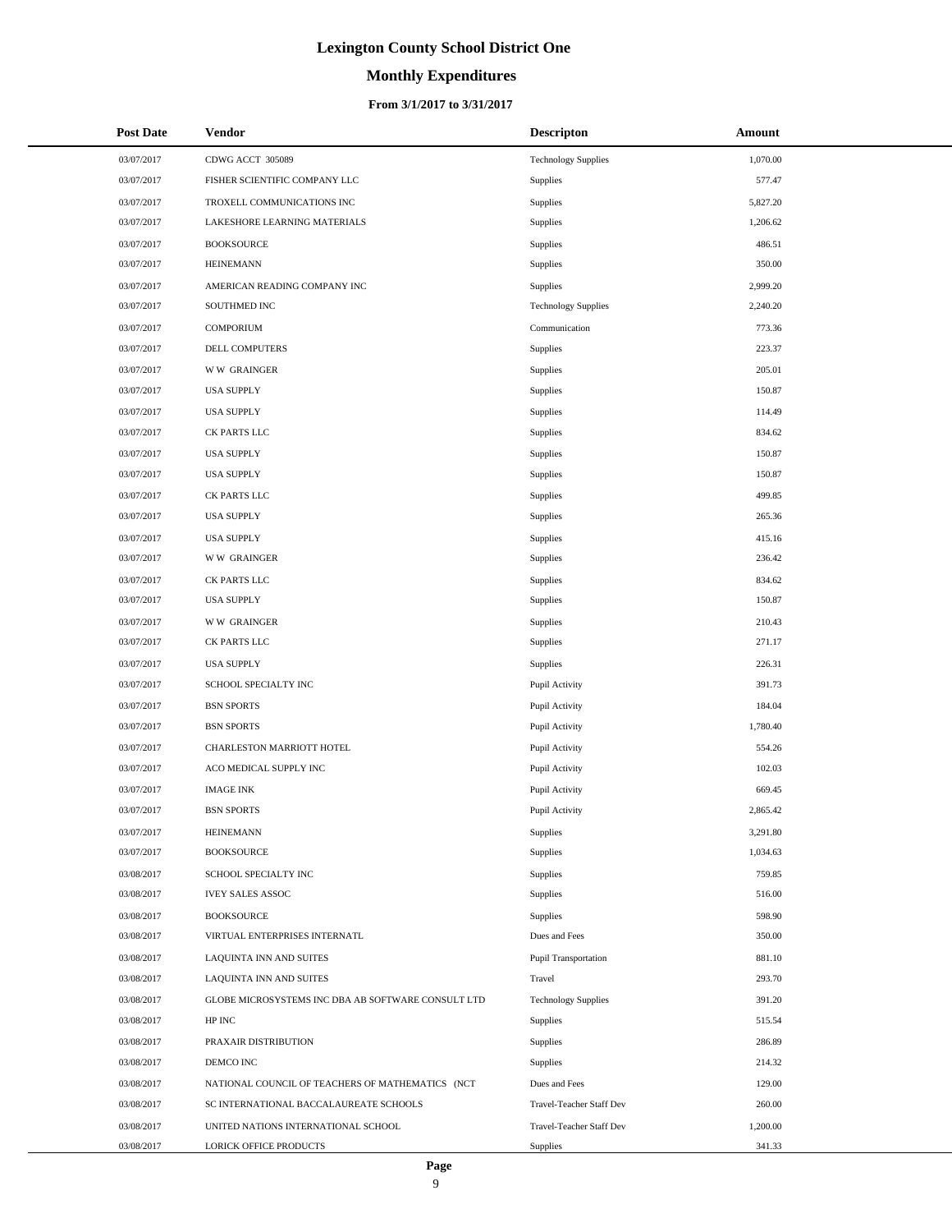# Lexington County School District One

## Monthly Expenditures

### From 3/1/2017 to 3/31/2017

| Post Date | Vendor | Descripton | Amount |
|---|---|---|---|
| 03/07/2017 | CDWG ACCT 305089 | Technology Supplies | 1,070.00 |
| 03/07/2017 | FISHER SCIENTIFIC COMPANY LLC | Supplies | 577.47 |
| 03/07/2017 | TROXELL COMMUNICATIONS INC | Supplies | 5,827.20 |
| 03/07/2017 | LAKESHORE LEARNING MATERIALS | Supplies | 1,206.62 |
| 03/07/2017 | BOOKSOURCE | Supplies | 486.51 |
| 03/07/2017 | HEINEMANN | Supplies | 350.00 |
| 03/07/2017 | AMERICAN READING COMPANY INC | Supplies | 2,999.20 |
| 03/07/2017 | SOUTHMED INC | Technology Supplies | 2,240.20 |
| 03/07/2017 | COMPORIUM | Communication | 773.36 |
| 03/07/2017 | DELL COMPUTERS | Supplies | 223.37 |
| 03/07/2017 | W W GRAINGER | Supplies | 205.01 |
| 03/07/2017 | USA SUPPLY | Supplies | 150.87 |
| 03/07/2017 | USA SUPPLY | Supplies | 114.49 |
| 03/07/2017 | CK PARTS LLC | Supplies | 834.62 |
| 03/07/2017 | USA SUPPLY | Supplies | 150.87 |
| 03/07/2017 | USA SUPPLY | Supplies | 150.87 |
| 03/07/2017 | CK PARTS LLC | Supplies | 499.85 |
| 03/07/2017 | USA SUPPLY | Supplies | 265.36 |
| 03/07/2017 | USA SUPPLY | Supplies | 415.16 |
| 03/07/2017 | W W GRAINGER | Supplies | 236.42 |
| 03/07/2017 | CK PARTS LLC | Supplies | 834.62 |
| 03/07/2017 | USA SUPPLY | Supplies | 150.87 |
| 03/07/2017 | W W GRAINGER | Supplies | 210.43 |
| 03/07/2017 | CK PARTS LLC | Supplies | 271.17 |
| 03/07/2017 | USA SUPPLY | Supplies | 226.31 |
| 03/07/2017 | SCHOOL SPECIALTY INC | Pupil Activity | 391.73 |
| 03/07/2017 | BSN SPORTS | Pupil Activity | 184.04 |
| 03/07/2017 | BSN SPORTS | Pupil Activity | 1,780.40 |
| 03/07/2017 | CHARLESTON MARRIOTT HOTEL | Pupil Activity | 554.26 |
| 03/07/2017 | ACO MEDICAL SUPPLY INC | Pupil Activity | 102.03 |
| 03/07/2017 | IMAGE INK | Pupil Activity | 669.45 |
| 03/07/2017 | BSN SPORTS | Pupil Activity | 2,865.42 |
| 03/07/2017 | HEINEMANN | Supplies | 3,291.80 |
| 03/07/2017 | BOOKSOURCE | Supplies | 1,034.63 |
| 03/08/2017 | SCHOOL SPECIALTY INC | Supplies | 759.85 |
| 03/08/2017 | IVEY SALES ASSOC | Supplies | 516.00 |
| 03/08/2017 | BOOKSOURCE | Supplies | 598.90 |
| 03/08/2017 | VIRTUAL ENTERPRISES INTERNATL | Dues and Fees | 350.00 |
| 03/08/2017 | LAQUINTA INN AND SUITES | Pupil Transportation | 881.10 |
| 03/08/2017 | LAQUINTA INN AND SUITES | Travel | 293.70 |
| 03/08/2017 | GLOBE MICROSYSTEMS INC DBA AB SOFTWARE CONSULT LTD | Technology Supplies | 391.20 |
| 03/08/2017 | HP INC | Supplies | 515.54 |
| 03/08/2017 | PRAXAIR DISTRIBUTION | Supplies | 286.89 |
| 03/08/2017 | DEMCO INC | Supplies | 214.32 |
| 03/08/2017 | NATIONAL COUNCIL OF TEACHERS OF MATHEMATICS (NCT | Dues and Fees | 129.00 |
| 03/08/2017 | SC INTERNATIONAL BACCALAUREATE SCHOOLS | Travel-Teacher Staff Dev | 260.00 |
| 03/08/2017 | UNITED NATIONS INTERNATIONAL SCHOOL | Travel-Teacher Staff Dev | 1,200.00 |
| 03/08/2017 | LORICK OFFICE PRODUCTS | Supplies | 341.33 |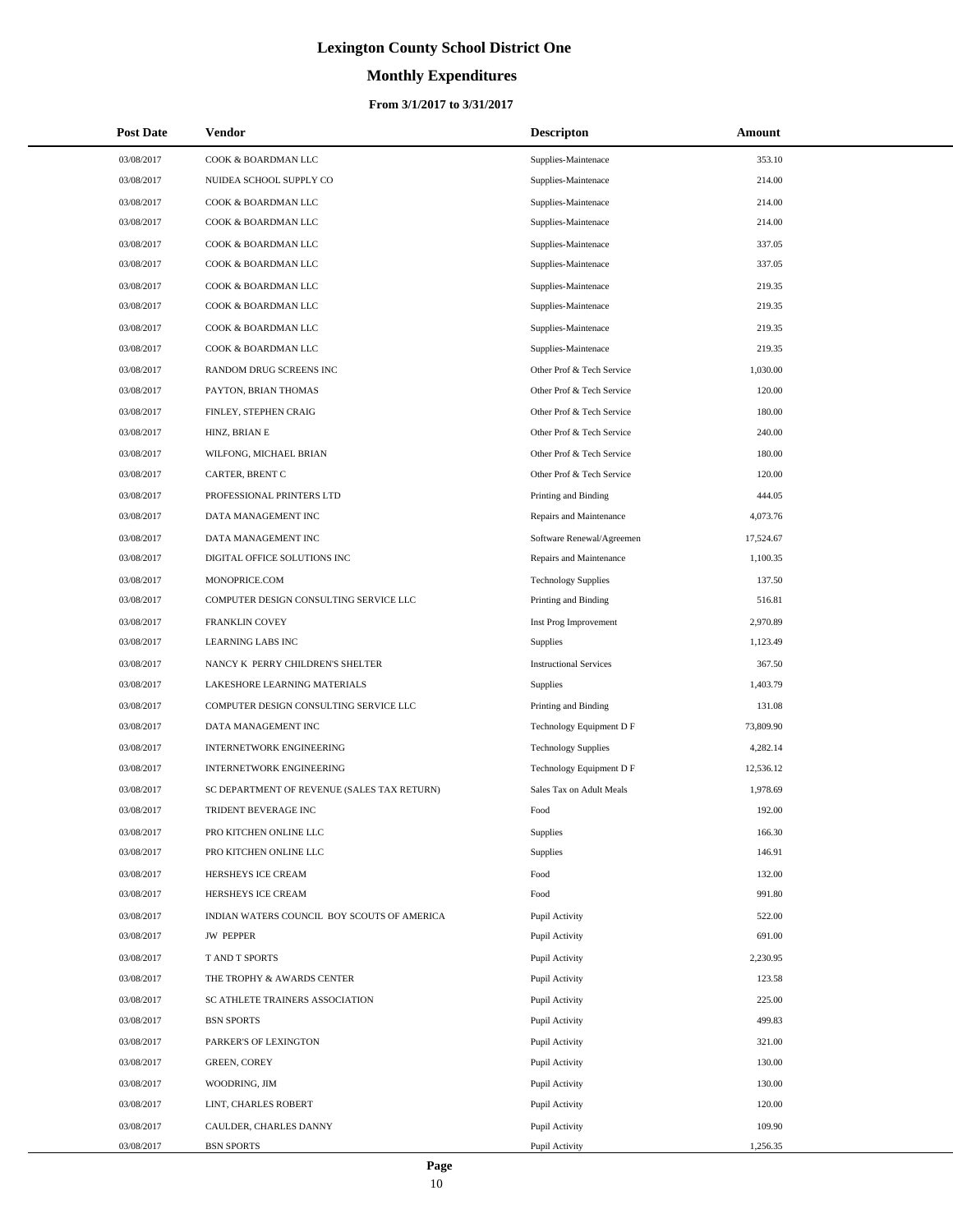# Lexington County School District One

## Monthly Expenditures

### From 3/1/2017 to 3/31/2017

| Post Date | Vendor | Descripton | Amount |
|---|---|---|---|
| 03/08/2017 | COOK & BOARDMAN LLC | Supplies-Maintenace | 353.10 |
| 03/08/2017 | NUIDEA SCHOOL SUPPLY CO | Supplies-Maintenace | 214.00 |
| 03/08/2017 | COOK & BOARDMAN LLC | Supplies-Maintenace | 214.00 |
| 03/08/2017 | COOK & BOARDMAN LLC | Supplies-Maintenace | 214.00 |
| 03/08/2017 | COOK & BOARDMAN LLC | Supplies-Maintenace | 337.05 |
| 03/08/2017 | COOK & BOARDMAN LLC | Supplies-Maintenace | 337.05 |
| 03/08/2017 | COOK & BOARDMAN LLC | Supplies-Maintenace | 219.35 |
| 03/08/2017 | COOK & BOARDMAN LLC | Supplies-Maintenace | 219.35 |
| 03/08/2017 | COOK & BOARDMAN LLC | Supplies-Maintenace | 219.35 |
| 03/08/2017 | COOK & BOARDMAN LLC | Supplies-Maintenace | 219.35 |
| 03/08/2017 | RANDOM DRUG SCREENS INC | Other Prof & Tech Service | 1,030.00 |
| 03/08/2017 | PAYTON, BRIAN THOMAS | Other Prof & Tech Service | 120.00 |
| 03/08/2017 | FINLEY, STEPHEN CRAIG | Other Prof & Tech Service | 180.00 |
| 03/08/2017 | HINZ, BRIAN E | Other Prof & Tech Service | 240.00 |
| 03/08/2017 | WILFONG, MICHAEL BRIAN | Other Prof & Tech Service | 180.00 |
| 03/08/2017 | CARTER, BRENT C | Other Prof & Tech Service | 120.00 |
| 03/08/2017 | PROFESSIONAL PRINTERS LTD | Printing and Binding | 444.05 |
| 03/08/2017 | DATA MANAGEMENT INC | Repairs and Maintenance | 4,073.76 |
| 03/08/2017 | DATA MANAGEMENT INC | Software Renewal/Agreemen | 17,524.67 |
| 03/08/2017 | DIGITAL OFFICE SOLUTIONS INC | Repairs and Maintenance | 1,100.35 |
| 03/08/2017 | MONOPRICE.COM | Technology Supplies | 137.50 |
| 03/08/2017 | COMPUTER DESIGN CONSULTING SERVICE LLC | Printing and Binding | 516.81 |
| 03/08/2017 | FRANKLIN COVEY | Inst Prog Improvement | 2,970.89 |
| 03/08/2017 | LEARNING LABS INC | Supplies | 1,123.49 |
| 03/08/2017 | NANCY K PERRY CHILDREN'S SHELTER | Instructional Services | 367.50 |
| 03/08/2017 | LAKESHORE LEARNING MATERIALS | Supplies | 1,403.79 |
| 03/08/2017 | COMPUTER DESIGN CONSULTING SERVICE LLC | Printing and Binding | 131.08 |
| 03/08/2017 | DATA MANAGEMENT INC | Technology Equipment D F | 73,809.90 |
| 03/08/2017 | INTERNETWORK ENGINEERING | Technology Supplies | 4,282.14 |
| 03/08/2017 | INTERNETWORK ENGINEERING | Technology Equipment D F | 12,536.12 |
| 03/08/2017 | SC DEPARTMENT OF REVENUE (SALES TAX RETURN) | Sales Tax on Adult Meals | 1,978.69 |
| 03/08/2017 | TRIDENT BEVERAGE INC | Food | 192.00 |
| 03/08/2017 | PRO KITCHEN ONLINE LLC | Supplies | 166.30 |
| 03/08/2017 | PRO KITCHEN ONLINE LLC | Supplies | 146.91 |
| 03/08/2017 | HERSHEYS ICE CREAM | Food | 132.00 |
| 03/08/2017 | HERSHEYS ICE CREAM | Food | 991.80 |
| 03/08/2017 | INDIAN WATERS COUNCIL BOY SCOUTS OF AMERICA | Pupil Activity | 522.00 |
| 03/08/2017 | JW PEPPER | Pupil Activity | 691.00 |
| 03/08/2017 | T AND T SPORTS | Pupil Activity | 2,230.95 |
| 03/08/2017 | THE TROPHY & AWARDS CENTER | Pupil Activity | 123.58 |
| 03/08/2017 | SC ATHLETE TRAINERS ASSOCIATION | Pupil Activity | 225.00 |
| 03/08/2017 | BSN SPORTS | Pupil Activity | 499.83 |
| 03/08/2017 | PARKER'S OF LEXINGTON | Pupil Activity | 321.00 |
| 03/08/2017 | GREEN, COREY | Pupil Activity | 130.00 |
| 03/08/2017 | WOODRING, JIM | Pupil Activity | 130.00 |
| 03/08/2017 | LINT, CHARLES ROBERT | Pupil Activity | 120.00 |
| 03/08/2017 | CAULDER, CHARLES DANNY | Pupil Activity | 109.90 |
| 03/08/2017 | BSN SPORTS | Pupil Activity | 1,256.35 |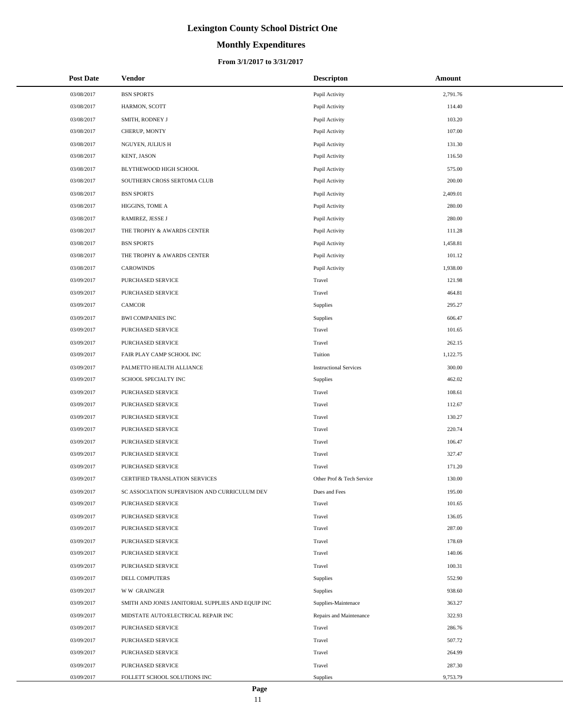# Lexington County School District One

## Monthly Expenditures

### From 3/1/2017 to 3/31/2017

| Post Date | Vendor | Descripton | Amount |
|---|---|---|---|
| 03/08/2017 | BSN SPORTS | Pupil Activity | 2,791.76 |
| 03/08/2017 | HARMON, SCOTT | Pupil Activity | 114.40 |
| 03/08/2017 | SMITH, RODNEY J | Pupil Activity | 103.20 |
| 03/08/2017 | CHERUP, MONTY | Pupil Activity | 107.00 |
| 03/08/2017 | NGUYEN, JULIUS H | Pupil Activity | 131.30 |
| 03/08/2017 | KENT, JASON | Pupil Activity | 116.50 |
| 03/08/2017 | BLYTHEWOOD HIGH SCHOOL | Pupil Activity | 575.00 |
| 03/08/2017 | SOUTHERN CROSS SERTOMA CLUB | Pupil Activity | 200.00 |
| 03/08/2017 | BSN SPORTS | Pupil Activity | 2,409.01 |
| 03/08/2017 | HIGGINS, TOME A | Pupil Activity | 280.00 |
| 03/08/2017 | RAMIREZ, JESSE J | Pupil Activity | 280.00 |
| 03/08/2017 | THE TROPHY & AWARDS CENTER | Pupil Activity | 111.28 |
| 03/08/2017 | BSN SPORTS | Pupil Activity | 1,458.81 |
| 03/08/2017 | THE TROPHY & AWARDS CENTER | Pupil Activity | 101.12 |
| 03/08/2017 | CAROWINDS | Pupil Activity | 1,938.00 |
| 03/09/2017 | PURCHASED SERVICE | Travel | 121.98 |
| 03/09/2017 | PURCHASED SERVICE | Travel | 464.81 |
| 03/09/2017 | CAMCOR | Supplies | 295.27 |
| 03/09/2017 | BWI COMPANIES INC | Supplies | 606.47 |
| 03/09/2017 | PURCHASED SERVICE | Travel | 101.65 |
| 03/09/2017 | PURCHASED SERVICE | Travel | 262.15 |
| 03/09/2017 | FAIR PLAY CAMP SCHOOL INC | Tuition | 1,122.75 |
| 03/09/2017 | PALMETTO HEALTH ALLIANCE | Instructional Services | 300.00 |
| 03/09/2017 | SCHOOL SPECIALTY INC | Supplies | 462.02 |
| 03/09/2017 | PURCHASED SERVICE | Travel | 108.61 |
| 03/09/2017 | PURCHASED SERVICE | Travel | 112.67 |
| 03/09/2017 | PURCHASED SERVICE | Travel | 130.27 |
| 03/09/2017 | PURCHASED SERVICE | Travel | 220.74 |
| 03/09/2017 | PURCHASED SERVICE | Travel | 106.47 |
| 03/09/2017 | PURCHASED SERVICE | Travel | 327.47 |
| 03/09/2017 | PURCHASED SERVICE | Travel | 171.20 |
| 03/09/2017 | CERTIFIED TRANSLATION SERVICES | Other Prof & Tech Service | 130.00 |
| 03/09/2017 | SC ASSOCIATION SUPERVISION AND CURRICULUM DEV | Dues and Fees | 195.00 |
| 03/09/2017 | PURCHASED SERVICE | Travel | 101.65 |
| 03/09/2017 | PURCHASED SERVICE | Travel | 136.05 |
| 03/09/2017 | PURCHASED SERVICE | Travel | 287.00 |
| 03/09/2017 | PURCHASED SERVICE | Travel | 178.69 |
| 03/09/2017 | PURCHASED SERVICE | Travel | 140.06 |
| 03/09/2017 | PURCHASED SERVICE | Travel | 100.31 |
| 03/09/2017 | DELL COMPUTERS | Supplies | 552.90 |
| 03/09/2017 | W W GRAINGER | Supplies | 938.60 |
| 03/09/2017 | SMITH AND JONES JANITORIAL SUPPLIES AND EQUIP INC | Supplies-Maintenace | 363.27 |
| 03/09/2017 | MIDSTATE AUTO/ELECTRICAL REPAIR INC | Repairs and Maintenance | 322.93 |
| 03/09/2017 | PURCHASED SERVICE | Travel | 286.76 |
| 03/09/2017 | PURCHASED SERVICE | Travel | 507.72 |
| 03/09/2017 | PURCHASED SERVICE | Travel | 264.99 |
| 03/09/2017 | PURCHASED SERVICE | Travel | 287.30 |
| 03/09/2017 | FOLLETT SCHOOL SOLUTIONS INC | Supplies | 9,753.79 |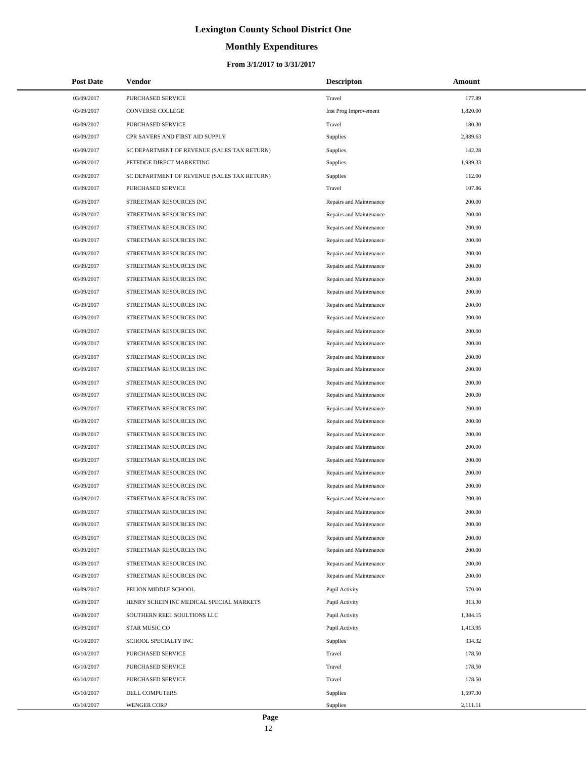# Lexington County School District One

## Monthly Expenditures

### From 3/1/2017 to 3/31/2017

| Post Date | Vendor | Descripton | Amount |
|---|---|---|---|
| 03/09/2017 | PURCHASED SERVICE | Travel | 177.89 |
| 03/09/2017 | CONVERSE COLLEGE | Inst Prog Improvement | 1,820.00 |
| 03/09/2017 | PURCHASED SERVICE | Travel | 180.30 |
| 03/09/2017 | CPR SAVERS AND FIRST AID SUPPLY | Supplies | 2,889.63 |
| 03/09/2017 | SC DEPARTMENT OF REVENUE (SALES TAX RETURN) | Supplies | 142.28 |
| 03/09/2017 | PETEDGE DIRECT MARKETING | Supplies | 1,939.33 |
| 03/09/2017 | SC DEPARTMENT OF REVENUE (SALES TAX RETURN) | Supplies | 112.00 |
| 03/09/2017 | PURCHASED SERVICE | Travel | 107.86 |
| 03/09/2017 | STREETMAN RESOURCES INC | Repairs and Maintenance | 200.00 |
| 03/09/2017 | STREETMAN RESOURCES INC | Repairs and Maintenance | 200.00 |
| 03/09/2017 | STREETMAN RESOURCES INC | Repairs and Maintenance | 200.00 |
| 03/09/2017 | STREETMAN RESOURCES INC | Repairs and Maintenance | 200.00 |
| 03/09/2017 | STREETMAN RESOURCES INC | Repairs and Maintenance | 200.00 |
| 03/09/2017 | STREETMAN RESOURCES INC | Repairs and Maintenance | 200.00 |
| 03/09/2017 | STREETMAN RESOURCES INC | Repairs and Maintenance | 200.00 |
| 03/09/2017 | STREETMAN RESOURCES INC | Repairs and Maintenance | 200.00 |
| 03/09/2017 | STREETMAN RESOURCES INC | Repairs and Maintenance | 200.00 |
| 03/09/2017 | STREETMAN RESOURCES INC | Repairs and Maintenance | 200.00 |
| 03/09/2017 | STREETMAN RESOURCES INC | Repairs and Maintenance | 200.00 |
| 03/09/2017 | STREETMAN RESOURCES INC | Repairs and Maintenance | 200.00 |
| 03/09/2017 | STREETMAN RESOURCES INC | Repairs and Maintenance | 200.00 |
| 03/09/2017 | STREETMAN RESOURCES INC | Repairs and Maintenance | 200.00 |
| 03/09/2017 | STREETMAN RESOURCES INC | Repairs and Maintenance | 200.00 |
| 03/09/2017 | STREETMAN RESOURCES INC | Repairs and Maintenance | 200.00 |
| 03/09/2017 | STREETMAN RESOURCES INC | Repairs and Maintenance | 200.00 |
| 03/09/2017 | STREETMAN RESOURCES INC | Repairs and Maintenance | 200.00 |
| 03/09/2017 | STREETMAN RESOURCES INC | Repairs and Maintenance | 200.00 |
| 03/09/2017 | STREETMAN RESOURCES INC | Repairs and Maintenance | 200.00 |
| 03/09/2017 | STREETMAN RESOURCES INC | Repairs and Maintenance | 200.00 |
| 03/09/2017 | STREETMAN RESOURCES INC | Repairs and Maintenance | 200.00 |
| 03/09/2017 | STREETMAN RESOURCES INC | Repairs and Maintenance | 200.00 |
| 03/09/2017 | STREETMAN RESOURCES INC | Repairs and Maintenance | 200.00 |
| 03/09/2017 | STREETMAN RESOURCES INC | Repairs and Maintenance | 200.00 |
| 03/09/2017 | STREETMAN RESOURCES INC | Repairs and Maintenance | 200.00 |
| 03/09/2017 | STREETMAN RESOURCES INC | Repairs and Maintenance | 200.00 |
| 03/09/2017 | STREETMAN RESOURCES INC | Repairs and Maintenance | 200.00 |
| 03/09/2017 | PELION MIDDLE SCHOOL | Pupil Activity | 570.00 |
| 03/09/2017 | HENRY SCHEIN INC MEDICAL SPECIAL MARKETS | Pupil Activity | 313.30 |
| 03/09/2017 | SOUTHERN REEL SOULTIONS LLC | Pupil Activity | 1,384.15 |
| 03/09/2017 | STAR MUSIC CO | Pupil Activity | 1,413.95 |
| 03/10/2017 | SCHOOL SPECIALTY INC | Supplies | 334.32 |
| 03/10/2017 | PURCHASED SERVICE | Travel | 178.50 |
| 03/10/2017 | PURCHASED SERVICE | Travel | 178.50 |
| 03/10/2017 | PURCHASED SERVICE | Travel | 178.50 |
| 03/10/2017 | DELL COMPUTERS | Supplies | 1,597.30 |
| 03/10/2017 | WENGER CORP | Supplies | 2,111.11 |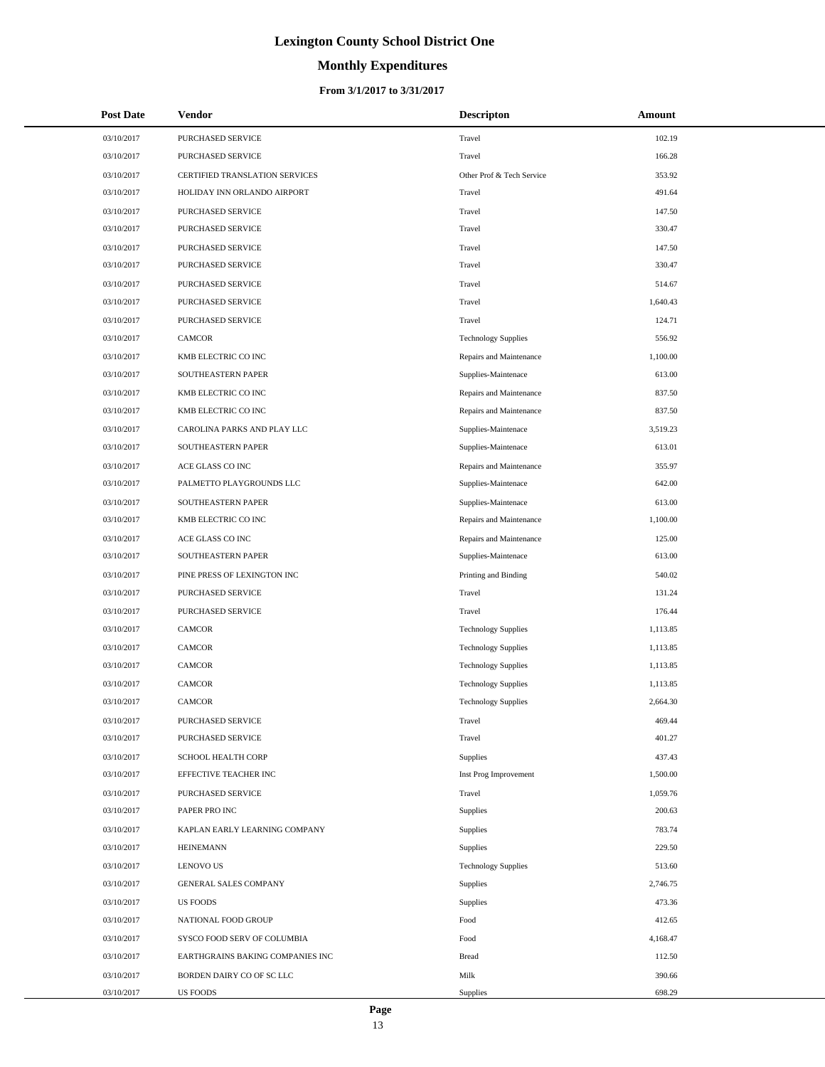# Lexington County School District One

## Monthly Expenditures

### From 3/1/2017 to 3/31/2017

| Post Date | Vendor | Descripton | Amount |
|---|---|---|---|
| 03/10/2017 | PURCHASED SERVICE | Travel | 102.19 |
| 03/10/2017 | PURCHASED SERVICE | Travel | 166.28 |
| 03/10/2017 | CERTIFIED TRANSLATION SERVICES | Other Prof & Tech Service | 353.92 |
| 03/10/2017 | HOLIDAY INN ORLANDO AIRPORT | Travel | 491.64 |
| 03/10/2017 | PURCHASED SERVICE | Travel | 147.50 |
| 03/10/2017 | PURCHASED SERVICE | Travel | 330.47 |
| 03/10/2017 | PURCHASED SERVICE | Travel | 147.50 |
| 03/10/2017 | PURCHASED SERVICE | Travel | 330.47 |
| 03/10/2017 | PURCHASED SERVICE | Travel | 514.67 |
| 03/10/2017 | PURCHASED SERVICE | Travel | 1,640.43 |
| 03/10/2017 | PURCHASED SERVICE | Travel | 124.71 |
| 03/10/2017 | CAMCOR | Technology Supplies | 556.92 |
| 03/10/2017 | KMB ELECTRIC CO INC | Repairs and Maintenance | 1,100.00 |
| 03/10/2017 | SOUTHEASTERN PAPER | Supplies-Maintenace | 613.00 |
| 03/10/2017 | KMB ELECTRIC CO INC | Repairs and Maintenance | 837.50 |
| 03/10/2017 | KMB ELECTRIC CO INC | Repairs and Maintenance | 837.50 |
| 03/10/2017 | CAROLINA PARKS AND PLAY LLC | Supplies-Maintenace | 3,519.23 |
| 03/10/2017 | SOUTHEASTERN PAPER | Supplies-Maintenace | 613.01 |
| 03/10/2017 | ACE GLASS CO INC | Repairs and Maintenance | 355.97 |
| 03/10/2017 | PALMETTO PLAYGROUNDS LLC | Supplies-Maintenace | 642.00 |
| 03/10/2017 | SOUTHEASTERN PAPER | Supplies-Maintenace | 613.00 |
| 03/10/2017 | KMB ELECTRIC CO INC | Repairs and Maintenance | 1,100.00 |
| 03/10/2017 | ACE GLASS CO INC | Repairs and Maintenance | 125.00 |
| 03/10/2017 | SOUTHEASTERN PAPER | Supplies-Maintenace | 613.00 |
| 03/10/2017 | PINE PRESS OF LEXINGTON INC | Printing and Binding | 540.02 |
| 03/10/2017 | PURCHASED SERVICE | Travel | 131.24 |
| 03/10/2017 | PURCHASED SERVICE | Travel | 176.44 |
| 03/10/2017 | CAMCOR | Technology Supplies | 1,113.85 |
| 03/10/2017 | CAMCOR | Technology Supplies | 1,113.85 |
| 03/10/2017 | CAMCOR | Technology Supplies | 1,113.85 |
| 03/10/2017 | CAMCOR | Technology Supplies | 1,113.85 |
| 03/10/2017 | CAMCOR | Technology Supplies | 2,664.30 |
| 03/10/2017 | PURCHASED SERVICE | Travel | 469.44 |
| 03/10/2017 | PURCHASED SERVICE | Travel | 401.27 |
| 03/10/2017 | SCHOOL HEALTH CORP | Supplies | 437.43 |
| 03/10/2017 | EFFECTIVE TEACHER INC | Inst Prog Improvement | 1,500.00 |
| 03/10/2017 | PURCHASED SERVICE | Travel | 1,059.76 |
| 03/10/2017 | PAPER PRO INC | Supplies | 200.63 |
| 03/10/2017 | KAPLAN EARLY LEARNING COMPANY | Supplies | 783.74 |
| 03/10/2017 | HEINEMANN | Supplies | 229.50 |
| 03/10/2017 | LENOVO US | Technology Supplies | 513.60 |
| 03/10/2017 | GENERAL SALES COMPANY | Supplies | 2,746.75 |
| 03/10/2017 | US FOODS | Supplies | 473.36 |
| 03/10/2017 | NATIONAL FOOD GROUP | Food | 412.65 |
| 03/10/2017 | SYSCO FOOD SERV OF COLUMBIA | Food | 4,168.47 |
| 03/10/2017 | EARTHGRAINS BAKING COMPANIES INC | Bread | 112.50 |
| 03/10/2017 | BORDEN DAIRY CO OF SC LLC | Milk | 390.66 |
| 03/10/2017 | US FOODS | Supplies | 698.29 |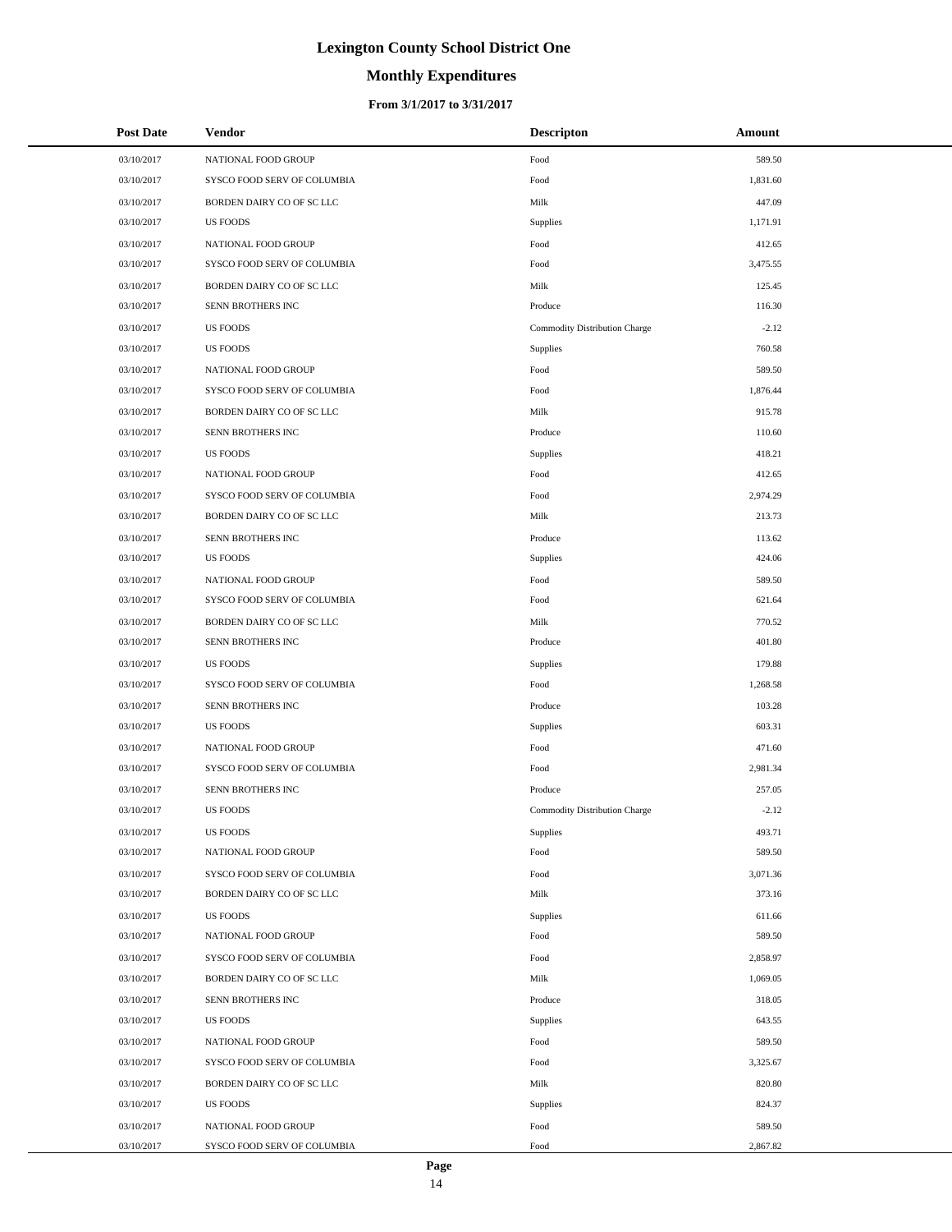# Lexington County School District One

## Monthly Expenditures

### From 3/1/2017 to 3/31/2017

| Post Date | Vendor | Descripton | Amount |
|---|---|---|---|
| 03/10/2017 | NATIONAL FOOD GROUP | Food | 589.50 |
| 03/10/2017 | SYSCO FOOD SERV OF COLUMBIA | Food | 1,831.60 |
| 03/10/2017 | BORDEN DAIRY CO OF SC LLC | Milk | 447.09 |
| 03/10/2017 | US FOODS | Supplies | 1,171.91 |
| 03/10/2017 | NATIONAL FOOD GROUP | Food | 412.65 |
| 03/10/2017 | SYSCO FOOD SERV OF COLUMBIA | Food | 3,475.55 |
| 03/10/2017 | BORDEN DAIRY CO OF SC LLC | Milk | 125.45 |
| 03/10/2017 | SENN BROTHERS INC | Produce | 116.30 |
| 03/10/2017 | US FOODS | Commodity Distribution Charge | -2.12 |
| 03/10/2017 | US FOODS | Supplies | 760.58 |
| 03/10/2017 | NATIONAL FOOD GROUP | Food | 589.50 |
| 03/10/2017 | SYSCO FOOD SERV OF COLUMBIA | Food | 1,876.44 |
| 03/10/2017 | BORDEN DAIRY CO OF SC LLC | Milk | 915.78 |
| 03/10/2017 | SENN BROTHERS INC | Produce | 110.60 |
| 03/10/2017 | US FOODS | Supplies | 418.21 |
| 03/10/2017 | NATIONAL FOOD GROUP | Food | 412.65 |
| 03/10/2017 | SYSCO FOOD SERV OF COLUMBIA | Food | 2,974.29 |
| 03/10/2017 | BORDEN DAIRY CO OF SC LLC | Milk | 213.73 |
| 03/10/2017 | SENN BROTHERS INC | Produce | 113.62 |
| 03/10/2017 | US FOODS | Supplies | 424.06 |
| 03/10/2017 | NATIONAL FOOD GROUP | Food | 589.50 |
| 03/10/2017 | SYSCO FOOD SERV OF COLUMBIA | Food | 621.64 |
| 03/10/2017 | BORDEN DAIRY CO OF SC LLC | Milk | 770.52 |
| 03/10/2017 | SENN BROTHERS INC | Produce | 401.80 |
| 03/10/2017 | US FOODS | Supplies | 179.88 |
| 03/10/2017 | SYSCO FOOD SERV OF COLUMBIA | Food | 1,268.58 |
| 03/10/2017 | SENN BROTHERS INC | Produce | 103.28 |
| 03/10/2017 | US FOODS | Supplies | 603.31 |
| 03/10/2017 | NATIONAL FOOD GROUP | Food | 471.60 |
| 03/10/2017 | SYSCO FOOD SERV OF COLUMBIA | Food | 2,981.34 |
| 03/10/2017 | SENN BROTHERS INC | Produce | 257.05 |
| 03/10/2017 | US FOODS | Commodity Distribution Charge | -2.12 |
| 03/10/2017 | US FOODS | Supplies | 493.71 |
| 03/10/2017 | NATIONAL FOOD GROUP | Food | 589.50 |
| 03/10/2017 | SYSCO FOOD SERV OF COLUMBIA | Food | 3,071.36 |
| 03/10/2017 | BORDEN DAIRY CO OF SC LLC | Milk | 373.16 |
| 03/10/2017 | US FOODS | Supplies | 611.66 |
| 03/10/2017 | NATIONAL FOOD GROUP | Food | 589.50 |
| 03/10/2017 | SYSCO FOOD SERV OF COLUMBIA | Food | 2,858.97 |
| 03/10/2017 | BORDEN DAIRY CO OF SC LLC | Milk | 1,069.05 |
| 03/10/2017 | SENN BROTHERS INC | Produce | 318.05 |
| 03/10/2017 | US FOODS | Supplies | 643.55 |
| 03/10/2017 | NATIONAL FOOD GROUP | Food | 589.50 |
| 03/10/2017 | SYSCO FOOD SERV OF COLUMBIA | Food | 3,325.67 |
| 03/10/2017 | BORDEN DAIRY CO OF SC LLC | Milk | 820.80 |
| 03/10/2017 | US FOODS | Supplies | 824.37 |
| 03/10/2017 | NATIONAL FOOD GROUP | Food | 589.50 |
| 03/10/2017 | SYSCO FOOD SERV OF COLUMBIA | Food | 2,867.82 |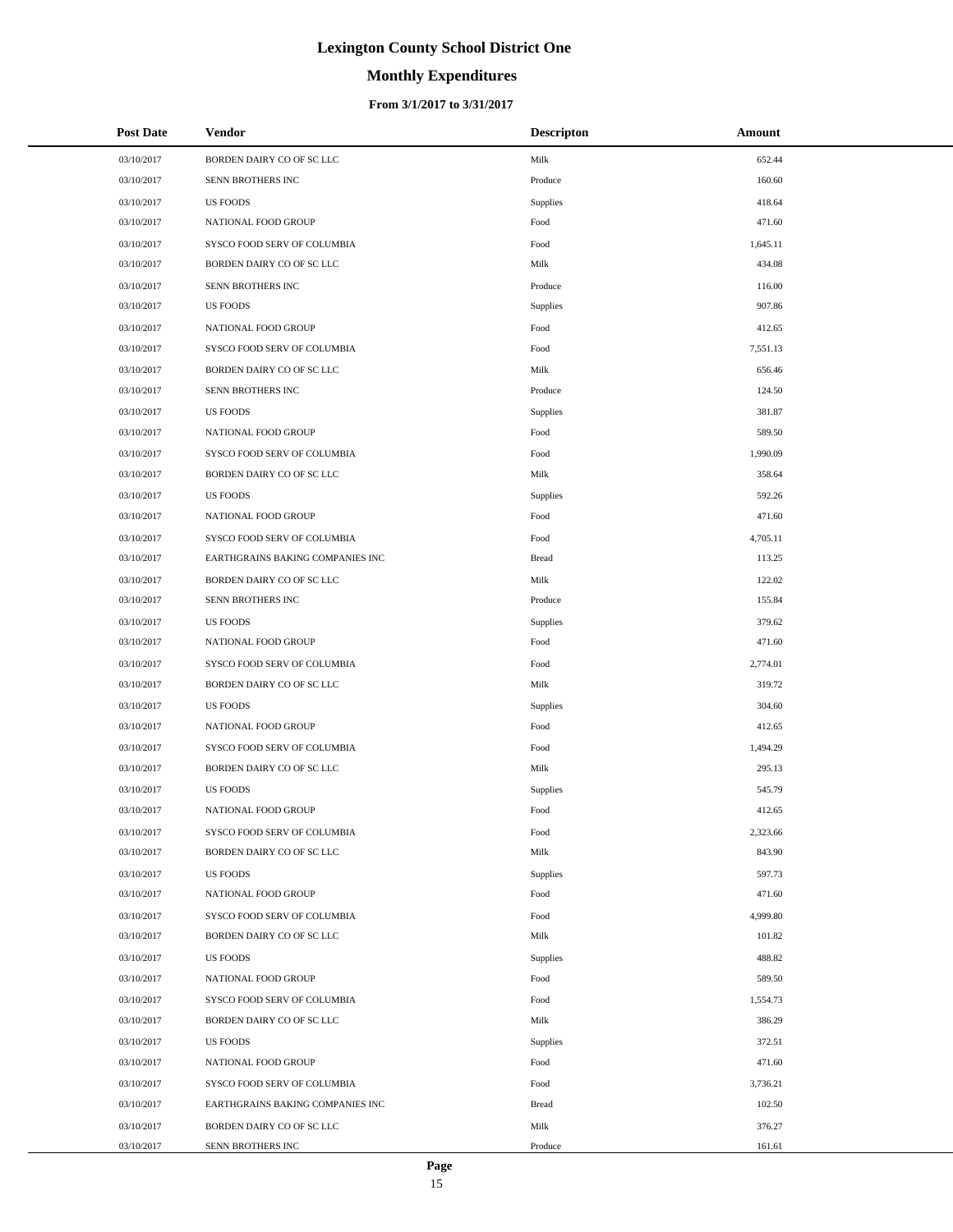# Lexington County School District One

## Monthly Expenditures

### From 3/1/2017 to 3/31/2017

| Post Date | Vendor | Descripton | Amount |
|---|---|---|---|
| 03/10/2017 | BORDEN DAIRY CO OF SC LLC | Milk | 652.44 |
| 03/10/2017 | SENN BROTHERS INC | Produce | 160.60 |
| 03/10/2017 | US FOODS | Supplies | 418.64 |
| 03/10/2017 | NATIONAL FOOD GROUP | Food | 471.60 |
| 03/10/2017 | SYSCO FOOD SERV OF COLUMBIA | Food | 1,645.11 |
| 03/10/2017 | BORDEN DAIRY CO OF SC LLC | Milk | 434.08 |
| 03/10/2017 | SENN BROTHERS INC | Produce | 116.00 |
| 03/10/2017 | US FOODS | Supplies | 907.86 |
| 03/10/2017 | NATIONAL FOOD GROUP | Food | 412.65 |
| 03/10/2017 | SYSCO FOOD SERV OF COLUMBIA | Food | 7,551.13 |
| 03/10/2017 | BORDEN DAIRY CO OF SC LLC | Milk | 656.46 |
| 03/10/2017 | SENN BROTHERS INC | Produce | 124.50 |
| 03/10/2017 | US FOODS | Supplies | 381.87 |
| 03/10/2017 | NATIONAL FOOD GROUP | Food | 589.50 |
| 03/10/2017 | SYSCO FOOD SERV OF COLUMBIA | Food | 1,990.09 |
| 03/10/2017 | BORDEN DAIRY CO OF SC LLC | Milk | 358.64 |
| 03/10/2017 | US FOODS | Supplies | 592.26 |
| 03/10/2017 | NATIONAL FOOD GROUP | Food | 471.60 |
| 03/10/2017 | SYSCO FOOD SERV OF COLUMBIA | Food | 4,705.11 |
| 03/10/2017 | EARTHGRAINS BAKING COMPANIES INC | Bread | 113.25 |
| 03/10/2017 | BORDEN DAIRY CO OF SC LLC | Milk | 122.02 |
| 03/10/2017 | SENN BROTHERS INC | Produce | 155.84 |
| 03/10/2017 | US FOODS | Supplies | 379.62 |
| 03/10/2017 | NATIONAL FOOD GROUP | Food | 471.60 |
| 03/10/2017 | SYSCO FOOD SERV OF COLUMBIA | Food | 2,774.01 |
| 03/10/2017 | BORDEN DAIRY CO OF SC LLC | Milk | 319.72 |
| 03/10/2017 | US FOODS | Supplies | 304.60 |
| 03/10/2017 | NATIONAL FOOD GROUP | Food | 412.65 |
| 03/10/2017 | SYSCO FOOD SERV OF COLUMBIA | Food | 1,494.29 |
| 03/10/2017 | BORDEN DAIRY CO OF SC LLC | Milk | 295.13 |
| 03/10/2017 | US FOODS | Supplies | 545.79 |
| 03/10/2017 | NATIONAL FOOD GROUP | Food | 412.65 |
| 03/10/2017 | SYSCO FOOD SERV OF COLUMBIA | Food | 2,323.66 |
| 03/10/2017 | BORDEN DAIRY CO OF SC LLC | Milk | 843.90 |
| 03/10/2017 | US FOODS | Supplies | 597.73 |
| 03/10/2017 | NATIONAL FOOD GROUP | Food | 471.60 |
| 03/10/2017 | SYSCO FOOD SERV OF COLUMBIA | Food | 4,999.80 |
| 03/10/2017 | BORDEN DAIRY CO OF SC LLC | Milk | 101.82 |
| 03/10/2017 | US FOODS | Supplies | 488.82 |
| 03/10/2017 | NATIONAL FOOD GROUP | Food | 589.50 |
| 03/10/2017 | SYSCO FOOD SERV OF COLUMBIA | Food | 1,554.73 |
| 03/10/2017 | BORDEN DAIRY CO OF SC LLC | Milk | 386.29 |
| 03/10/2017 | US FOODS | Supplies | 372.51 |
| 03/10/2017 | NATIONAL FOOD GROUP | Food | 471.60 |
| 03/10/2017 | SYSCO FOOD SERV OF COLUMBIA | Food | 3,736.21 |
| 03/10/2017 | EARTHGRAINS BAKING COMPANIES INC | Bread | 102.50 |
| 03/10/2017 | BORDEN DAIRY CO OF SC LLC | Milk | 376.27 |
| 03/10/2017 | SENN BROTHERS INC | Produce | 161.61 |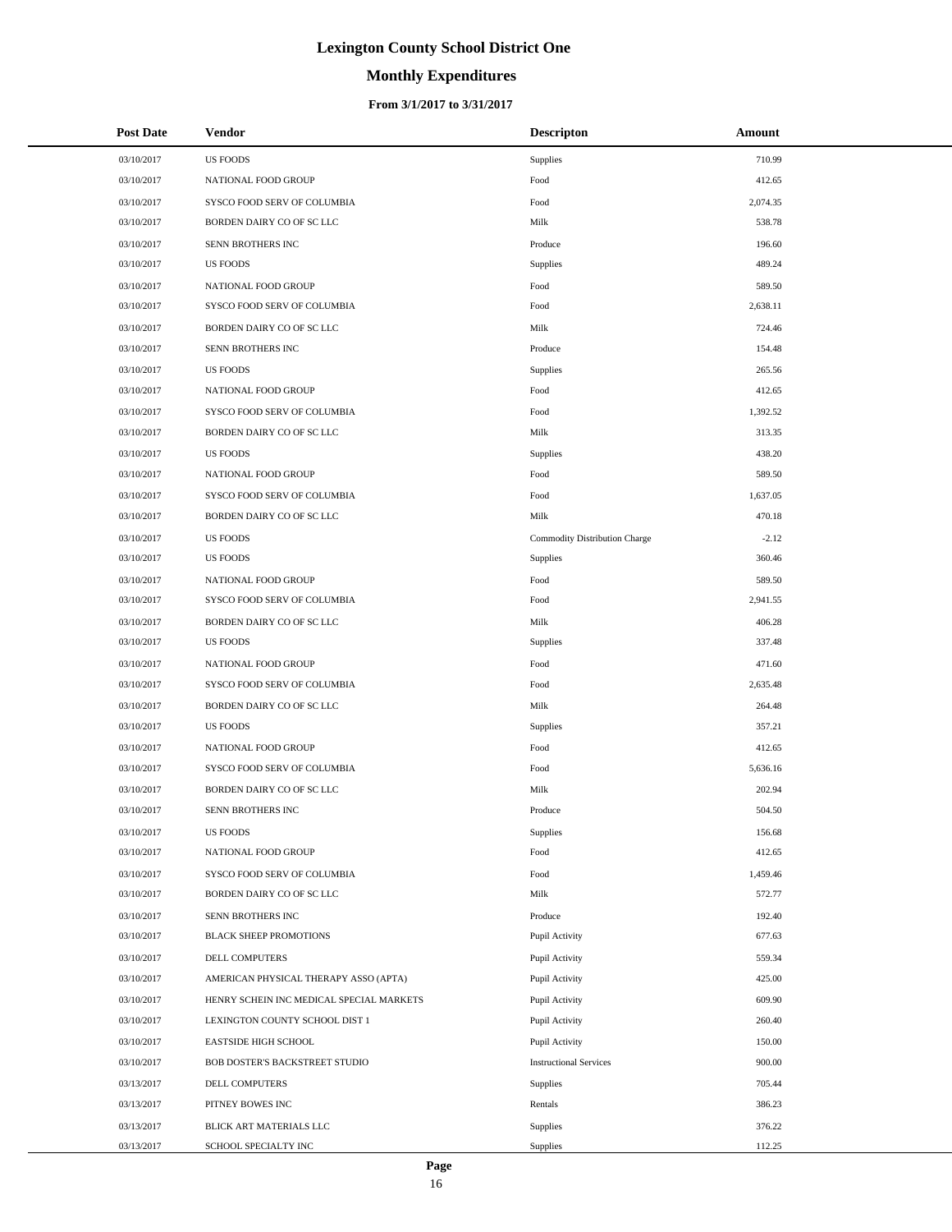# Lexington County School District One

## Monthly Expenditures

### From 3/1/2017 to 3/31/2017

| Post Date | Vendor | Descripton | Amount |
|---|---|---|---|
| 03/10/2017 | US FOODS | Supplies | 710.99 |
| 03/10/2017 | NATIONAL FOOD GROUP | Food | 412.65 |
| 03/10/2017 | SYSCO FOOD SERV OF COLUMBIA | Food | 2,074.35 |
| 03/10/2017 | BORDEN DAIRY CO OF SC LLC | Milk | 538.78 |
| 03/10/2017 | SENN BROTHERS INC | Produce | 196.60 |
| 03/10/2017 | US FOODS | Supplies | 489.24 |
| 03/10/2017 | NATIONAL FOOD GROUP | Food | 589.50 |
| 03/10/2017 | SYSCO FOOD SERV OF COLUMBIA | Food | 2,638.11 |
| 03/10/2017 | BORDEN DAIRY CO OF SC LLC | Milk | 724.46 |
| 03/10/2017 | SENN BROTHERS INC | Produce | 154.48 |
| 03/10/2017 | US FOODS | Supplies | 265.56 |
| 03/10/2017 | NATIONAL FOOD GROUP | Food | 412.65 |
| 03/10/2017 | SYSCO FOOD SERV OF COLUMBIA | Food | 1,392.52 |
| 03/10/2017 | BORDEN DAIRY CO OF SC LLC | Milk | 313.35 |
| 03/10/2017 | US FOODS | Supplies | 438.20 |
| 03/10/2017 | NATIONAL FOOD GROUP | Food | 589.50 |
| 03/10/2017 | SYSCO FOOD SERV OF COLUMBIA | Food | 1,637.05 |
| 03/10/2017 | BORDEN DAIRY CO OF SC LLC | Milk | 470.18 |
| 03/10/2017 | US FOODS | Commodity Distribution Charge | -2.12 |
| 03/10/2017 | US FOODS | Supplies | 360.46 |
| 03/10/2017 | NATIONAL FOOD GROUP | Food | 589.50 |
| 03/10/2017 | SYSCO FOOD SERV OF COLUMBIA | Food | 2,941.55 |
| 03/10/2017 | BORDEN DAIRY CO OF SC LLC | Milk | 406.28 |
| 03/10/2017 | US FOODS | Supplies | 337.48 |
| 03/10/2017 | NATIONAL FOOD GROUP | Food | 471.60 |
| 03/10/2017 | SYSCO FOOD SERV OF COLUMBIA | Food | 2,635.48 |
| 03/10/2017 | BORDEN DAIRY CO OF SC LLC | Milk | 264.48 |
| 03/10/2017 | US FOODS | Supplies | 357.21 |
| 03/10/2017 | NATIONAL FOOD GROUP | Food | 412.65 |
| 03/10/2017 | SYSCO FOOD SERV OF COLUMBIA | Food | 5,636.16 |
| 03/10/2017 | BORDEN DAIRY CO OF SC LLC | Milk | 202.94 |
| 03/10/2017 | SENN BROTHERS INC | Produce | 504.50 |
| 03/10/2017 | US FOODS | Supplies | 156.68 |
| 03/10/2017 | NATIONAL FOOD GROUP | Food | 412.65 |
| 03/10/2017 | SYSCO FOOD SERV OF COLUMBIA | Food | 1,459.46 |
| 03/10/2017 | BORDEN DAIRY CO OF SC LLC | Milk | 572.77 |
| 03/10/2017 | SENN BROTHERS INC | Produce | 192.40 |
| 03/10/2017 | BLACK SHEEP PROMOTIONS | Pupil Activity | 677.63 |
| 03/10/2017 | DELL COMPUTERS | Pupil Activity | 559.34 |
| 03/10/2017 | AMERICAN PHYSICAL THERAPY ASSO (APTA) | Pupil Activity | 425.00 |
| 03/10/2017 | HENRY SCHEIN INC MEDICAL SPECIAL MARKETS | Pupil Activity | 609.90 |
| 03/10/2017 | LEXINGTON COUNTY SCHOOL DIST 1 | Pupil Activity | 260.40 |
| 03/10/2017 | EASTSIDE HIGH SCHOOL | Pupil Activity | 150.00 |
| 03/10/2017 | BOB DOSTER'S BACKSTREET STUDIO | Instructional Services | 900.00 |
| 03/13/2017 | DELL COMPUTERS | Supplies | 705.44 |
| 03/13/2017 | PITNEY BOWES INC | Rentals | 386.23 |
| 03/13/2017 | BLICK ART MATERIALS LLC | Supplies | 376.22 |
| 03/13/2017 | SCHOOL SPECIALTY INC | Supplies | 112.25 |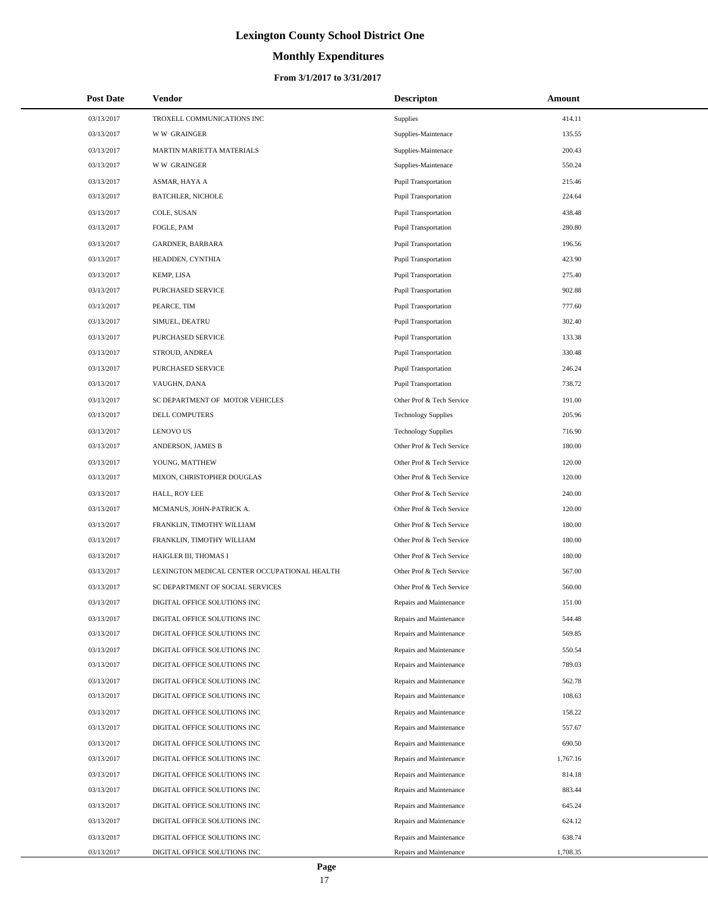# Lexington County School District One

## Monthly Expenditures

### From 3/1/2017 to 3/31/2017

| Post Date | Vendor | Descripton | Amount |
|---|---|---|---|
| 03/13/2017 | TROXELL COMMUNICATIONS INC | Supplies | 414.11 |
| 03/13/2017 | W W GRAINGER | Supplies-Maintenace | 135.55 |
| 03/13/2017 | MARTIN MARIETTA MATERIALS | Supplies-Maintenace | 200.43 |
| 03/13/2017 | W W GRAINGER | Supplies-Maintenace | 550.24 |
| 03/13/2017 | ASMAR, HAYA A | Pupil Transportation | 215.46 |
| 03/13/2017 | BATCHLER, NICHOLE | Pupil Transportation | 224.64 |
| 03/13/2017 | COLE, SUSAN | Pupil Transportation | 438.48 |
| 03/13/2017 | FOGLE, PAM | Pupil Transportation | 280.80 |
| 03/13/2017 | GARDNER, BARBARA | Pupil Transportation | 196.56 |
| 03/13/2017 | HEADDEN, CYNTHIA | Pupil Transportation | 423.90 |
| 03/13/2017 | KEMP, LISA | Pupil Transportation | 275.40 |
| 03/13/2017 | PURCHASED SERVICE | Pupil Transportation | 902.88 |
| 03/13/2017 | PEARCE, TIM | Pupil Transportation | 777.60 |
| 03/13/2017 | SIMUEL, DEATRU | Pupil Transportation | 302.40 |
| 03/13/2017 | PURCHASED SERVICE | Pupil Transportation | 133.38 |
| 03/13/2017 | STROUD, ANDREA | Pupil Transportation | 330.48 |
| 03/13/2017 | PURCHASED SERVICE | Pupil Transportation | 246.24 |
| 03/13/2017 | VAUGHN, DANA | Pupil Transportation | 738.72 |
| 03/13/2017 | SC DEPARTMENT OF MOTOR VEHICLES | Other Prof & Tech Service | 191.00 |
| 03/13/2017 | DELL COMPUTERS | Technology Supplies | 205.96 |
| 03/13/2017 | LENOVO US | Technology Supplies | 716.90 |
| 03/13/2017 | ANDERSON, JAMES B | Other Prof & Tech Service | 180.00 |
| 03/13/2017 | YOUNG, MATTHEW | Other Prof & Tech Service | 120.00 |
| 03/13/2017 | MIXON, CHRISTOPHER DOUGLAS | Other Prof & Tech Service | 120.00 |
| 03/13/2017 | HALL, ROY LEE | Other Prof & Tech Service | 240.00 |
| 03/13/2017 | MCMANUS, JOHN-PATRICK A. | Other Prof & Tech Service | 120.00 |
| 03/13/2017 | FRANKLIN, TIMOTHY WILLIAM | Other Prof & Tech Service | 180.00 |
| 03/13/2017 | FRANKLIN, TIMOTHY WILLIAM | Other Prof & Tech Service | 180.00 |
| 03/13/2017 | HAIGLER III, THOMAS I | Other Prof & Tech Service | 180.00 |
| 03/13/2017 | LEXINGTON MEDICAL CENTER OCCUPATIONAL HEALTH | Other Prof & Tech Service | 567.00 |
| 03/13/2017 | SC DEPARTMENT OF SOCIAL SERVICES | Other Prof & Tech Service | 560.00 |
| 03/13/2017 | DIGITAL OFFICE SOLUTIONS INC | Repairs and Maintenance | 151.00 |
| 03/13/2017 | DIGITAL OFFICE SOLUTIONS INC | Repairs and Maintenance | 544.48 |
| 03/13/2017 | DIGITAL OFFICE SOLUTIONS INC | Repairs and Maintenance | 569.85 |
| 03/13/2017 | DIGITAL OFFICE SOLUTIONS INC | Repairs and Maintenance | 550.54 |
| 03/13/2017 | DIGITAL OFFICE SOLUTIONS INC | Repairs and Maintenance | 789.03 |
| 03/13/2017 | DIGITAL OFFICE SOLUTIONS INC | Repairs and Maintenance | 562.78 |
| 03/13/2017 | DIGITAL OFFICE SOLUTIONS INC | Repairs and Maintenance | 108.63 |
| 03/13/2017 | DIGITAL OFFICE SOLUTIONS INC | Repairs and Maintenance | 158.22 |
| 03/13/2017 | DIGITAL OFFICE SOLUTIONS INC | Repairs and Maintenance | 557.67 |
| 03/13/2017 | DIGITAL OFFICE SOLUTIONS INC | Repairs and Maintenance | 690.50 |
| 03/13/2017 | DIGITAL OFFICE SOLUTIONS INC | Repairs and Maintenance | 1,767.16 |
| 03/13/2017 | DIGITAL OFFICE SOLUTIONS INC | Repairs and Maintenance | 814.18 |
| 03/13/2017 | DIGITAL OFFICE SOLUTIONS INC | Repairs and Maintenance | 883.44 |
| 03/13/2017 | DIGITAL OFFICE SOLUTIONS INC | Repairs and Maintenance | 645.24 |
| 03/13/2017 | DIGITAL OFFICE SOLUTIONS INC | Repairs and Maintenance | 624.12 |
| 03/13/2017 | DIGITAL OFFICE SOLUTIONS INC | Repairs and Maintenance | 638.74 |
| 03/13/2017 | DIGITAL OFFICE SOLUTIONS INC | Repairs and Maintenance | 1,708.35 |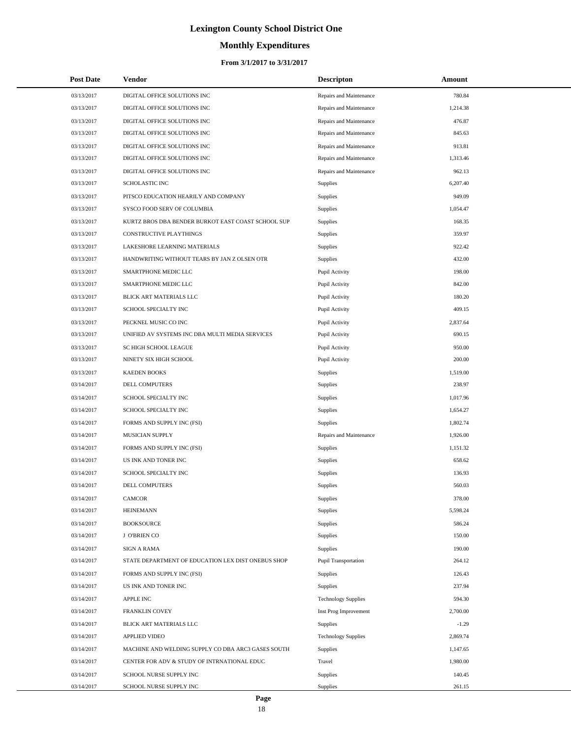# Lexington County School District One

## Monthly Expenditures

### From 3/1/2017 to 3/31/2017

| Post Date | Vendor | Descripton | Amount |
|---|---|---|---|
| 03/13/2017 | DIGITAL OFFICE SOLUTIONS INC | Repairs and Maintenance | 780.84 |
| 03/13/2017 | DIGITAL OFFICE SOLUTIONS INC | Repairs and Maintenance | 1,214.38 |
| 03/13/2017 | DIGITAL OFFICE SOLUTIONS INC | Repairs and Maintenance | 476.87 |
| 03/13/2017 | DIGITAL OFFICE SOLUTIONS INC | Repairs and Maintenance | 845.63 |
| 03/13/2017 | DIGITAL OFFICE SOLUTIONS INC | Repairs and Maintenance | 913.81 |
| 03/13/2017 | DIGITAL OFFICE SOLUTIONS INC | Repairs and Maintenance | 1,313.46 |
| 03/13/2017 | DIGITAL OFFICE SOLUTIONS INC | Repairs and Maintenance | 962.13 |
| 03/13/2017 | SCHOLASTIC INC | Supplies | 6,207.40 |
| 03/13/2017 | PITSCO EDUCATION HEARILY AND COMPANY | Supplies | 949.09 |
| 03/13/2017 | SYSCO FOOD SERV OF COLUMBIA | Supplies | 1,054.47 |
| 03/13/2017 | KURTZ BROS DBA BENDER BURKOT EAST COAST SCHOOL SUP | Supplies | 168.35 |
| 03/13/2017 | CONSTRUCTIVE PLAYTHINGS | Supplies | 359.97 |
| 03/13/2017 | LAKESHORE LEARNING MATERIALS | Supplies | 922.42 |
| 03/13/2017 | HANDWRITING WITHOUT TEARS BY JAN Z OLSEN OTR | Supplies | 432.00 |
| 03/13/2017 | SMARTPHONE MEDIC LLC | Pupil Activity | 198.00 |
| 03/13/2017 | SMARTPHONE MEDIC LLC | Pupil Activity | 842.00 |
| 03/13/2017 | BLICK ART MATERIALS LLC | Pupil Activity | 180.20 |
| 03/13/2017 | SCHOOL SPECIALTY INC | Pupil Activity | 409.15 |
| 03/13/2017 | PECKNEL MUSIC CO INC | Pupil Activity | 2,837.64 |
| 03/13/2017 | UNIFIED AV SYSTEMS INC DBA MULTI MEDIA SERVICES | Pupil Activity | 690.15 |
| 03/13/2017 | SC HIGH SCHOOL LEAGUE | Pupil Activity | 950.00 |
| 03/13/2017 | NINETY SIX HIGH SCHOOL | Pupil Activity | 200.00 |
| 03/13/2017 | KAEDEN BOOKS | Supplies | 1,519.00 |
| 03/14/2017 | DELL COMPUTERS | Supplies | 238.97 |
| 03/14/2017 | SCHOOL SPECIALTY INC | Supplies | 1,017.96 |
| 03/14/2017 | SCHOOL SPECIALTY INC | Supplies | 1,654.27 |
| 03/14/2017 | FORMS AND SUPPLY INC (FSI) | Supplies | 1,802.74 |
| 03/14/2017 | MUSICIAN SUPPLY | Repairs and Maintenance | 1,926.00 |
| 03/14/2017 | FORMS AND SUPPLY INC (FSI) | Supplies | 1,151.32 |
| 03/14/2017 | US INK AND TONER INC | Supplies | 658.62 |
| 03/14/2017 | SCHOOL SPECIALTY INC | Supplies | 136.93 |
| 03/14/2017 | DELL COMPUTERS | Supplies | 560.03 |
| 03/14/2017 | CAMCOR | Supplies | 378.00 |
| 03/14/2017 | HEINEMANN | Supplies | 5,598.24 |
| 03/14/2017 | BOOKSOURCE | Supplies | 586.24 |
| 03/14/2017 | J O'BRIEN CO | Supplies | 150.00 |
| 03/14/2017 | SIGN A RAMA | Supplies | 190.00 |
| 03/14/2017 | STATE DEPARTMENT OF EDUCATION LEX DIST ONEBUS SHOP | Pupil Transportation | 264.12 |
| 03/14/2017 | FORMS AND SUPPLY INC (FSI) | Supplies | 126.43 |
| 03/14/2017 | US INK AND TONER INC | Supplies | 237.94 |
| 03/14/2017 | APPLE INC | Technology Supplies | 594.30 |
| 03/14/2017 | FRANKLIN COVEY | Inst Prog Improvement | 2,700.00 |
| 03/14/2017 | BLICK ART MATERIALS LLC | Supplies | -1.29 |
| 03/14/2017 | APPLIED VIDEO | Technology Supplies | 2,869.74 |
| 03/14/2017 | MACHINE AND WELDING SUPPLY CO DBA ARC3 GASES SOUTH | Supplies | 1,147.65 |
| 03/14/2017 | CENTER FOR ADV & STUDY OF INTRNATIONAL EDUC | Travel | 1,980.00 |
| 03/14/2017 | SCHOOL NURSE SUPPLY INC | Supplies | 140.45 |
| 03/14/2017 | SCHOOL NURSE SUPPLY INC | Supplies | 261.15 |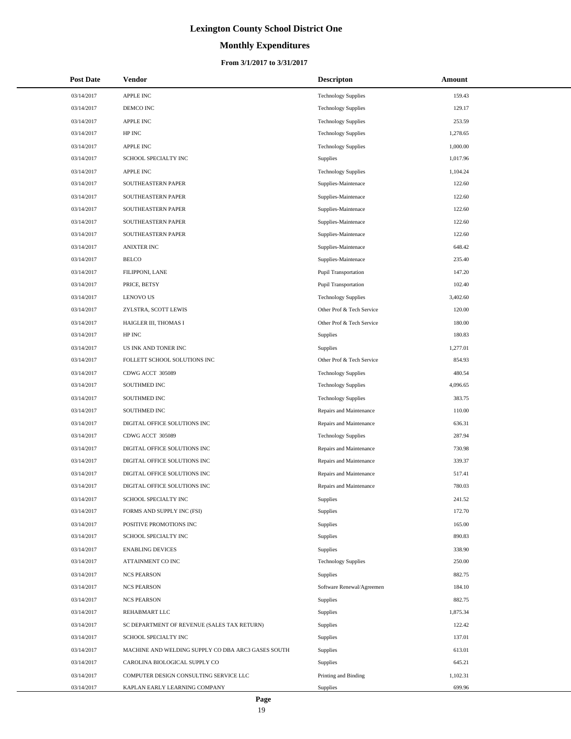# Lexington County School District One

## Monthly Expenditures

### From 3/1/2017 to 3/31/2017

| Post Date | Vendor | Descripton | Amount |
|---|---|---|---|
| 03/14/2017 | APPLE INC | Technology Supplies | 159.43 |
| 03/14/2017 | DEMCO INC | Technology Supplies | 129.17 |
| 03/14/2017 | APPLE INC | Technology Supplies | 253.59 |
| 03/14/2017 | HP INC | Technology Supplies | 1,278.65 |
| 03/14/2017 | APPLE INC | Technology Supplies | 1,000.00 |
| 03/14/2017 | SCHOOL SPECIALTY INC | Supplies | 1,017.96 |
| 03/14/2017 | APPLE INC | Technology Supplies | 1,104.24 |
| 03/14/2017 | SOUTHEASTERN PAPER | Supplies-Maintenace | 122.60 |
| 03/14/2017 | SOUTHEASTERN PAPER | Supplies-Maintenace | 122.60 |
| 03/14/2017 | SOUTHEASTERN PAPER | Supplies-Maintenace | 122.60 |
| 03/14/2017 | SOUTHEASTERN PAPER | Supplies-Maintenace | 122.60 |
| 03/14/2017 | SOUTHEASTERN PAPER | Supplies-Maintenace | 122.60 |
| 03/14/2017 | ANIXTER INC | Supplies-Maintenace | 648.42 |
| 03/14/2017 | BELCO | Supplies-Maintenace | 235.40 |
| 03/14/2017 | FILIPPONI, LANE | Pupil Transportation | 147.20 |
| 03/14/2017 | PRICE, BETSY | Pupil Transportation | 102.40 |
| 03/14/2017 | LENOVO US | Technology Supplies | 3,402.60 |
| 03/14/2017 | ZYLSTRA, SCOTT LEWIS | Other Prof & Tech Service | 120.00 |
| 03/14/2017 | HAIGLER III, THOMAS I | Other Prof & Tech Service | 180.00 |
| 03/14/2017 | HP INC | Supplies | 180.83 |
| 03/14/2017 | US INK AND TONER INC | Supplies | 1,277.01 |
| 03/14/2017 | FOLLETT SCHOOL SOLUTIONS INC | Other Prof & Tech Service | 854.93 |
| 03/14/2017 | CDWG ACCT 305089 | Technology Supplies | 480.54 |
| 03/14/2017 | SOUTHMED INC | Technology Supplies | 4,096.65 |
| 03/14/2017 | SOUTHMED INC | Technology Supplies | 383.75 |
| 03/14/2017 | SOUTHMED INC | Repairs and Maintenance | 110.00 |
| 03/14/2017 | DIGITAL OFFICE SOLUTIONS INC | Repairs and Maintenance | 636.31 |
| 03/14/2017 | CDWG ACCT 305089 | Technology Supplies | 287.94 |
| 03/14/2017 | DIGITAL OFFICE SOLUTIONS INC | Repairs and Maintenance | 730.98 |
| 03/14/2017 | DIGITAL OFFICE SOLUTIONS INC | Repairs and Maintenance | 339.37 |
| 03/14/2017 | DIGITAL OFFICE SOLUTIONS INC | Repairs and Maintenance | 517.41 |
| 03/14/2017 | DIGITAL OFFICE SOLUTIONS INC | Repairs and Maintenance | 780.03 |
| 03/14/2017 | SCHOOL SPECIALTY INC | Supplies | 241.52 |
| 03/14/2017 | FORMS AND SUPPLY INC (FSI) | Supplies | 172.70 |
| 03/14/2017 | POSITIVE PROMOTIONS INC | Supplies | 165.00 |
| 03/14/2017 | SCHOOL SPECIALTY INC | Supplies | 890.83 |
| 03/14/2017 | ENABLING DEVICES | Supplies | 338.90 |
| 03/14/2017 | ATTAINMENT CO INC | Technology Supplies | 250.00 |
| 03/14/2017 | NCS PEARSON | Supplies | 882.75 |
| 03/14/2017 | NCS PEARSON | Software Renewal/Agreemen | 184.10 |
| 03/14/2017 | NCS PEARSON | Supplies | 882.75 |
| 03/14/2017 | REHABMART LLC | Supplies | 1,875.34 |
| 03/14/2017 | SC DEPARTMENT OF REVENUE (SALES TAX RETURN) | Supplies | 122.42 |
| 03/14/2017 | SCHOOL SPECIALTY INC | Supplies | 137.01 |
| 03/14/2017 | MACHINE AND WELDING SUPPLY CO DBA ARC3 GASES SOUTH | Supplies | 613.01 |
| 03/14/2017 | CAROLINA BIOLOGICAL SUPPLY CO | Supplies | 645.21 |
| 03/14/2017 | COMPUTER DESIGN CONSULTING SERVICE LLC | Printing and Binding | 1,102.31 |
| 03/14/2017 | KAPLAN EARLY LEARNING COMPANY | Supplies | 699.96 |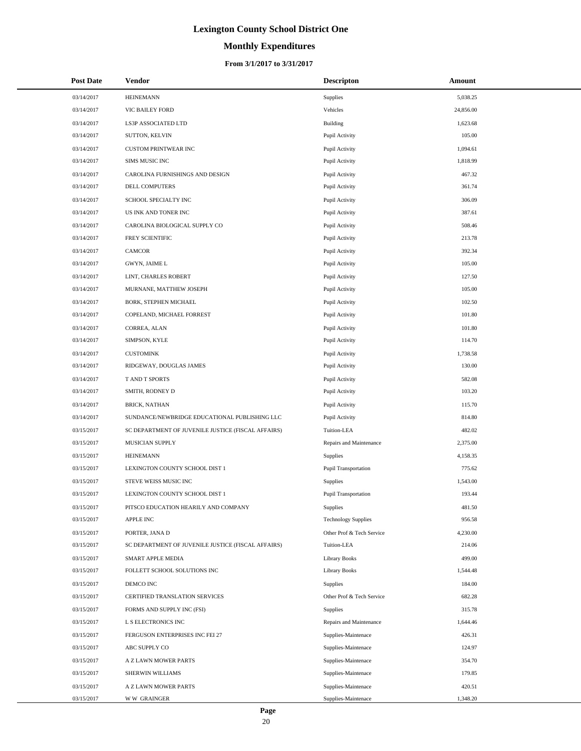# Lexington County School District One

## Monthly Expenditures

### From 3/1/2017 to 3/31/2017

| Post Date | Vendor | Descripton | Amount |
|---|---|---|---|
| 03/14/2017 | HEINEMANN | Supplies | 5,038.25 |
| 03/14/2017 | VIC BAILEY FORD | Vehicles | 24,856.00 |
| 03/14/2017 | LS3P ASSOCIATED LTD | Building | 1,623.68 |
| 03/14/2017 | SUTTON, KELVIN | Pupil Activity | 105.00 |
| 03/14/2017 | CUSTOM PRINTWEAR INC | Pupil Activity | 1,094.61 |
| 03/14/2017 | SIMS MUSIC INC | Pupil Activity | 1,818.99 |
| 03/14/2017 | CAROLINA FURNISHINGS AND DESIGN | Pupil Activity | 467.32 |
| 03/14/2017 | DELL COMPUTERS | Pupil Activity | 361.74 |
| 03/14/2017 | SCHOOL SPECIALTY INC | Pupil Activity | 306.09 |
| 03/14/2017 | US INK AND TONER INC | Pupil Activity | 387.61 |
| 03/14/2017 | CAROLINA BIOLOGICAL SUPPLY CO | Pupil Activity | 508.46 |
| 03/14/2017 | FREY SCIENTIFIC | Pupil Activity | 213.78 |
| 03/14/2017 | CAMCOR | Pupil Activity | 392.34 |
| 03/14/2017 | GWYN, JAIME L | Pupil Activity | 105.00 |
| 03/14/2017 | LINT, CHARLES ROBERT | Pupil Activity | 127.50 |
| 03/14/2017 | MURNANE, MATTHEW JOSEPH | Pupil Activity | 105.00 |
| 03/14/2017 | BORK, STEPHEN MICHAEL | Pupil Activity | 102.50 |
| 03/14/2017 | COPELAND, MICHAEL FORREST | Pupil Activity | 101.80 |
| 03/14/2017 | CORREA, ALAN | Pupil Activity | 101.80 |
| 03/14/2017 | SIMPSON, KYLE | Pupil Activity | 114.70 |
| 03/14/2017 | CUSTOMINK | Pupil Activity | 1,738.58 |
| 03/14/2017 | RIDGEWAY, DOUGLAS JAMES | Pupil Activity | 130.00 |
| 03/14/2017 | T AND T SPORTS | Pupil Activity | 582.08 |
| 03/14/2017 | SMITH, RODNEY D | Pupil Activity | 103.20 |
| 03/14/2017 | BRICK, NATHAN | Pupil Activity | 115.70 |
| 03/14/2017 | SUNDANCE/NEWBRIDGE EDUCATIONAL PUBLISHING LLC | Pupil Activity | 814.80 |
| 03/15/2017 | SC DEPARTMENT OF JUVENILE JUSTICE (FISCAL AFFAIRS) | Tuition-LEA | 482.02 |
| 03/15/2017 | MUSICIAN SUPPLY | Repairs and Maintenance | 2,375.00 |
| 03/15/2017 | HEINEMANN | Supplies | 4,158.35 |
| 03/15/2017 | LEXINGTON COUNTY SCHOOL DIST 1 | Pupil Transportation | 775.62 |
| 03/15/2017 | STEVE WEISS MUSIC INC | Supplies | 1,543.00 |
| 03/15/2017 | LEXINGTON COUNTY SCHOOL DIST 1 | Pupil Transportation | 193.44 |
| 03/15/2017 | PITSCO EDUCATION HEARILY AND COMPANY | Supplies | 481.50 |
| 03/15/2017 | APPLE INC | Technology Supplies | 956.58 |
| 03/15/2017 | PORTER, JANA D | Other Prof & Tech Service | 4,230.00 |
| 03/15/2017 | SC DEPARTMENT OF JUVENILE JUSTICE (FISCAL AFFAIRS) | Tuition-LEA | 214.06 |
| 03/15/2017 | SMART APPLE MEDIA | Library Books | 499.00 |
| 03/15/2017 | FOLLETT SCHOOL SOLUTIONS INC | Library Books | 1,544.48 |
| 03/15/2017 | DEMCO INC | Supplies | 184.00 |
| 03/15/2017 | CERTIFIED TRANSLATION SERVICES | Other Prof & Tech Service | 682.28 |
| 03/15/2017 | FORMS AND SUPPLY INC (FSI) | Supplies | 315.78 |
| 03/15/2017 | L S ELECTRONICS INC | Repairs and Maintenance | 1,644.46 |
| 03/15/2017 | FERGUSON ENTERPRISES INC FEI 27 | Supplies-Maintenace | 426.31 |
| 03/15/2017 | ABC SUPPLY CO | Supplies-Maintenace | 124.97 |
| 03/15/2017 | A Z LAWN MOWER PARTS | Supplies-Maintenace | 354.70 |
| 03/15/2017 | SHERWIN WILLIAMS | Supplies-Maintenace | 179.85 |
| 03/15/2017 | A Z LAWN MOWER PARTS | Supplies-Maintenace | 420.51 |
| 03/15/2017 | W W GRAINGER | Supplies-Maintenace | 1,348.20 |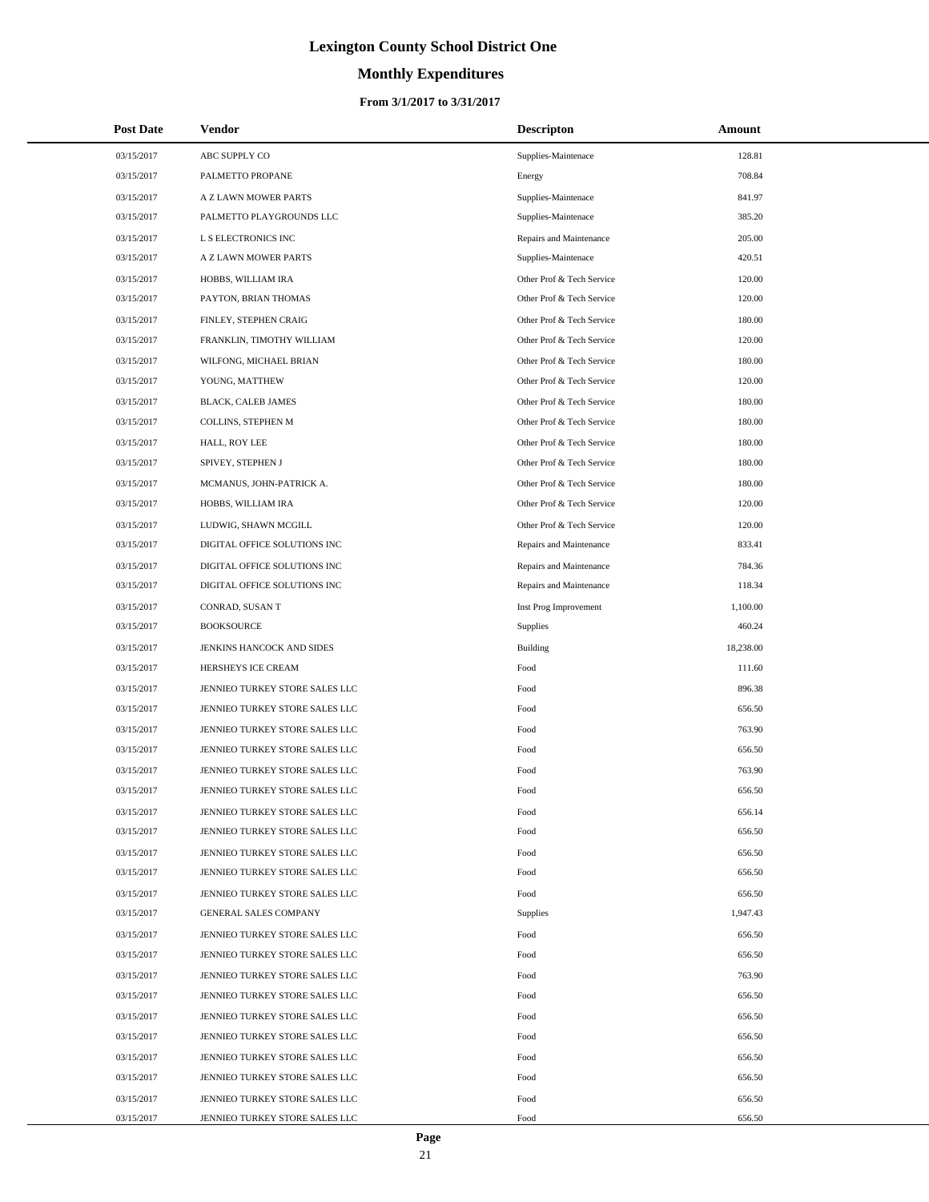# Lexington County School District One

## Monthly Expenditures

### From 3/1/2017 to 3/31/2017

| Post Date | Vendor | Descripton | Amount |
|---|---|---|---|
| 03/15/2017 | ABC SUPPLY CO | Supplies-Maintenace | 128.81 |
| 03/15/2017 | PALMETTO PROPANE | Energy | 708.84 |
| 03/15/2017 | A Z LAWN MOWER PARTS | Supplies-Maintenace | 841.97 |
| 03/15/2017 | PALMETTO PLAYGROUNDS LLC | Supplies-Maintenace | 385.20 |
| 03/15/2017 | L S ELECTRONICS INC | Repairs and Maintenance | 205.00 |
| 03/15/2017 | A Z LAWN MOWER PARTS | Supplies-Maintenace | 420.51 |
| 03/15/2017 | HOBBS, WILLIAM IRA | Other Prof & Tech Service | 120.00 |
| 03/15/2017 | PAYTON, BRIAN THOMAS | Other Prof & Tech Service | 120.00 |
| 03/15/2017 | FINLEY, STEPHEN CRAIG | Other Prof & Tech Service | 180.00 |
| 03/15/2017 | FRANKLIN, TIMOTHY WILLIAM | Other Prof & Tech Service | 120.00 |
| 03/15/2017 | WILFONG, MICHAEL BRIAN | Other Prof & Tech Service | 180.00 |
| 03/15/2017 | YOUNG, MATTHEW | Other Prof & Tech Service | 120.00 |
| 03/15/2017 | BLACK, CALEB JAMES | Other Prof & Tech Service | 180.00 |
| 03/15/2017 | COLLINS, STEPHEN M | Other Prof & Tech Service | 180.00 |
| 03/15/2017 | HALL, ROY LEE | Other Prof & Tech Service | 180.00 |
| 03/15/2017 | SPIVEY, STEPHEN J | Other Prof & Tech Service | 180.00 |
| 03/15/2017 | MCMANUS, JOHN-PATRICK A. | Other Prof & Tech Service | 180.00 |
| 03/15/2017 | HOBBS, WILLIAM IRA | Other Prof & Tech Service | 120.00 |
| 03/15/2017 | LUDWIG, SHAWN MCGILL | Other Prof & Tech Service | 120.00 |
| 03/15/2017 | DIGITAL OFFICE SOLUTIONS INC | Repairs and Maintenance | 833.41 |
| 03/15/2017 | DIGITAL OFFICE SOLUTIONS INC | Repairs and Maintenance | 784.36 |
| 03/15/2017 | DIGITAL OFFICE SOLUTIONS INC | Repairs and Maintenance | 118.34 |
| 03/15/2017 | CONRAD, SUSAN T | Inst Prog Improvement | 1,100.00 |
| 03/15/2017 | BOOKSOURCE | Supplies | 460.24 |
| 03/15/2017 | JENKINS HANCOCK AND SIDES | Building | 18,238.00 |
| 03/15/2017 | HERSHEYS ICE CREAM | Food | 111.60 |
| 03/15/2017 | JENNIEO TURKEY STORE SALES LLC | Food | 896.38 |
| 03/15/2017 | JENNIEO TURKEY STORE SALES LLC | Food | 656.50 |
| 03/15/2017 | JENNIEO TURKEY STORE SALES LLC | Food | 763.90 |
| 03/15/2017 | JENNIEO TURKEY STORE SALES LLC | Food | 656.50 |
| 03/15/2017 | JENNIEO TURKEY STORE SALES LLC | Food | 763.90 |
| 03/15/2017 | JENNIEO TURKEY STORE SALES LLC | Food | 656.50 |
| 03/15/2017 | JENNIEO TURKEY STORE SALES LLC | Food | 656.14 |
| 03/15/2017 | JENNIEO TURKEY STORE SALES LLC | Food | 656.50 |
| 03/15/2017 | JENNIEO TURKEY STORE SALES LLC | Food | 656.50 |
| 03/15/2017 | JENNIEO TURKEY STORE SALES LLC | Food | 656.50 |
| 03/15/2017 | JENNIEO TURKEY STORE SALES LLC | Food | 656.50 |
| 03/15/2017 | GENERAL SALES COMPANY | Supplies | 1,947.43 |
| 03/15/2017 | JENNIEO TURKEY STORE SALES LLC | Food | 656.50 |
| 03/15/2017 | JENNIEO TURKEY STORE SALES LLC | Food | 656.50 |
| 03/15/2017 | JENNIEO TURKEY STORE SALES LLC | Food | 763.90 |
| 03/15/2017 | JENNIEO TURKEY STORE SALES LLC | Food | 656.50 |
| 03/15/2017 | JENNIEO TURKEY STORE SALES LLC | Food | 656.50 |
| 03/15/2017 | JENNIEO TURKEY STORE SALES LLC | Food | 656.50 |
| 03/15/2017 | JENNIEO TURKEY STORE SALES LLC | Food | 656.50 |
| 03/15/2017 | JENNIEO TURKEY STORE SALES LLC | Food | 656.50 |
| 03/15/2017 | JENNIEO TURKEY STORE SALES LLC | Food | 656.50 |
| 03/15/2017 | JENNIEO TURKEY STORE SALES LLC | Food | 656.50 |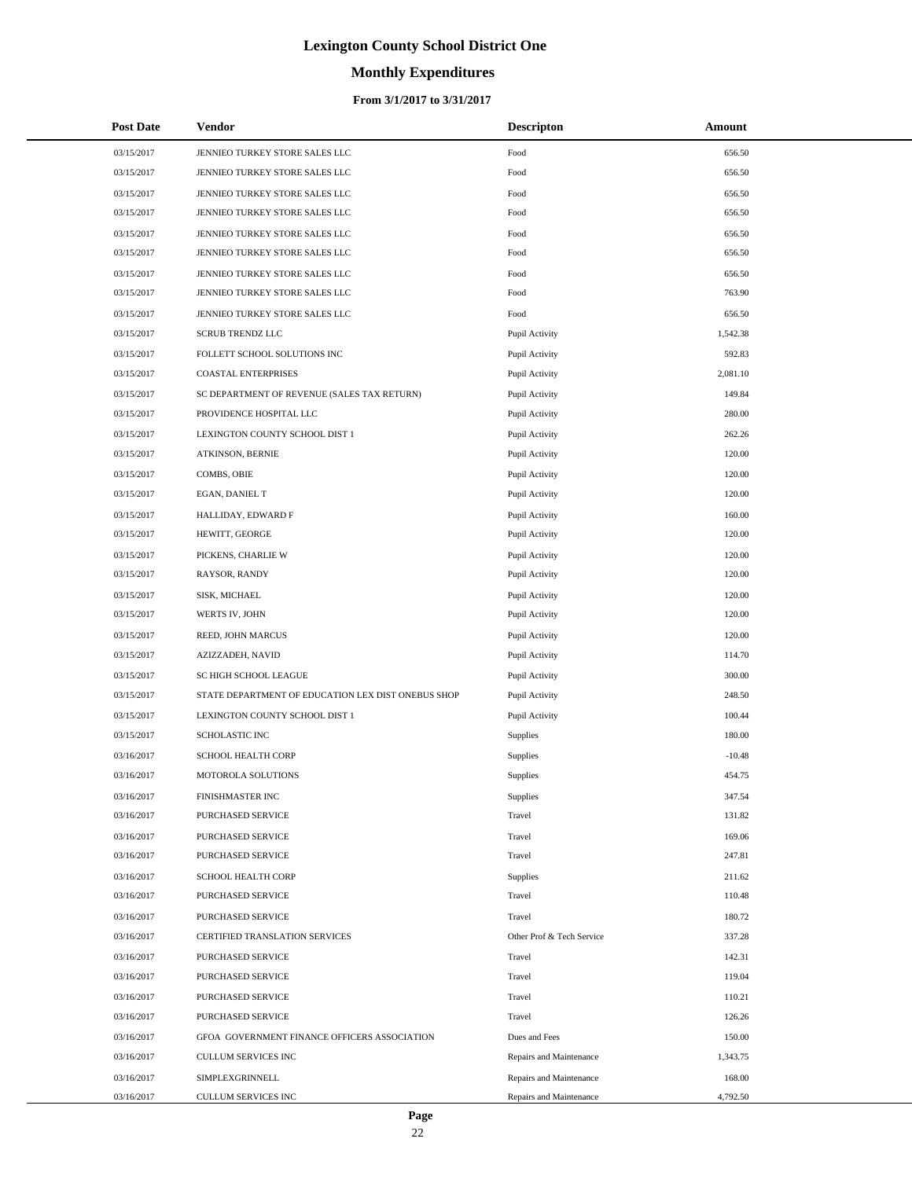# Lexington County School District One

## Monthly Expenditures

### From 3/1/2017 to 3/31/2017

| Post Date | Vendor | Descripton | Amount |
|---|---|---|---|
| 03/15/2017 | JENNIEO TURKEY STORE SALES LLC | Food | 656.50 |
| 03/15/2017 | JENNIEO TURKEY STORE SALES LLC | Food | 656.50 |
| 03/15/2017 | JENNIEO TURKEY STORE SALES LLC | Food | 656.50 |
| 03/15/2017 | JENNIEO TURKEY STORE SALES LLC | Food | 656.50 |
| 03/15/2017 | JENNIEO TURKEY STORE SALES LLC | Food | 656.50 |
| 03/15/2017 | JENNIEO TURKEY STORE SALES LLC | Food | 656.50 |
| 03/15/2017 | JENNIEO TURKEY STORE SALES LLC | Food | 656.50 |
| 03/15/2017 | JENNIEO TURKEY STORE SALES LLC | Food | 763.90 |
| 03/15/2017 | JENNIEO TURKEY STORE SALES LLC | Food | 656.50 |
| 03/15/2017 | SCRUB TRENDZ LLC | Pupil Activity | 1,542.38 |
| 03/15/2017 | FOLLETT SCHOOL SOLUTIONS INC | Pupil Activity | 592.83 |
| 03/15/2017 | COASTAL ENTERPRISES | Pupil Activity | 2,081.10 |
| 03/15/2017 | SC DEPARTMENT OF REVENUE (SALES TAX RETURN) | Pupil Activity | 149.84 |
| 03/15/2017 | PROVIDENCE HOSPITAL LLC | Pupil Activity | 280.00 |
| 03/15/2017 | LEXINGTON COUNTY SCHOOL DIST 1 | Pupil Activity | 262.26 |
| 03/15/2017 | ATKINSON, BERNIE | Pupil Activity | 120.00 |
| 03/15/2017 | COMBS, OBIE | Pupil Activity | 120.00 |
| 03/15/2017 | EGAN, DANIEL T | Pupil Activity | 120.00 |
| 03/15/2017 | HALLIDAY, EDWARD F | Pupil Activity | 160.00 |
| 03/15/2017 | HEWITT, GEORGE | Pupil Activity | 120.00 |
| 03/15/2017 | PICKENS, CHARLIE W | Pupil Activity | 120.00 |
| 03/15/2017 | RAYSOR, RANDY | Pupil Activity | 120.00 |
| 03/15/2017 | SISK, MICHAEL | Pupil Activity | 120.00 |
| 03/15/2017 | WERTS IV, JOHN | Pupil Activity | 120.00 |
| 03/15/2017 | REED, JOHN MARCUS | Pupil Activity | 120.00 |
| 03/15/2017 | AZIZZADEH, NAVID | Pupil Activity | 114.70 |
| 03/15/2017 | SC HIGH SCHOOL LEAGUE | Pupil Activity | 300.00 |
| 03/15/2017 | STATE DEPARTMENT OF EDUCATION LEX DIST ONEBUS SHOP | Pupil Activity | 248.50 |
| 03/15/2017 | LEXINGTON COUNTY SCHOOL DIST 1 | Pupil Activity | 100.44 |
| 03/15/2017 | SCHOLASTIC INC | Supplies | 180.00 |
| 03/16/2017 | SCHOOL HEALTH CORP | Supplies | -10.48 |
| 03/16/2017 | MOTOROLA SOLUTIONS | Supplies | 454.75 |
| 03/16/2017 | FINISHMASTER INC | Supplies | 347.54 |
| 03/16/2017 | PURCHASED SERVICE | Travel | 131.82 |
| 03/16/2017 | PURCHASED SERVICE | Travel | 169.06 |
| 03/16/2017 | PURCHASED SERVICE | Travel | 247.81 |
| 03/16/2017 | SCHOOL HEALTH CORP | Supplies | 211.62 |
| 03/16/2017 | PURCHASED SERVICE | Travel | 110.48 |
| 03/16/2017 | PURCHASED SERVICE | Travel | 180.72 |
| 03/16/2017 | CERTIFIED TRANSLATION SERVICES | Other Prof & Tech Service | 337.28 |
| 03/16/2017 | PURCHASED SERVICE | Travel | 142.31 |
| 03/16/2017 | PURCHASED SERVICE | Travel | 119.04 |
| 03/16/2017 | PURCHASED SERVICE | Travel | 110.21 |
| 03/16/2017 | PURCHASED SERVICE | Travel | 126.26 |
| 03/16/2017 | GFOA GOVERNMENT FINANCE OFFICERS ASSOCIATION | Dues and Fees | 150.00 |
| 03/16/2017 | CULLUM SERVICES INC | Repairs and Maintenance | 1,343.75 |
| 03/16/2017 | SIMPLEXGRINNELL | Repairs and Maintenance | 168.00 |
| 03/16/2017 | CULLUM SERVICES INC | Repairs and Maintenance | 4,792.50 |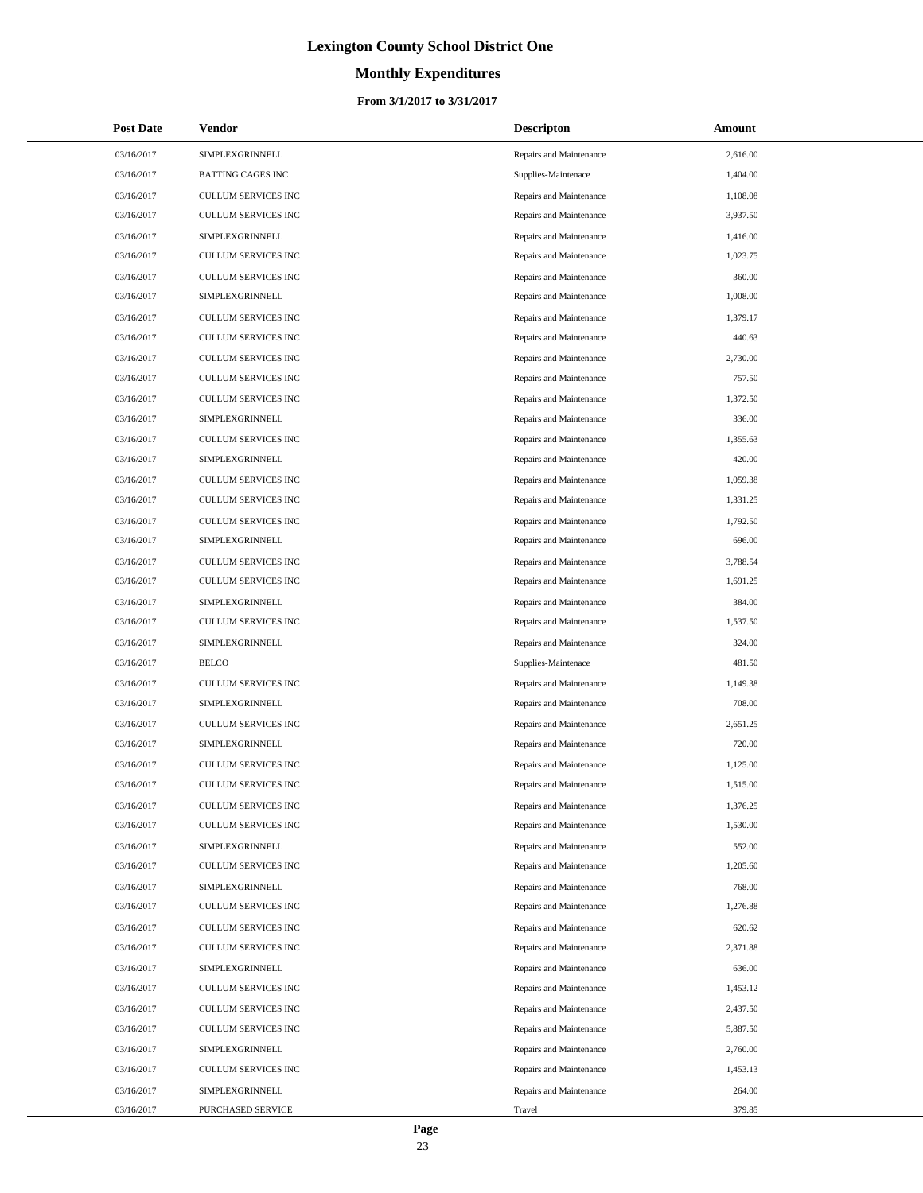# Lexington County School District One

## Monthly Expenditures

### From 3/1/2017 to 3/31/2017

| Post Date | Vendor | Descripton | Amount |
|---|---|---|---|
| 03/16/2017 | SIMPLEXGRINNELL | Repairs and Maintenance | 2,616.00 |
| 03/16/2017 | BATTING CAGES INC | Supplies-Maintenace | 1,404.00 |
| 03/16/2017 | CULLUM SERVICES INC | Repairs and Maintenance | 1,108.08 |
| 03/16/2017 | CULLUM SERVICES INC | Repairs and Maintenance | 3,937.50 |
| 03/16/2017 | SIMPLEXGRINNELL | Repairs and Maintenance | 1,416.00 |
| 03/16/2017 | CULLUM SERVICES INC | Repairs and Maintenance | 1,023.75 |
| 03/16/2017 | CULLUM SERVICES INC | Repairs and Maintenance | 360.00 |
| 03/16/2017 | SIMPLEXGRINNELL | Repairs and Maintenance | 1,008.00 |
| 03/16/2017 | CULLUM SERVICES INC | Repairs and Maintenance | 1,379.17 |
| 03/16/2017 | CULLUM SERVICES INC | Repairs and Maintenance | 440.63 |
| 03/16/2017 | CULLUM SERVICES INC | Repairs and Maintenance | 2,730.00 |
| 03/16/2017 | CULLUM SERVICES INC | Repairs and Maintenance | 757.50 |
| 03/16/2017 | CULLUM SERVICES INC | Repairs and Maintenance | 1,372.50 |
| 03/16/2017 | SIMPLEXGRINNELL | Repairs and Maintenance | 336.00 |
| 03/16/2017 | CULLUM SERVICES INC | Repairs and Maintenance | 1,355.63 |
| 03/16/2017 | SIMPLEXGRINNELL | Repairs and Maintenance | 420.00 |
| 03/16/2017 | CULLUM SERVICES INC | Repairs and Maintenance | 1,059.38 |
| 03/16/2017 | CULLUM SERVICES INC | Repairs and Maintenance | 1,331.25 |
| 03/16/2017 | CULLUM SERVICES INC | Repairs and Maintenance | 1,792.50 |
| 03/16/2017 | SIMPLEXGRINNELL | Repairs and Maintenance | 696.00 |
| 03/16/2017 | CULLUM SERVICES INC | Repairs and Maintenance | 3,788.54 |
| 03/16/2017 | CULLUM SERVICES INC | Repairs and Maintenance | 1,691.25 |
| 03/16/2017 | SIMPLEXGRINNELL | Repairs and Maintenance | 384.00 |
| 03/16/2017 | CULLUM SERVICES INC | Repairs and Maintenance | 1,537.50 |
| 03/16/2017 | SIMPLEXGRINNELL | Repairs and Maintenance | 324.00 |
| 03/16/2017 | BELCO | Supplies-Maintenace | 481.50 |
| 03/16/2017 | CULLUM SERVICES INC | Repairs and Maintenance | 1,149.38 |
| 03/16/2017 | SIMPLEXGRINNELL | Repairs and Maintenance | 708.00 |
| 03/16/2017 | CULLUM SERVICES INC | Repairs and Maintenance | 2,651.25 |
| 03/16/2017 | SIMPLEXGRINNELL | Repairs and Maintenance | 720.00 |
| 03/16/2017 | CULLUM SERVICES INC | Repairs and Maintenance | 1,125.00 |
| 03/16/2017 | CULLUM SERVICES INC | Repairs and Maintenance | 1,515.00 |
| 03/16/2017 | CULLUM SERVICES INC | Repairs and Maintenance | 1,376.25 |
| 03/16/2017 | CULLUM SERVICES INC | Repairs and Maintenance | 1,530.00 |
| 03/16/2017 | SIMPLEXGRINNELL | Repairs and Maintenance | 552.00 |
| 03/16/2017 | CULLUM SERVICES INC | Repairs and Maintenance | 1,205.60 |
| 03/16/2017 | SIMPLEXGRINNELL | Repairs and Maintenance | 768.00 |
| 03/16/2017 | CULLUM SERVICES INC | Repairs and Maintenance | 1,276.88 |
| 03/16/2017 | CULLUM SERVICES INC | Repairs and Maintenance | 620.62 |
| 03/16/2017 | CULLUM SERVICES INC | Repairs and Maintenance | 2,371.88 |
| 03/16/2017 | SIMPLEXGRINNELL | Repairs and Maintenance | 636.00 |
| 03/16/2017 | CULLUM SERVICES INC | Repairs and Maintenance | 1,453.12 |
| 03/16/2017 | CULLUM SERVICES INC | Repairs and Maintenance | 2,437.50 |
| 03/16/2017 | CULLUM SERVICES INC | Repairs and Maintenance | 5,887.50 |
| 03/16/2017 | SIMPLEXGRINNELL | Repairs and Maintenance | 2,760.00 |
| 03/16/2017 | CULLUM SERVICES INC | Repairs and Maintenance | 1,453.13 |
| 03/16/2017 | SIMPLEXGRINNELL | Repairs and Maintenance | 264.00 |
| 03/16/2017 | PURCHASED SERVICE | Travel | 379.85 |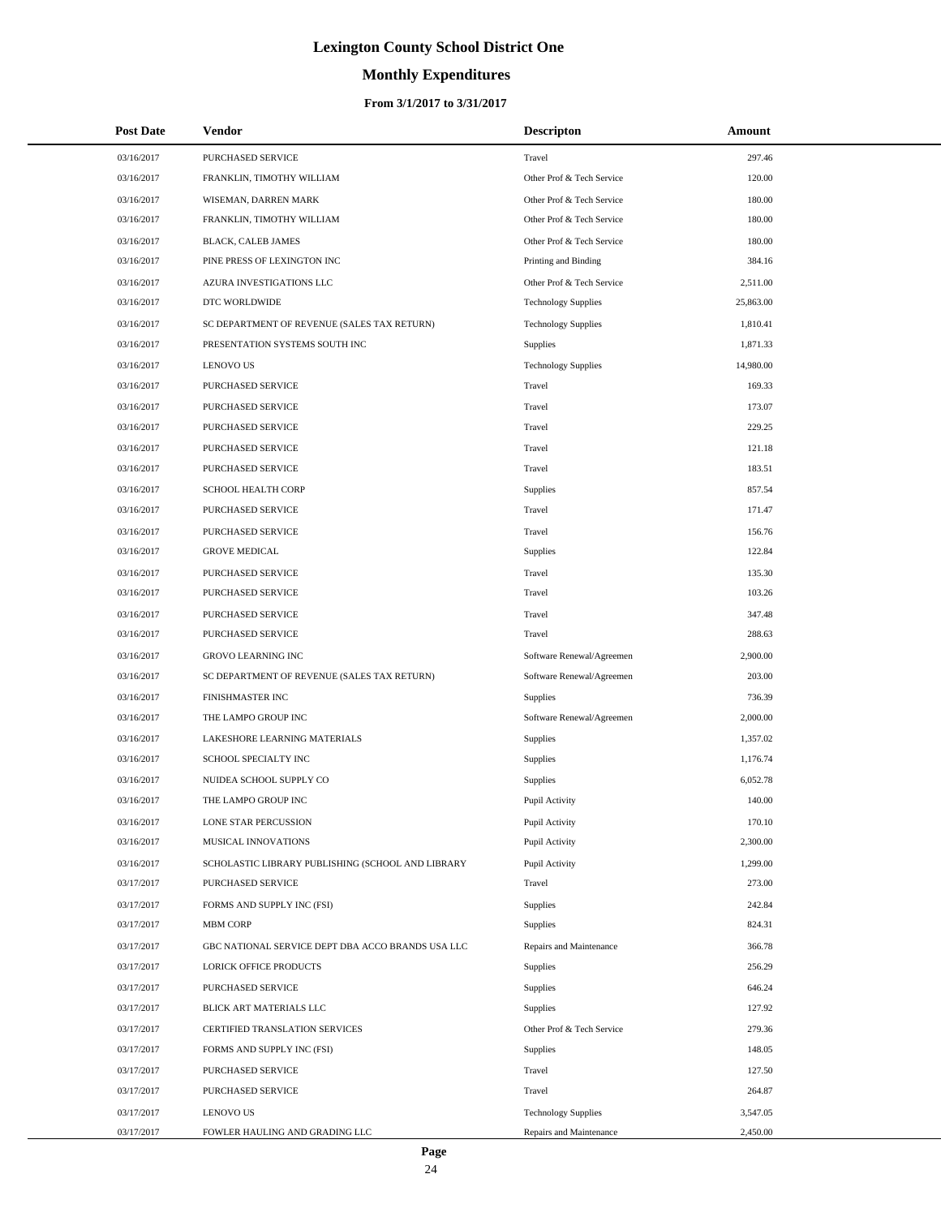# Lexington County School District One

## Monthly Expenditures

### From 3/1/2017 to 3/31/2017

| Post Date | Vendor | Descripton | Amount |
|---|---|---|---|
| 03/16/2017 | PURCHASED SERVICE | Travel | 297.46 |
| 03/16/2017 | FRANKLIN, TIMOTHY WILLIAM | Other Prof & Tech Service | 120.00 |
| 03/16/2017 | WISEMAN, DARREN MARK | Other Prof & Tech Service | 180.00 |
| 03/16/2017 | FRANKLIN, TIMOTHY WILLIAM | Other Prof & Tech Service | 180.00 |
| 03/16/2017 | BLACK, CALEB JAMES | Other Prof & Tech Service | 180.00 |
| 03/16/2017 | PINE PRESS OF LEXINGTON INC | Printing and Binding | 384.16 |
| 03/16/2017 | AZURA INVESTIGATIONS LLC | Other Prof & Tech Service | 2,511.00 |
| 03/16/2017 | DTC WORLDWIDE | Technology Supplies | 25,863.00 |
| 03/16/2017 | SC DEPARTMENT OF REVENUE (SALES TAX RETURN) | Technology Supplies | 1,810.41 |
| 03/16/2017 | PRESENTATION SYSTEMS SOUTH INC | Supplies | 1,871.33 |
| 03/16/2017 | LENOVO US | Technology Supplies | 14,980.00 |
| 03/16/2017 | PURCHASED SERVICE | Travel | 169.33 |
| 03/16/2017 | PURCHASED SERVICE | Travel | 173.07 |
| 03/16/2017 | PURCHASED SERVICE | Travel | 229.25 |
| 03/16/2017 | PURCHASED SERVICE | Travel | 121.18 |
| 03/16/2017 | PURCHASED SERVICE | Travel | 183.51 |
| 03/16/2017 | SCHOOL HEALTH CORP | Supplies | 857.54 |
| 03/16/2017 | PURCHASED SERVICE | Travel | 171.47 |
| 03/16/2017 | PURCHASED SERVICE | Travel | 156.76 |
| 03/16/2017 | GROVE MEDICAL | Supplies | 122.84 |
| 03/16/2017 | PURCHASED SERVICE | Travel | 135.30 |
| 03/16/2017 | PURCHASED SERVICE | Travel | 103.26 |
| 03/16/2017 | PURCHASED SERVICE | Travel | 347.48 |
| 03/16/2017 | PURCHASED SERVICE | Travel | 288.63 |
| 03/16/2017 | GROVO LEARNING INC | Software Renewal/Agreemen | 2,900.00 |
| 03/16/2017 | SC DEPARTMENT OF REVENUE (SALES TAX RETURN) | Software Renewal/Agreemen | 203.00 |
| 03/16/2017 | FINISHMASTER INC | Supplies | 736.39 |
| 03/16/2017 | THE LAMPO GROUP INC | Software Renewal/Agreemen | 2,000.00 |
| 03/16/2017 | LAKESHORE LEARNING MATERIALS | Supplies | 1,357.02 |
| 03/16/2017 | SCHOOL SPECIALTY INC | Supplies | 1,176.74 |
| 03/16/2017 | NUIDEA SCHOOL SUPPLY CO | Supplies | 6,052.78 |
| 03/16/2017 | THE LAMPO GROUP INC | Pupil Activity | 140.00 |
| 03/16/2017 | LONE STAR PERCUSSION | Pupil Activity | 170.10 |
| 03/16/2017 | MUSICAL INNOVATIONS | Pupil Activity | 2,300.00 |
| 03/16/2017 | SCHOLASTIC LIBRARY PUBLISHING (SCHOOL AND LIBRARY | Pupil Activity | 1,299.00 |
| 03/17/2017 | PURCHASED SERVICE | Travel | 273.00 |
| 03/17/2017 | FORMS AND SUPPLY INC (FSI) | Supplies | 242.84 |
| 03/17/2017 | MBM CORP | Supplies | 824.31 |
| 03/17/2017 | GBC NATIONAL SERVICE DEPT DBA ACCO BRANDS USA LLC | Repairs and Maintenance | 366.78 |
| 03/17/2017 | LORICK OFFICE PRODUCTS | Supplies | 256.29 |
| 03/17/2017 | PURCHASED SERVICE | Supplies | 646.24 |
| 03/17/2017 | BLICK ART MATERIALS LLC | Supplies | 127.92 |
| 03/17/2017 | CERTIFIED TRANSLATION SERVICES | Other Prof & Tech Service | 279.36 |
| 03/17/2017 | FORMS AND SUPPLY INC (FSI) | Supplies | 148.05 |
| 03/17/2017 | PURCHASED SERVICE | Travel | 127.50 |
| 03/17/2017 | PURCHASED SERVICE | Travel | 264.87 |
| 03/17/2017 | LENOVO US | Technology Supplies | 3,547.05 |
| 03/17/2017 | FOWLER HAULING AND GRADING LLC | Repairs and Maintenance | 2,450.00 |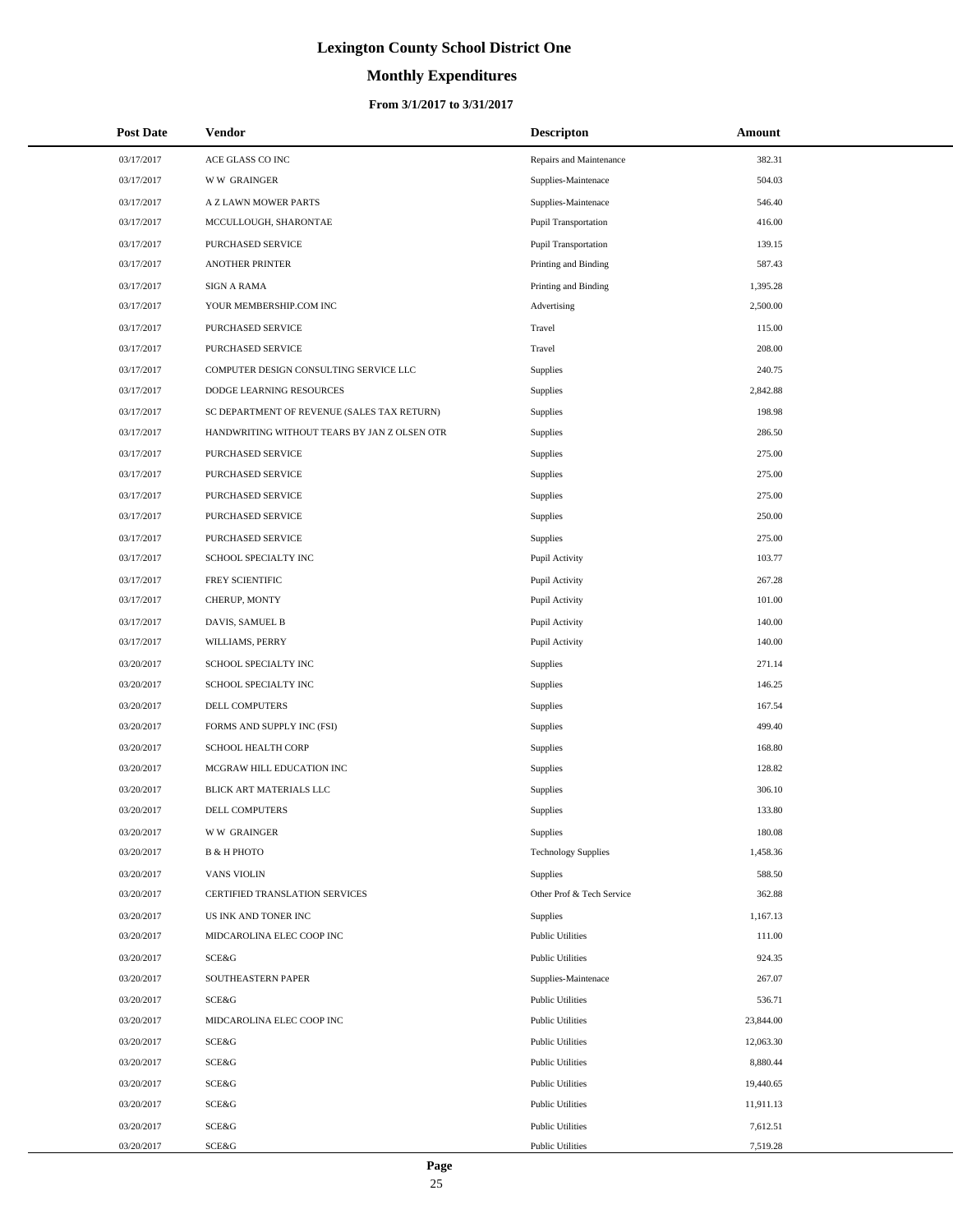# Lexington County School District One

## Monthly Expenditures

### From 3/1/2017 to 3/31/2017

| Post Date | Vendor | Descripton | Amount |
|---|---|---|---|
| 03/17/2017 | ACE GLASS CO INC | Repairs and Maintenance | 382.31 |
| 03/17/2017 | W W GRAINGER | Supplies-Maintenace | 504.03 |
| 03/17/2017 | A Z LAWN MOWER PARTS | Supplies-Maintenace | 546.40 |
| 03/17/2017 | MCCULLOUGH, SHARONTAE | Pupil Transportation | 416.00 |
| 03/17/2017 | PURCHASED SERVICE | Pupil Transportation | 139.15 |
| 03/17/2017 | ANOTHER PRINTER | Printing and Binding | 587.43 |
| 03/17/2017 | SIGN A RAMA | Printing and Binding | 1,395.28 |
| 03/17/2017 | YOUR MEMBERSHIP.COM INC | Advertising | 2,500.00 |
| 03/17/2017 | PURCHASED SERVICE | Travel | 115.00 |
| 03/17/2017 | PURCHASED SERVICE | Travel | 208.00 |
| 03/17/2017 | COMPUTER DESIGN CONSULTING SERVICE LLC | Supplies | 240.75 |
| 03/17/2017 | DODGE LEARNING RESOURCES | Supplies | 2,842.88 |
| 03/17/2017 | SC DEPARTMENT OF REVENUE (SALES TAX RETURN) | Supplies | 198.98 |
| 03/17/2017 | HANDWRITING WITHOUT TEARS BY JAN Z OLSEN OTR | Supplies | 286.50 |
| 03/17/2017 | PURCHASED SERVICE | Supplies | 275.00 |
| 03/17/2017 | PURCHASED SERVICE | Supplies | 275.00 |
| 03/17/2017 | PURCHASED SERVICE | Supplies | 275.00 |
| 03/17/2017 | PURCHASED SERVICE | Supplies | 250.00 |
| 03/17/2017 | PURCHASED SERVICE | Supplies | 275.00 |
| 03/17/2017 | SCHOOL SPECIALTY INC | Pupil Activity | 103.77 |
| 03/17/2017 | FREY SCIENTIFIC | Pupil Activity | 267.28 |
| 03/17/2017 | CHERUP, MONTY | Pupil Activity | 101.00 |
| 03/17/2017 | DAVIS, SAMUEL B | Pupil Activity | 140.00 |
| 03/17/2017 | WILLIAMS, PERRY | Pupil Activity | 140.00 |
| 03/20/2017 | SCHOOL SPECIALTY INC | Supplies | 271.14 |
| 03/20/2017 | SCHOOL SPECIALTY INC | Supplies | 146.25 |
| 03/20/2017 | DELL COMPUTERS | Supplies | 167.54 |
| 03/20/2017 | FORMS AND SUPPLY INC (FSI) | Supplies | 499.40 |
| 03/20/2017 | SCHOOL HEALTH CORP | Supplies | 168.80 |
| 03/20/2017 | MCGRAW HILL EDUCATION INC | Supplies | 128.82 |
| 03/20/2017 | BLICK ART MATERIALS LLC | Supplies | 306.10 |
| 03/20/2017 | DELL COMPUTERS | Supplies | 133.80 |
| 03/20/2017 | W W GRAINGER | Supplies | 180.08 |
| 03/20/2017 | B & H PHOTO | Technology Supplies | 1,458.36 |
| 03/20/2017 | VANS VIOLIN | Supplies | 588.50 |
| 03/20/2017 | CERTIFIED TRANSLATION SERVICES | Other Prof & Tech Service | 362.88 |
| 03/20/2017 | US INK AND TONER INC | Supplies | 1,167.13 |
| 03/20/2017 | MIDCAROLINA ELEC COOP INC | Public Utilities | 111.00 |
| 03/20/2017 | SCE&G | Public Utilities | 924.35 |
| 03/20/2017 | SOUTHEASTERN PAPER | Supplies-Maintenace | 267.07 |
| 03/20/2017 | SCE&G | Public Utilities | 536.71 |
| 03/20/2017 | MIDCAROLINA ELEC COOP INC | Public Utilities | 23,844.00 |
| 03/20/2017 | SCE&G | Public Utilities | 12,063.30 |
| 03/20/2017 | SCE&G | Public Utilities | 8,880.44 |
| 03/20/2017 | SCE&G | Public Utilities | 19,440.65 |
| 03/20/2017 | SCE&G | Public Utilities | 11,911.13 |
| 03/20/2017 | SCE&G | Public Utilities | 7,612.51 |
| 03/20/2017 | SCE&G | Public Utilities | 7,519.28 |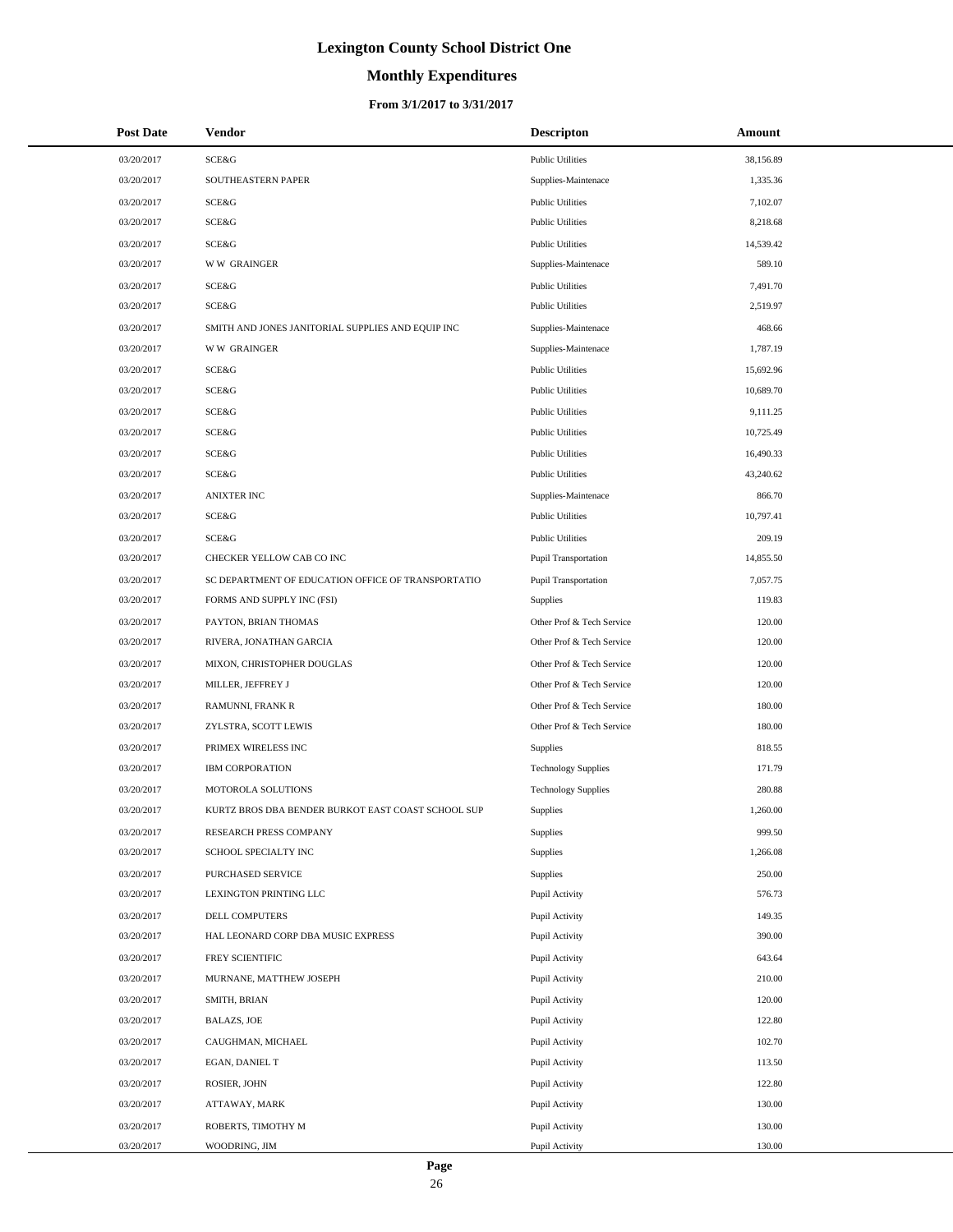# Lexington County School District One

## Monthly Expenditures

### From 3/1/2017 to 3/31/2017

| Post Date | Vendor | Descripton | Amount |
|---|---|---|---|
| 03/20/2017 | SCE&G | Public Utilities | 38,156.89 |
| 03/20/2017 | SOUTHEASTERN PAPER | Supplies-Maintenace | 1,335.36 |
| 03/20/2017 | SCE&G | Public Utilities | 7,102.07 |
| 03/20/2017 | SCE&G | Public Utilities | 8,218.68 |
| 03/20/2017 | SCE&G | Public Utilities | 14,539.42 |
| 03/20/2017 | W W GRAINGER | Supplies-Maintenace | 589.10 |
| 03/20/2017 | SCE&G | Public Utilities | 7,491.70 |
| 03/20/2017 | SCE&G | Public Utilities | 2,519.97 |
| 03/20/2017 | SMITH AND JONES JANITORIAL SUPPLIES AND EQUIP INC | Supplies-Maintenace | 468.66 |
| 03/20/2017 | W W GRAINGER | Supplies-Maintenace | 1,787.19 |
| 03/20/2017 | SCE&G | Public Utilities | 15,692.96 |
| 03/20/2017 | SCE&G | Public Utilities | 10,689.70 |
| 03/20/2017 | SCE&G | Public Utilities | 9,111.25 |
| 03/20/2017 | SCE&G | Public Utilities | 10,725.49 |
| 03/20/2017 | SCE&G | Public Utilities | 16,490.33 |
| 03/20/2017 | SCE&G | Public Utilities | 43,240.62 |
| 03/20/2017 | ANIXTER INC | Supplies-Maintenace | 866.70 |
| 03/20/2017 | SCE&G | Public Utilities | 10,797.41 |
| 03/20/2017 | SCE&G | Public Utilities | 209.19 |
| 03/20/2017 | CHECKER YELLOW CAB CO INC | Pupil Transportation | 14,855.50 |
| 03/20/2017 | SC DEPARTMENT OF EDUCATION OFFICE OF TRANSPORTATIO | Pupil Transportation | 7,057.75 |
| 03/20/2017 | FORMS AND SUPPLY INC (FSI) | Supplies | 119.83 |
| 03/20/2017 | PAYTON, BRIAN THOMAS | Other Prof & Tech Service | 120.00 |
| 03/20/2017 | RIVERA, JONATHAN GARCIA | Other Prof & Tech Service | 120.00 |
| 03/20/2017 | MIXON, CHRISTOPHER DOUGLAS | Other Prof & Tech Service | 120.00 |
| 03/20/2017 | MILLER, JEFFREY J | Other Prof & Tech Service | 120.00 |
| 03/20/2017 | RAMUNNI, FRANK R | Other Prof & Tech Service | 180.00 |
| 03/20/2017 | ZYLSTRA, SCOTT LEWIS | Other Prof & Tech Service | 180.00 |
| 03/20/2017 | PRIMEX WIRELESS INC | Supplies | 818.55 |
| 03/20/2017 | IBM CORPORATION | Technology Supplies | 171.79 |
| 03/20/2017 | MOTOROLA SOLUTIONS | Technology Supplies | 280.88 |
| 03/20/2017 | KURTZ BROS DBA BENDER BURKOT EAST COAST SCHOOL SUP | Supplies | 1,260.00 |
| 03/20/2017 | RESEARCH PRESS COMPANY | Supplies | 999.50 |
| 03/20/2017 | SCHOOL SPECIALTY INC | Supplies | 1,266.08 |
| 03/20/2017 | PURCHASED SERVICE | Supplies | 250.00 |
| 03/20/2017 | LEXINGTON PRINTING LLC | Pupil Activity | 576.73 |
| 03/20/2017 | DELL COMPUTERS | Pupil Activity | 149.35 |
| 03/20/2017 | HAL LEONARD CORP DBA MUSIC EXPRESS | Pupil Activity | 390.00 |
| 03/20/2017 | FREY SCIENTIFIC | Pupil Activity | 643.64 |
| 03/20/2017 | MURNANE, MATTHEW JOSEPH | Pupil Activity | 210.00 |
| 03/20/2017 | SMITH, BRIAN | Pupil Activity | 120.00 |
| 03/20/2017 | BALAZS, JOE | Pupil Activity | 122.80 |
| 03/20/2017 | CAUGHMAN, MICHAEL | Pupil Activity | 102.70 |
| 03/20/2017 | EGAN, DANIEL T | Pupil Activity | 113.50 |
| 03/20/2017 | ROSIER, JOHN | Pupil Activity | 122.80 |
| 03/20/2017 | ATTAWAY, MARK | Pupil Activity | 130.00 |
| 03/20/2017 | ROBERTS, TIMOTHY M | Pupil Activity | 130.00 |
| 03/20/2017 | WOODRING, JIM | Pupil Activity | 130.00 |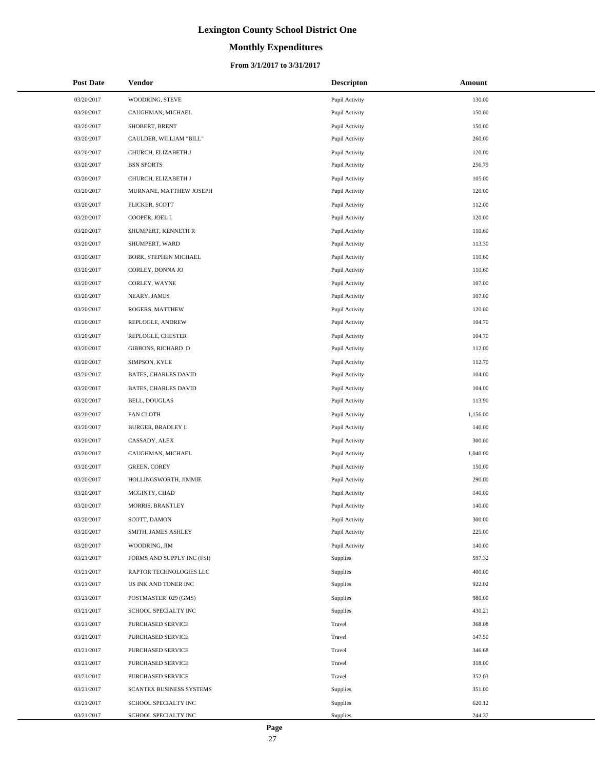# Lexington County School District One

## Monthly Expenditures

### From 3/1/2017 to 3/31/2017

| Post Date | Vendor | Descripton | Amount |
|---|---|---|---|
| 03/20/2017 | WOODRING, STEVE | Pupil Activity | 130.00 |
| 03/20/2017 | CAUGHMAN, MICHAEL | Pupil Activity | 150.00 |
| 03/20/2017 | SHOBERT, BRENT | Pupil Activity | 150.00 |
| 03/20/2017 | CAULDER, WILLIAM "BILL" | Pupil Activity | 260.00 |
| 03/20/2017 | CHURCH, ELIZABETH J | Pupil Activity | 120.00 |
| 03/20/2017 | BSN SPORTS | Pupil Activity | 256.79 |
| 03/20/2017 | CHURCH, ELIZABETH J | Pupil Activity | 105.00 |
| 03/20/2017 | MURNANE, MATTHEW JOSEPH | Pupil Activity | 120.00 |
| 03/20/2017 | FLICKER, SCOTT | Pupil Activity | 112.00 |
| 03/20/2017 | COOPER, JOEL L | Pupil Activity | 120.00 |
| 03/20/2017 | SHUMPERT, KENNETH R | Pupil Activity | 110.60 |
| 03/20/2017 | SHUMPERT, WARD | Pupil Activity | 113.30 |
| 03/20/2017 | BORK, STEPHEN MICHAEL | Pupil Activity | 110.60 |
| 03/20/2017 | CORLEY, DONNA JO | Pupil Activity | 110.60 |
| 03/20/2017 | CORLEY, WAYNE | Pupil Activity | 107.00 |
| 03/20/2017 | NEARY, JAMES | Pupil Activity | 107.00 |
| 03/20/2017 | ROGERS, MATTHEW | Pupil Activity | 120.00 |
| 03/20/2017 | REPLOGLE, ANDREW | Pupil Activity | 104.70 |
| 03/20/2017 | REPLOGLE, CHESTER | Pupil Activity | 104.70 |
| 03/20/2017 | GIBBONS, RICHARD D | Pupil Activity | 112.00 |
| 03/20/2017 | SIMPSON, KYLE | Pupil Activity | 112.70 |
| 03/20/2017 | BATES, CHARLES DAVID | Pupil Activity | 104.00 |
| 03/20/2017 | BATES, CHARLES DAVID | Pupil Activity | 104.00 |
| 03/20/2017 | BELL, DOUGLAS | Pupil Activity | 113.90 |
| 03/20/2017 | FAN CLOTH | Pupil Activity | 1,156.00 |
| 03/20/2017 | BURGER, BRADLEY L | Pupil Activity | 140.00 |
| 03/20/2017 | CASSADY, ALEX | Pupil Activity | 300.00 |
| 03/20/2017 | CAUGHMAN, MICHAEL | Pupil Activity | 1,040.00 |
| 03/20/2017 | GREEN, COREY | Pupil Activity | 150.00 |
| 03/20/2017 | HOLLINGSWORTH, JIMMIE | Pupil Activity | 290.00 |
| 03/20/2017 | MCGINTY, CHAD | Pupil Activity | 140.00 |
| 03/20/2017 | MORRIS, BRANTLEY | Pupil Activity | 140.00 |
| 03/20/2017 | SCOTT, DAMON | Pupil Activity | 300.00 |
| 03/20/2017 | SMITH, JAMES ASHLEY | Pupil Activity | 225.00 |
| 03/20/2017 | WOODRING, JIM | Pupil Activity | 140.00 |
| 03/21/2017 | FORMS AND SUPPLY INC (FSI) | Supplies | 597.32 |
| 03/21/2017 | RAPTOR TECHNOLOGIES LLC | Supplies | 400.00 |
| 03/21/2017 | US INK AND TONER INC | Supplies | 922.02 |
| 03/21/2017 | POSTMASTER 029 (GMS) | Supplies | 980.00 |
| 03/21/2017 | SCHOOL SPECIALTY INC | Supplies | 430.21 |
| 03/21/2017 | PURCHASED SERVICE | Travel | 368.08 |
| 03/21/2017 | PURCHASED SERVICE | Travel | 147.50 |
| 03/21/2017 | PURCHASED SERVICE | Travel | 346.68 |
| 03/21/2017 | PURCHASED SERVICE | Travel | 318.00 |
| 03/21/2017 | PURCHASED SERVICE | Travel | 352.03 |
| 03/21/2017 | SCANTEX BUSINESS SYSTEMS | Supplies | 351.00 |
| 03/21/2017 | SCHOOL SPECIALTY INC | Supplies | 620.12 |
| 03/21/2017 | SCHOOL SPECIALTY INC | Supplies | 244.37 |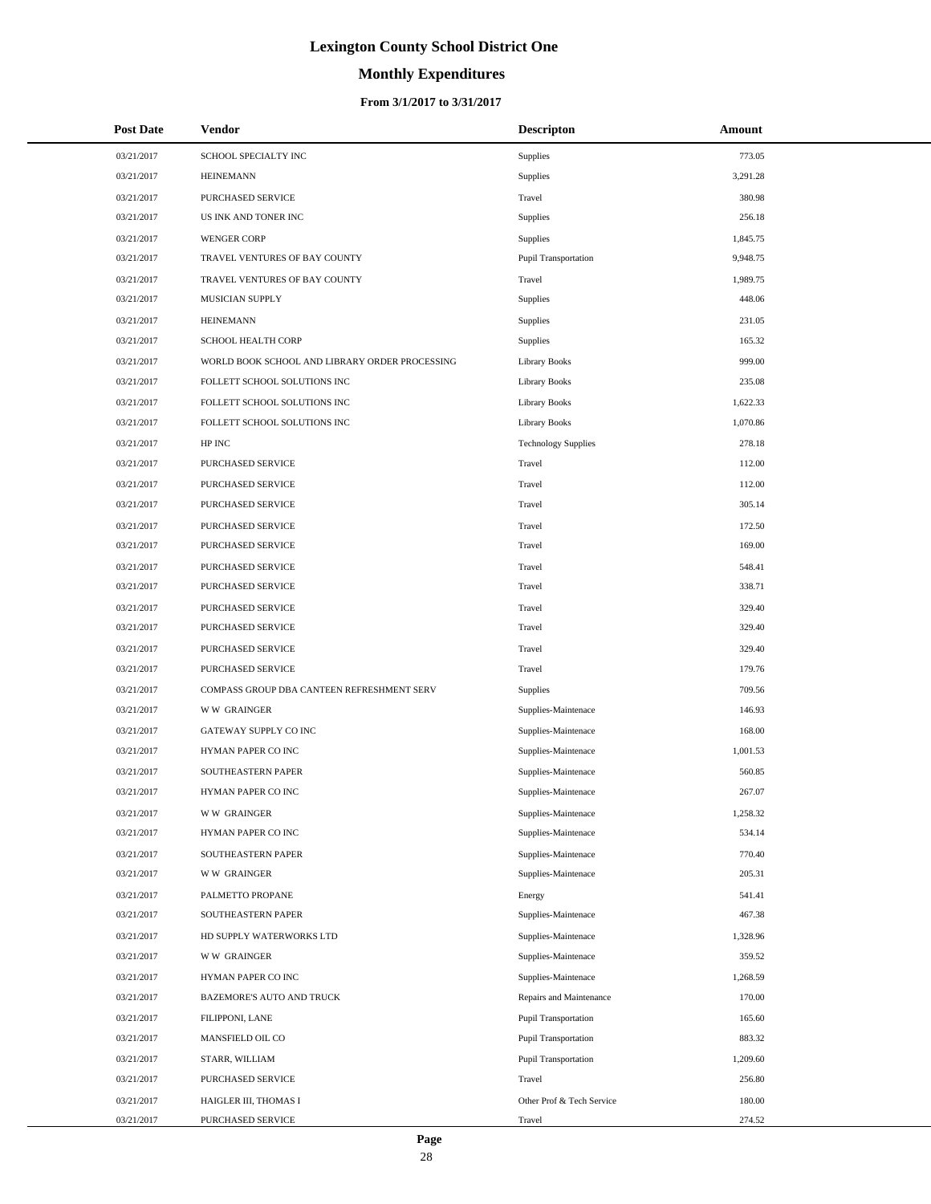# Lexington County School District One

## Monthly Expenditures

### From 3/1/2017 to 3/31/2017

| Post Date | Vendor | Descripton | Amount |
|---|---|---|---|
| 03/21/2017 | SCHOOL SPECIALTY INC | Supplies | 773.05 |
| 03/21/2017 | HEINEMANN | Supplies | 3,291.28 |
| 03/21/2017 | PURCHASED SERVICE | Travel | 380.98 |
| 03/21/2017 | US INK AND TONER INC | Supplies | 256.18 |
| 03/21/2017 | WENGER CORP | Supplies | 1,845.75 |
| 03/21/2017 | TRAVEL VENTURES OF BAY COUNTY | Pupil Transportation | 9,948.75 |
| 03/21/2017 | TRAVEL VENTURES OF BAY COUNTY | Travel | 1,989.75 |
| 03/21/2017 | MUSICIAN SUPPLY | Supplies | 448.06 |
| 03/21/2017 | HEINEMANN | Supplies | 231.05 |
| 03/21/2017 | SCHOOL HEALTH CORP | Supplies | 165.32 |
| 03/21/2017 | WORLD BOOK SCHOOL AND LIBRARY ORDER PROCESSING | Library Books | 999.00 |
| 03/21/2017 | FOLLETT SCHOOL SOLUTIONS INC | Library Books | 235.08 |
| 03/21/2017 | FOLLETT SCHOOL SOLUTIONS INC | Library Books | 1,622.33 |
| 03/21/2017 | FOLLETT SCHOOL SOLUTIONS INC | Library Books | 1,070.86 |
| 03/21/2017 | HP INC | Technology Supplies | 278.18 |
| 03/21/2017 | PURCHASED SERVICE | Travel | 112.00 |
| 03/21/2017 | PURCHASED SERVICE | Travel | 112.00 |
| 03/21/2017 | PURCHASED SERVICE | Travel | 305.14 |
| 03/21/2017 | PURCHASED SERVICE | Travel | 172.50 |
| 03/21/2017 | PURCHASED SERVICE | Travel | 169.00 |
| 03/21/2017 | PURCHASED SERVICE | Travel | 548.41 |
| 03/21/2017 | PURCHASED SERVICE | Travel | 338.71 |
| 03/21/2017 | PURCHASED SERVICE | Travel | 329.40 |
| 03/21/2017 | PURCHASED SERVICE | Travel | 329.40 |
| 03/21/2017 | PURCHASED SERVICE | Travel | 329.40 |
| 03/21/2017 | PURCHASED SERVICE | Travel | 179.76 |
| 03/21/2017 | COMPASS GROUP DBA CANTEEN REFRESHMENT SERV | Supplies | 709.56 |
| 03/21/2017 | W W GRAINGER | Supplies-Maintenace | 146.93 |
| 03/21/2017 | GATEWAY SUPPLY CO INC | Supplies-Maintenace | 168.00 |
| 03/21/2017 | HYMAN PAPER CO INC | Supplies-Maintenace | 1,001.53 |
| 03/21/2017 | SOUTHEASTERN PAPER | Supplies-Maintenace | 560.85 |
| 03/21/2017 | HYMAN PAPER CO INC | Supplies-Maintenace | 267.07 |
| 03/21/2017 | W W GRAINGER | Supplies-Maintenace | 1,258.32 |
| 03/21/2017 | HYMAN PAPER CO INC | Supplies-Maintenace | 534.14 |
| 03/21/2017 | SOUTHEASTERN PAPER | Supplies-Maintenace | 770.40 |
| 03/21/2017 | W W GRAINGER | Supplies-Maintenace | 205.31 |
| 03/21/2017 | PALMETTO PROPANE | Energy | 541.41 |
| 03/21/2017 | SOUTHEASTERN PAPER | Supplies-Maintenace | 467.38 |
| 03/21/2017 | HD SUPPLY WATERWORKS LTD | Supplies-Maintenace | 1,328.96 |
| 03/21/2017 | W W GRAINGER | Supplies-Maintenace | 359.52 |
| 03/21/2017 | HYMAN PAPER CO INC | Supplies-Maintenace | 1,268.59 |
| 03/21/2017 | BAZEMORE'S AUTO AND TRUCK | Repairs and Maintenance | 170.00 |
| 03/21/2017 | FILIPPONI, LANE | Pupil Transportation | 165.60 |
| 03/21/2017 | MANSFIELD OIL CO | Pupil Transportation | 883.32 |
| 03/21/2017 | STARR, WILLIAM | Pupil Transportation | 1,209.60 |
| 03/21/2017 | PURCHASED SERVICE | Travel | 256.80 |
| 03/21/2017 | HAIGLER III, THOMAS I | Other Prof & Tech Service | 180.00 |
| 03/21/2017 | PURCHASED SERVICE | Travel | 274.52 |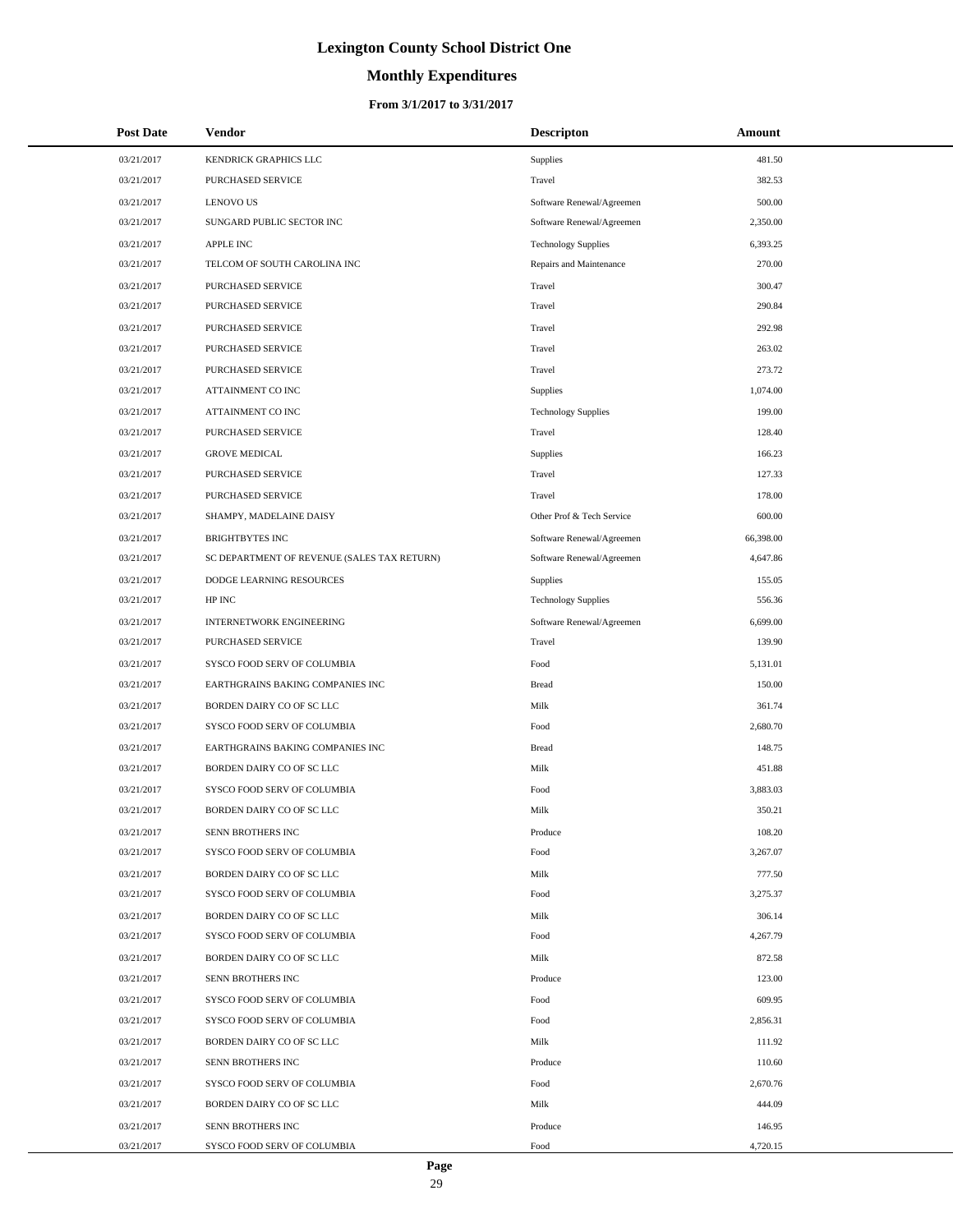# Lexington County School District One

## Monthly Expenditures

### From 3/1/2017 to 3/31/2017

| Post Date | Vendor | Descripton | Amount |
|---|---|---|---|
| 03/21/2017 | KENDRICK GRAPHICS LLC | Supplies | 481.50 |
| 03/21/2017 | PURCHASED SERVICE | Travel | 382.53 |
| 03/21/2017 | LENOVO US | Software Renewal/Agreemen | 500.00 |
| 03/21/2017 | SUNGARD PUBLIC SECTOR INC | Software Renewal/Agreemen | 2,350.00 |
| 03/21/2017 | APPLE INC | Technology Supplies | 6,393.25 |
| 03/21/2017 | TELCOM OF SOUTH CAROLINA INC | Repairs and Maintenance | 270.00 |
| 03/21/2017 | PURCHASED SERVICE | Travel | 300.47 |
| 03/21/2017 | PURCHASED SERVICE | Travel | 290.84 |
| 03/21/2017 | PURCHASED SERVICE | Travel | 292.98 |
| 03/21/2017 | PURCHASED SERVICE | Travel | 263.02 |
| 03/21/2017 | PURCHASED SERVICE | Travel | 273.72 |
| 03/21/2017 | ATTAINMENT CO INC | Supplies | 1,074.00 |
| 03/21/2017 | ATTAINMENT CO INC | Technology Supplies | 199.00 |
| 03/21/2017 | PURCHASED SERVICE | Travel | 128.40 |
| 03/21/2017 | GROVE MEDICAL | Supplies | 166.23 |
| 03/21/2017 | PURCHASED SERVICE | Travel | 127.33 |
| 03/21/2017 | PURCHASED SERVICE | Travel | 178.00 |
| 03/21/2017 | SHAMPY, MADELAINE DAISY | Other Prof & Tech Service | 600.00 |
| 03/21/2017 | BRIGHTBYTES INC | Software Renewal/Agreemen | 66,398.00 |
| 03/21/2017 | SC DEPARTMENT OF REVENUE (SALES TAX RETURN) | Software Renewal/Agreemen | 4,647.86 |
| 03/21/2017 | DODGE LEARNING RESOURCES | Supplies | 155.05 |
| 03/21/2017 | HP INC | Technology Supplies | 556.36 |
| 03/21/2017 | INTERNETWORK ENGINEERING | Software Renewal/Agreemen | 6,699.00 |
| 03/21/2017 | PURCHASED SERVICE | Travel | 139.90 |
| 03/21/2017 | SYSCO FOOD SERV OF COLUMBIA | Food | 5,131.01 |
| 03/21/2017 | EARTHGRAINS BAKING COMPANIES INC | Bread | 150.00 |
| 03/21/2017 | BORDEN DAIRY CO OF SC LLC | Milk | 361.74 |
| 03/21/2017 | SYSCO FOOD SERV OF COLUMBIA | Food | 2,680.70 |
| 03/21/2017 | EARTHGRAINS BAKING COMPANIES INC | Bread | 148.75 |
| 03/21/2017 | BORDEN DAIRY CO OF SC LLC | Milk | 451.88 |
| 03/21/2017 | SYSCO FOOD SERV OF COLUMBIA | Food | 3,883.03 |
| 03/21/2017 | BORDEN DAIRY CO OF SC LLC | Milk | 350.21 |
| 03/21/2017 | SENN BROTHERS INC | Produce | 108.20 |
| 03/21/2017 | SYSCO FOOD SERV OF COLUMBIA | Food | 3,267.07 |
| 03/21/2017 | BORDEN DAIRY CO OF SC LLC | Milk | 777.50 |
| 03/21/2017 | SYSCO FOOD SERV OF COLUMBIA | Food | 3,275.37 |
| 03/21/2017 | BORDEN DAIRY CO OF SC LLC | Milk | 306.14 |
| 03/21/2017 | SYSCO FOOD SERV OF COLUMBIA | Food | 4,267.79 |
| 03/21/2017 | BORDEN DAIRY CO OF SC LLC | Milk | 872.58 |
| 03/21/2017 | SENN BROTHERS INC | Produce | 123.00 |
| 03/21/2017 | SYSCO FOOD SERV OF COLUMBIA | Food | 609.95 |
| 03/21/2017 | SYSCO FOOD SERV OF COLUMBIA | Food | 2,856.31 |
| 03/21/2017 | BORDEN DAIRY CO OF SC LLC | Milk | 111.92 |
| 03/21/2017 | SENN BROTHERS INC | Produce | 110.60 |
| 03/21/2017 | SYSCO FOOD SERV OF COLUMBIA | Food | 2,670.76 |
| 03/21/2017 | BORDEN DAIRY CO OF SC LLC | Milk | 444.09 |
| 03/21/2017 | SENN BROTHERS INC | Produce | 146.95 |
| 03/21/2017 | SYSCO FOOD SERV OF COLUMBIA | Food | 4,720.15 |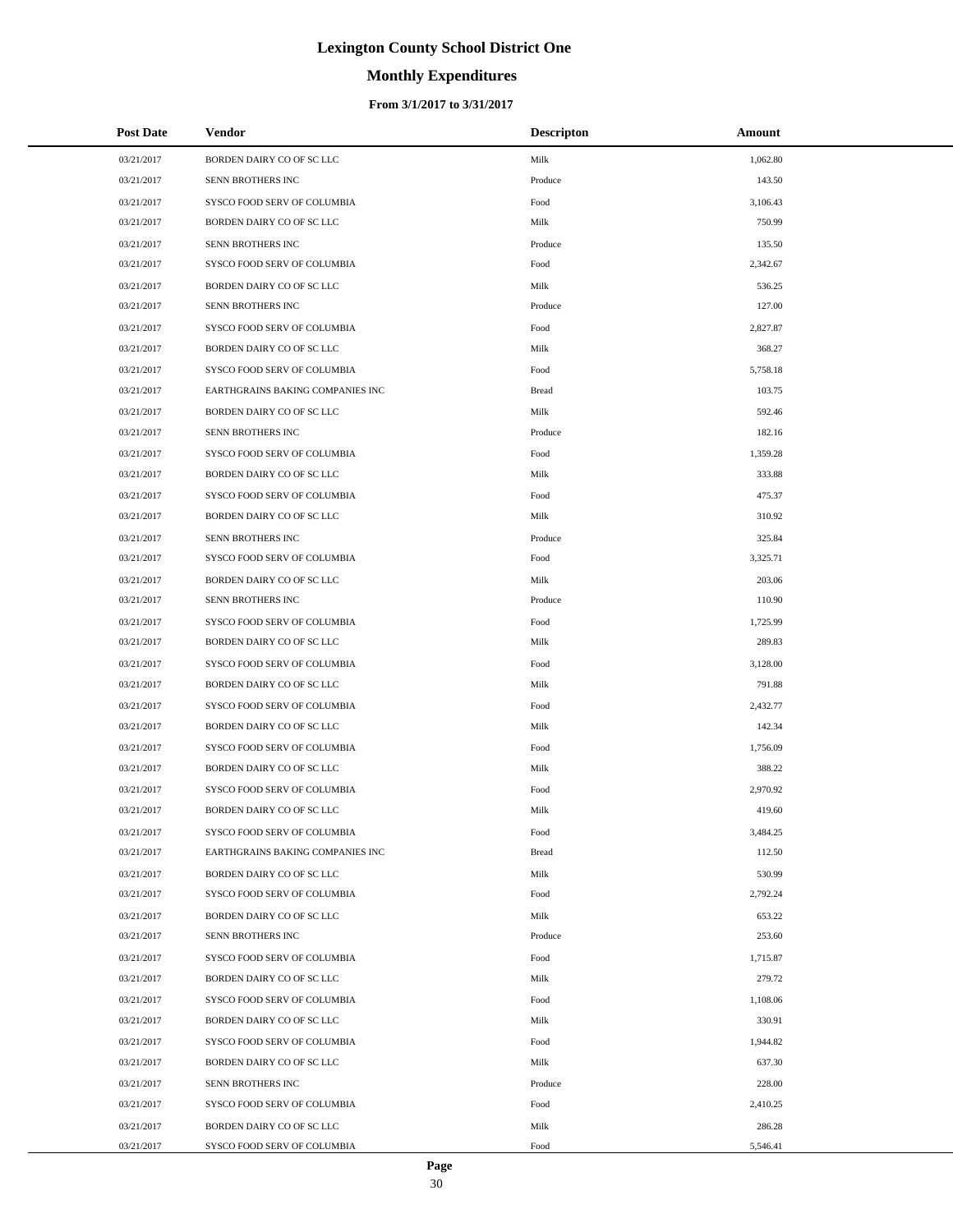# Lexington County School District One

## Monthly Expenditures

### From 3/1/2017 to 3/31/2017

| Post Date | Vendor | Descripton | Amount |
|---|---|---|---|
| 03/21/2017 | BORDEN DAIRY CO OF SC LLC | Milk | 1,062.80 |
| 03/21/2017 | SENN BROTHERS INC | Produce | 143.50 |
| 03/21/2017 | SYSCO FOOD SERV OF COLUMBIA | Food | 3,106.43 |
| 03/21/2017 | BORDEN DAIRY CO OF SC LLC | Milk | 750.99 |
| 03/21/2017 | SENN BROTHERS INC | Produce | 135.50 |
| 03/21/2017 | SYSCO FOOD SERV OF COLUMBIA | Food | 2,342.67 |
| 03/21/2017 | BORDEN DAIRY CO OF SC LLC | Milk | 536.25 |
| 03/21/2017 | SENN BROTHERS INC | Produce | 127.00 |
| 03/21/2017 | SYSCO FOOD SERV OF COLUMBIA | Food | 2,827.87 |
| 03/21/2017 | BORDEN DAIRY CO OF SC LLC | Milk | 368.27 |
| 03/21/2017 | SYSCO FOOD SERV OF COLUMBIA | Food | 5,758.18 |
| 03/21/2017 | EARTHGRAINS BAKING COMPANIES INC | Bread | 103.75 |
| 03/21/2017 | BORDEN DAIRY CO OF SC LLC | Milk | 592.46 |
| 03/21/2017 | SENN BROTHERS INC | Produce | 182.16 |
| 03/21/2017 | SYSCO FOOD SERV OF COLUMBIA | Food | 1,359.28 |
| 03/21/2017 | BORDEN DAIRY CO OF SC LLC | Milk | 333.88 |
| 03/21/2017 | SYSCO FOOD SERV OF COLUMBIA | Food | 475.37 |
| 03/21/2017 | BORDEN DAIRY CO OF SC LLC | Milk | 310.92 |
| 03/21/2017 | SENN BROTHERS INC | Produce | 325.84 |
| 03/21/2017 | SYSCO FOOD SERV OF COLUMBIA | Food | 3,325.71 |
| 03/21/2017 | BORDEN DAIRY CO OF SC LLC | Milk | 203.06 |
| 03/21/2017 | SENN BROTHERS INC | Produce | 110.90 |
| 03/21/2017 | SYSCO FOOD SERV OF COLUMBIA | Food | 1,725.99 |
| 03/21/2017 | BORDEN DAIRY CO OF SC LLC | Milk | 289.83 |
| 03/21/2017 | SYSCO FOOD SERV OF COLUMBIA | Food | 3,128.00 |
| 03/21/2017 | BORDEN DAIRY CO OF SC LLC | Milk | 791.88 |
| 03/21/2017 | SYSCO FOOD SERV OF COLUMBIA | Food | 2,432.77 |
| 03/21/2017 | BORDEN DAIRY CO OF SC LLC | Milk | 142.34 |
| 03/21/2017 | SYSCO FOOD SERV OF COLUMBIA | Food | 1,756.09 |
| 03/21/2017 | BORDEN DAIRY CO OF SC LLC | Milk | 388.22 |
| 03/21/2017 | SYSCO FOOD SERV OF COLUMBIA | Food | 2,970.92 |
| 03/21/2017 | BORDEN DAIRY CO OF SC LLC | Milk | 419.60 |
| 03/21/2017 | SYSCO FOOD SERV OF COLUMBIA | Food | 3,484.25 |
| 03/21/2017 | EARTHGRAINS BAKING COMPANIES INC | Bread | 112.50 |
| 03/21/2017 | BORDEN DAIRY CO OF SC LLC | Milk | 530.99 |
| 03/21/2017 | SYSCO FOOD SERV OF COLUMBIA | Food | 2,792.24 |
| 03/21/2017 | BORDEN DAIRY CO OF SC LLC | Milk | 653.22 |
| 03/21/2017 | SENN BROTHERS INC | Produce | 253.60 |
| 03/21/2017 | SYSCO FOOD SERV OF COLUMBIA | Food | 1,715.87 |
| 03/21/2017 | BORDEN DAIRY CO OF SC LLC | Milk | 279.72 |
| 03/21/2017 | SYSCO FOOD SERV OF COLUMBIA | Food | 1,108.06 |
| 03/21/2017 | BORDEN DAIRY CO OF SC LLC | Milk | 330.91 |
| 03/21/2017 | SYSCO FOOD SERV OF COLUMBIA | Food | 1,944.82 |
| 03/21/2017 | BORDEN DAIRY CO OF SC LLC | Milk | 637.30 |
| 03/21/2017 | SENN BROTHERS INC | Produce | 228.00 |
| 03/21/2017 | SYSCO FOOD SERV OF COLUMBIA | Food | 2,410.25 |
| 03/21/2017 | BORDEN DAIRY CO OF SC LLC | Milk | 286.28 |
| 03/21/2017 | SYSCO FOOD SERV OF COLUMBIA | Food | 5,546.41 |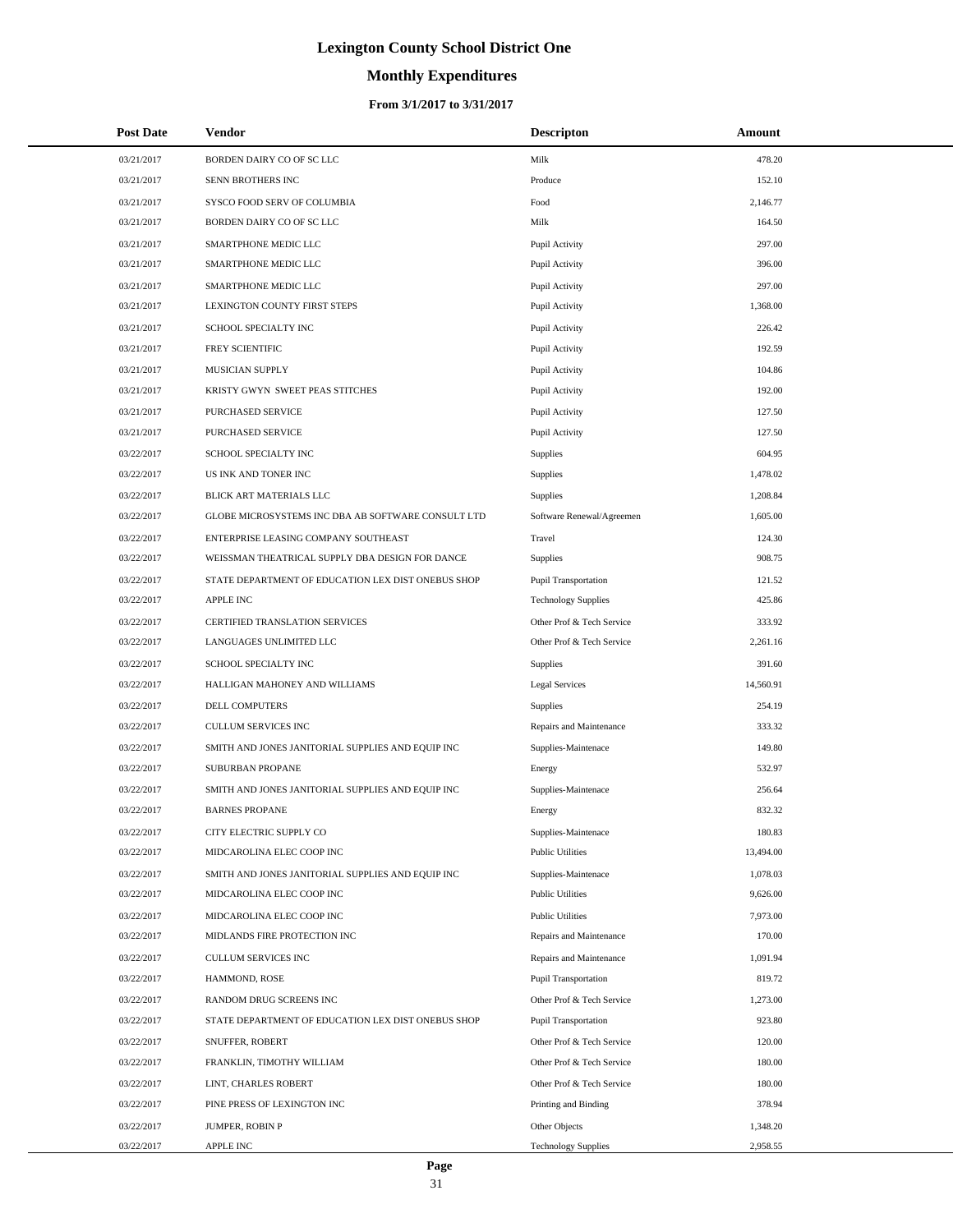# Lexington County School District One

## Monthly Expenditures

### From 3/1/2017 to 3/31/2017

| Post Date | Vendor | Descripton | Amount |
|---|---|---|---|
| 03/21/2017 | BORDEN DAIRY CO OF SC LLC | Milk | 478.20 |
| 03/21/2017 | SENN BROTHERS INC | Produce | 152.10 |
| 03/21/2017 | SYSCO FOOD SERV OF COLUMBIA | Food | 2,146.77 |
| 03/21/2017 | BORDEN DAIRY CO OF SC LLC | Milk | 164.50 |
| 03/21/2017 | SMARTPHONE MEDIC LLC | Pupil Activity | 297.00 |
| 03/21/2017 | SMARTPHONE MEDIC LLC | Pupil Activity | 396.00 |
| 03/21/2017 | SMARTPHONE MEDIC LLC | Pupil Activity | 297.00 |
| 03/21/2017 | LEXINGTON COUNTY FIRST STEPS | Pupil Activity | 1,368.00 |
| 03/21/2017 | SCHOOL SPECIALTY INC | Pupil Activity | 226.42 |
| 03/21/2017 | FREY SCIENTIFIC | Pupil Activity | 192.59 |
| 03/21/2017 | MUSICIAN SUPPLY | Pupil Activity | 104.86 |
| 03/21/2017 | KRISTY GWYN SWEET PEAS STITCHES | Pupil Activity | 192.00 |
| 03/21/2017 | PURCHASED SERVICE | Pupil Activity | 127.50 |
| 03/21/2017 | PURCHASED SERVICE | Pupil Activity | 127.50 |
| 03/22/2017 | SCHOOL SPECIALTY INC | Supplies | 604.95 |
| 03/22/2017 | US INK AND TONER INC | Supplies | 1,478.02 |
| 03/22/2017 | BLICK ART MATERIALS LLC | Supplies | 1,208.84 |
| 03/22/2017 | GLOBE MICROSYSTEMS INC DBA AB SOFTWARE CONSULT LTD | Software Renewal/Agreemen | 1,605.00 |
| 03/22/2017 | ENTERPRISE LEASING COMPANY SOUTHEAST | Travel | 124.30 |
| 03/22/2017 | WEISSMAN THEATRICAL SUPPLY DBA DESIGN FOR DANCE | Supplies | 908.75 |
| 03/22/2017 | STATE DEPARTMENT OF EDUCATION LEX DIST ONEBUS SHOP | Pupil Transportation | 121.52 |
| 03/22/2017 | APPLE INC | Technology Supplies | 425.86 |
| 03/22/2017 | CERTIFIED TRANSLATION SERVICES | Other Prof & Tech Service | 333.92 |
| 03/22/2017 | LANGUAGES UNLIMITED LLC | Other Prof & Tech Service | 2,261.16 |
| 03/22/2017 | SCHOOL SPECIALTY INC | Supplies | 391.60 |
| 03/22/2017 | HALLIGAN MAHONEY AND WILLIAMS | Legal Services | 14,560.91 |
| 03/22/2017 | DELL COMPUTERS | Supplies | 254.19 |
| 03/22/2017 | CULLUM SERVICES INC | Repairs and Maintenance | 333.32 |
| 03/22/2017 | SMITH AND JONES JANITORIAL SUPPLIES AND EQUIP INC | Supplies-Maintenace | 149.80 |
| 03/22/2017 | SUBURBAN PROPANE | Energy | 532.97 |
| 03/22/2017 | SMITH AND JONES JANITORIAL SUPPLIES AND EQUIP INC | Supplies-Maintenace | 256.64 |
| 03/22/2017 | BARNES PROPANE | Energy | 832.32 |
| 03/22/2017 | CITY ELECTRIC SUPPLY CO | Supplies-Maintenace | 180.83 |
| 03/22/2017 | MIDCAROLINA ELEC COOP INC | Public Utilities | 13,494.00 |
| 03/22/2017 | SMITH AND JONES JANITORIAL SUPPLIES AND EQUIP INC | Supplies-Maintenace | 1,078.03 |
| 03/22/2017 | MIDCAROLINA ELEC COOP INC | Public Utilities | 9,626.00 |
| 03/22/2017 | MIDCAROLINA ELEC COOP INC | Public Utilities | 7,973.00 |
| 03/22/2017 | MIDLANDS FIRE PROTECTION INC | Repairs and Maintenance | 170.00 |
| 03/22/2017 | CULLUM SERVICES INC | Repairs and Maintenance | 1,091.94 |
| 03/22/2017 | HAMMOND, ROSE | Pupil Transportation | 819.72 |
| 03/22/2017 | RANDOM DRUG SCREENS INC | Other Prof & Tech Service | 1,273.00 |
| 03/22/2017 | STATE DEPARTMENT OF EDUCATION LEX DIST ONEBUS SHOP | Pupil Transportation | 923.80 |
| 03/22/2017 | SNUFFER, ROBERT | Other Prof & Tech Service | 120.00 |
| 03/22/2017 | FRANKLIN, TIMOTHY WILLIAM | Other Prof & Tech Service | 180.00 |
| 03/22/2017 | LINT, CHARLES ROBERT | Other Prof & Tech Service | 180.00 |
| 03/22/2017 | PINE PRESS OF LEXINGTON INC | Printing and Binding | 378.94 |
| 03/22/2017 | JUMPER, ROBIN P | Other Objects | 1,348.20 |
| 03/22/2017 | APPLE INC | Technology Supplies | 2,958.55 |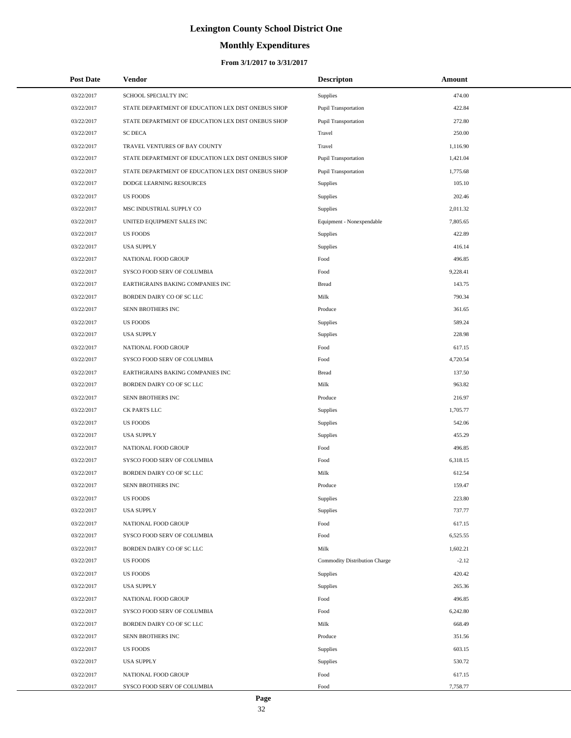# Lexington County School District One

## Monthly Expenditures

### From 3/1/2017 to 3/31/2017

| Post Date | Vendor | Descripton | Amount |
|---|---|---|---|
| 03/22/2017 | SCHOOL SPECIALTY INC | Supplies | 474.00 |
| 03/22/2017 | STATE DEPARTMENT OF EDUCATION LEX DIST ONEBUS SHOP | Pupil Transportation | 422.84 |
| 03/22/2017 | STATE DEPARTMENT OF EDUCATION LEX DIST ONEBUS SHOP | Pupil Transportation | 272.80 |
| 03/22/2017 | SC DECA | Travel | 250.00 |
| 03/22/2017 | TRAVEL VENTURES OF BAY COUNTY | Travel | 1,116.90 |
| 03/22/2017 | STATE DEPARTMENT OF EDUCATION LEX DIST ONEBUS SHOP | Pupil Transportation | 1,421.04 |
| 03/22/2017 | STATE DEPARTMENT OF EDUCATION LEX DIST ONEBUS SHOP | Pupil Transportation | 1,775.68 |
| 03/22/2017 | DODGE LEARNING RESOURCES | Supplies | 105.10 |
| 03/22/2017 | US FOODS | Supplies | 202.46 |
| 03/22/2017 | MSC INDUSTRIAL SUPPLY CO | Supplies | 2,011.32 |
| 03/22/2017 | UNITED EQUIPMENT SALES INC | Equipment - Nonexpendable | 7,805.65 |
| 03/22/2017 | US FOODS | Supplies | 422.89 |
| 03/22/2017 | USA SUPPLY | Supplies | 416.14 |
| 03/22/2017 | NATIONAL FOOD GROUP | Food | 496.85 |
| 03/22/2017 | SYSCO FOOD SERV OF COLUMBIA | Food | 9,228.41 |
| 03/22/2017 | EARTHGRAINS BAKING COMPANIES INC | Bread | 143.75 |
| 03/22/2017 | BORDEN DAIRY CO OF SC LLC | Milk | 790.34 |
| 03/22/2017 | SENN BROTHERS INC | Produce | 361.65 |
| 03/22/2017 | US FOODS | Supplies | 589.24 |
| 03/22/2017 | USA SUPPLY | Supplies | 228.98 |
| 03/22/2017 | NATIONAL FOOD GROUP | Food | 617.15 |
| 03/22/2017 | SYSCO FOOD SERV OF COLUMBIA | Food | 4,720.54 |
| 03/22/2017 | EARTHGRAINS BAKING COMPANIES INC | Bread | 137.50 |
| 03/22/2017 | BORDEN DAIRY CO OF SC LLC | Milk | 963.82 |
| 03/22/2017 | SENN BROTHERS INC | Produce | 216.97 |
| 03/22/2017 | CK PARTS LLC | Supplies | 1,705.77 |
| 03/22/2017 | US FOODS | Supplies | 542.06 |
| 03/22/2017 | USA SUPPLY | Supplies | 455.29 |
| 03/22/2017 | NATIONAL FOOD GROUP | Food | 496.85 |
| 03/22/2017 | SYSCO FOOD SERV OF COLUMBIA | Food | 6,318.15 |
| 03/22/2017 | BORDEN DAIRY CO OF SC LLC | Milk | 612.54 |
| 03/22/2017 | SENN BROTHERS INC | Produce | 159.47 |
| 03/22/2017 | US FOODS | Supplies | 223.80 |
| 03/22/2017 | USA SUPPLY | Supplies | 737.77 |
| 03/22/2017 | NATIONAL FOOD GROUP | Food | 617.15 |
| 03/22/2017 | SYSCO FOOD SERV OF COLUMBIA | Food | 6,525.55 |
| 03/22/2017 | BORDEN DAIRY CO OF SC LLC | Milk | 1,602.21 |
| 03/22/2017 | US FOODS | Commodity Distribution Charge | -2.12 |
| 03/22/2017 | US FOODS | Supplies | 420.42 |
| 03/22/2017 | USA SUPPLY | Supplies | 265.36 |
| 03/22/2017 | NATIONAL FOOD GROUP | Food | 496.85 |
| 03/22/2017 | SYSCO FOOD SERV OF COLUMBIA | Food | 6,242.80 |
| 03/22/2017 | BORDEN DAIRY CO OF SC LLC | Milk | 668.49 |
| 03/22/2017 | SENN BROTHERS INC | Produce | 351.56 |
| 03/22/2017 | US FOODS | Supplies | 603.15 |
| 03/22/2017 | USA SUPPLY | Supplies | 530.72 |
| 03/22/2017 | NATIONAL FOOD GROUP | Food | 617.15 |
| 03/22/2017 | SYSCO FOOD SERV OF COLUMBIA | Food | 7,758.77 |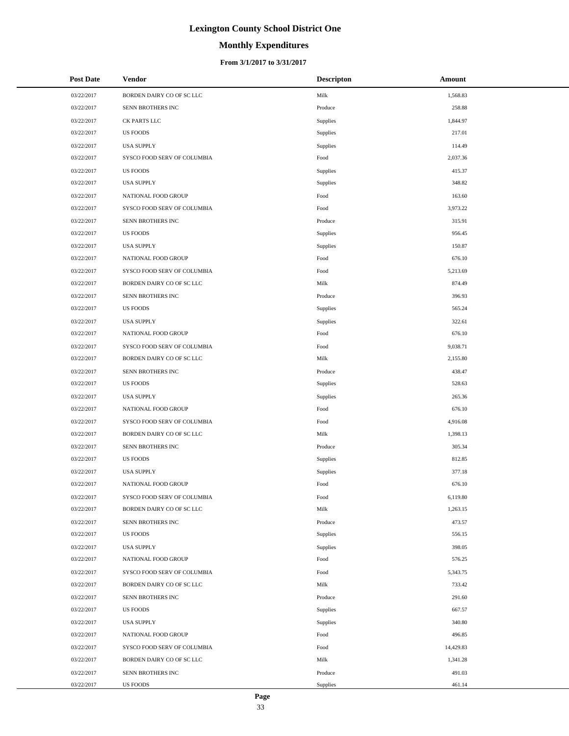# Lexington County School District One

## Monthly Expenditures

### From 3/1/2017 to 3/31/2017

| Post Date | Vendor | Descripton | Amount |
|---|---|---|---|
| 03/22/2017 | BORDEN DAIRY CO OF SC LLC | Milk | 1,568.83 |
| 03/22/2017 | SENN BROTHERS INC | Produce | 258.88 |
| 03/22/2017 | CK PARTS LLC | Supplies | 1,844.97 |
| 03/22/2017 | US FOODS | Supplies | 217.01 |
| 03/22/2017 | USA SUPPLY | Supplies | 114.49 |
| 03/22/2017 | SYSCO FOOD SERV OF COLUMBIA | Food | 2,037.36 |
| 03/22/2017 | US FOODS | Supplies | 415.37 |
| 03/22/2017 | USA SUPPLY | Supplies | 348.82 |
| 03/22/2017 | NATIONAL FOOD GROUP | Food | 163.60 |
| 03/22/2017 | SYSCO FOOD SERV OF COLUMBIA | Food | 3,973.22 |
| 03/22/2017 | SENN BROTHERS INC | Produce | 315.91 |
| 03/22/2017 | US FOODS | Supplies | 956.45 |
| 03/22/2017 | USA SUPPLY | Supplies | 150.87 |
| 03/22/2017 | NATIONAL FOOD GROUP | Food | 676.10 |
| 03/22/2017 | SYSCO FOOD SERV OF COLUMBIA | Food | 5,213.69 |
| 03/22/2017 | BORDEN DAIRY CO OF SC LLC | Milk | 874.49 |
| 03/22/2017 | SENN BROTHERS INC | Produce | 396.93 |
| 03/22/2017 | US FOODS | Supplies | 565.24 |
| 03/22/2017 | USA SUPPLY | Supplies | 322.61 |
| 03/22/2017 | NATIONAL FOOD GROUP | Food | 676.10 |
| 03/22/2017 | SYSCO FOOD SERV OF COLUMBIA | Food | 9,038.71 |
| 03/22/2017 | BORDEN DAIRY CO OF SC LLC | Milk | 2,155.80 |
| 03/22/2017 | SENN BROTHERS INC | Produce | 438.47 |
| 03/22/2017 | US FOODS | Supplies | 528.63 |
| 03/22/2017 | USA SUPPLY | Supplies | 265.36 |
| 03/22/2017 | NATIONAL FOOD GROUP | Food | 676.10 |
| 03/22/2017 | SYSCO FOOD SERV OF COLUMBIA | Food | 4,916.08 |
| 03/22/2017 | BORDEN DAIRY CO OF SC LLC | Milk | 1,398.13 |
| 03/22/2017 | SENN BROTHERS INC | Produce | 305.34 |
| 03/22/2017 | US FOODS | Supplies | 812.85 |
| 03/22/2017 | USA SUPPLY | Supplies | 377.18 |
| 03/22/2017 | NATIONAL FOOD GROUP | Food | 676.10 |
| 03/22/2017 | SYSCO FOOD SERV OF COLUMBIA | Food | 6,119.80 |
| 03/22/2017 | BORDEN DAIRY CO OF SC LLC | Milk | 1,263.15 |
| 03/22/2017 | SENN BROTHERS INC | Produce | 473.57 |
| 03/22/2017 | US FOODS | Supplies | 556.15 |
| 03/22/2017 | USA SUPPLY | Supplies | 398.05 |
| 03/22/2017 | NATIONAL FOOD GROUP | Food | 576.25 |
| 03/22/2017 | SYSCO FOOD SERV OF COLUMBIA | Food | 5,343.75 |
| 03/22/2017 | BORDEN DAIRY CO OF SC LLC | Milk | 733.42 |
| 03/22/2017 | SENN BROTHERS INC | Produce | 291.60 |
| 03/22/2017 | US FOODS | Supplies | 667.57 |
| 03/22/2017 | USA SUPPLY | Supplies | 340.80 |
| 03/22/2017 | NATIONAL FOOD GROUP | Food | 496.85 |
| 03/22/2017 | SYSCO FOOD SERV OF COLUMBIA | Food | 14,429.83 |
| 03/22/2017 | BORDEN DAIRY CO OF SC LLC | Milk | 1,341.28 |
| 03/22/2017 | SENN BROTHERS INC | Produce | 491.03 |
| 03/22/2017 | US FOODS | Supplies | 461.14 |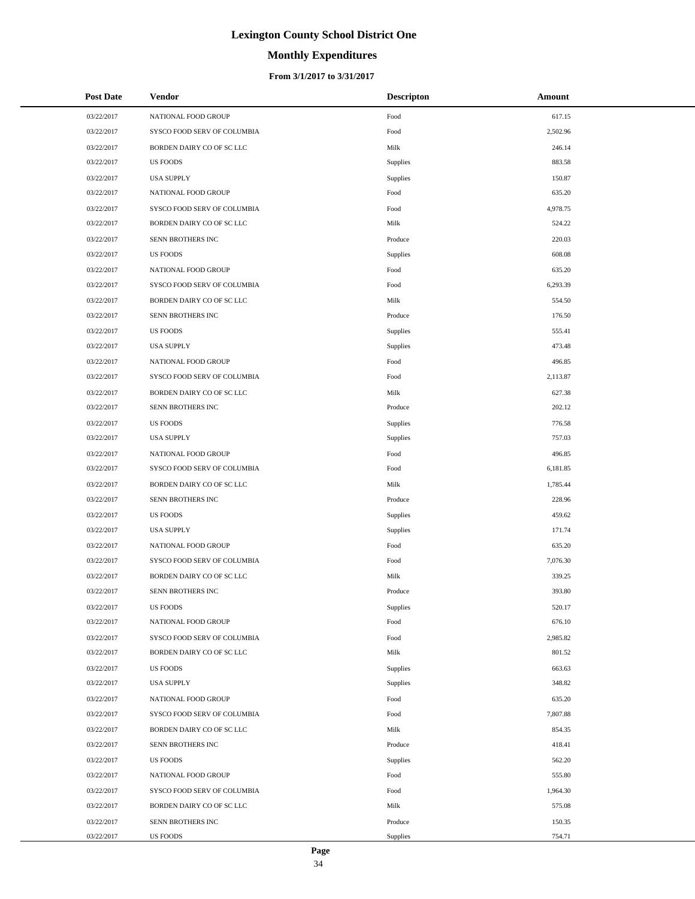# Lexington County School District One

## Monthly Expenditures

### From 3/1/2017 to 3/31/2017

| Post Date | Vendor | Descripton | Amount |
|---|---|---|---|
| 03/22/2017 | NATIONAL FOOD GROUP | Food | 617.15 |
| 03/22/2017 | SYSCO FOOD SERV OF COLUMBIA | Food | 2,502.96 |
| 03/22/2017 | BORDEN DAIRY CO OF SC LLC | Milk | 246.14 |
| 03/22/2017 | US FOODS | Supplies | 883.58 |
| 03/22/2017 | USA SUPPLY | Supplies | 150.87 |
| 03/22/2017 | NATIONAL FOOD GROUP | Food | 635.20 |
| 03/22/2017 | SYSCO FOOD SERV OF COLUMBIA | Food | 4,978.75 |
| 03/22/2017 | BORDEN DAIRY CO OF SC LLC | Milk | 524.22 |
| 03/22/2017 | SENN BROTHERS INC | Produce | 220.03 |
| 03/22/2017 | US FOODS | Supplies | 608.08 |
| 03/22/2017 | NATIONAL FOOD GROUP | Food | 635.20 |
| 03/22/2017 | SYSCO FOOD SERV OF COLUMBIA | Food | 6,293.39 |
| 03/22/2017 | BORDEN DAIRY CO OF SC LLC | Milk | 554.50 |
| 03/22/2017 | SENN BROTHERS INC | Produce | 176.50 |
| 03/22/2017 | US FOODS | Supplies | 555.41 |
| 03/22/2017 | USA SUPPLY | Supplies | 473.48 |
| 03/22/2017 | NATIONAL FOOD GROUP | Food | 496.85 |
| 03/22/2017 | SYSCO FOOD SERV OF COLUMBIA | Food | 2,113.87 |
| 03/22/2017 | BORDEN DAIRY CO OF SC LLC | Milk | 627.38 |
| 03/22/2017 | SENN BROTHERS INC | Produce | 202.12 |
| 03/22/2017 | US FOODS | Supplies | 776.58 |
| 03/22/2017 | USA SUPPLY | Supplies | 757.03 |
| 03/22/2017 | NATIONAL FOOD GROUP | Food | 496.85 |
| 03/22/2017 | SYSCO FOOD SERV OF COLUMBIA | Food | 6,181.85 |
| 03/22/2017 | BORDEN DAIRY CO OF SC LLC | Milk | 1,785.44 |
| 03/22/2017 | SENN BROTHERS INC | Produce | 228.96 |
| 03/22/2017 | US FOODS | Supplies | 459.62 |
| 03/22/2017 | USA SUPPLY | Supplies | 171.74 |
| 03/22/2017 | NATIONAL FOOD GROUP | Food | 635.20 |
| 03/22/2017 | SYSCO FOOD SERV OF COLUMBIA | Food | 7,076.30 |
| 03/22/2017 | BORDEN DAIRY CO OF SC LLC | Milk | 339.25 |
| 03/22/2017 | SENN BROTHERS INC | Produce | 393.80 |
| 03/22/2017 | US FOODS | Supplies | 520.17 |
| 03/22/2017 | NATIONAL FOOD GROUP | Food | 676.10 |
| 03/22/2017 | SYSCO FOOD SERV OF COLUMBIA | Food | 2,985.82 |
| 03/22/2017 | BORDEN DAIRY CO OF SC LLC | Milk | 801.52 |
| 03/22/2017 | US FOODS | Supplies | 663.63 |
| 03/22/2017 | USA SUPPLY | Supplies | 348.82 |
| 03/22/2017 | NATIONAL FOOD GROUP | Food | 635.20 |
| 03/22/2017 | SYSCO FOOD SERV OF COLUMBIA | Food | 7,807.88 |
| 03/22/2017 | BORDEN DAIRY CO OF SC LLC | Milk | 854.35 |
| 03/22/2017 | SENN BROTHERS INC | Produce | 418.41 |
| 03/22/2017 | US FOODS | Supplies | 562.20 |
| 03/22/2017 | NATIONAL FOOD GROUP | Food | 555.80 |
| 03/22/2017 | SYSCO FOOD SERV OF COLUMBIA | Food | 1,964.30 |
| 03/22/2017 | BORDEN DAIRY CO OF SC LLC | Milk | 575.08 |
| 03/22/2017 | SENN BROTHERS INC | Produce | 150.35 |
| 03/22/2017 | US FOODS | Supplies | 754.71 |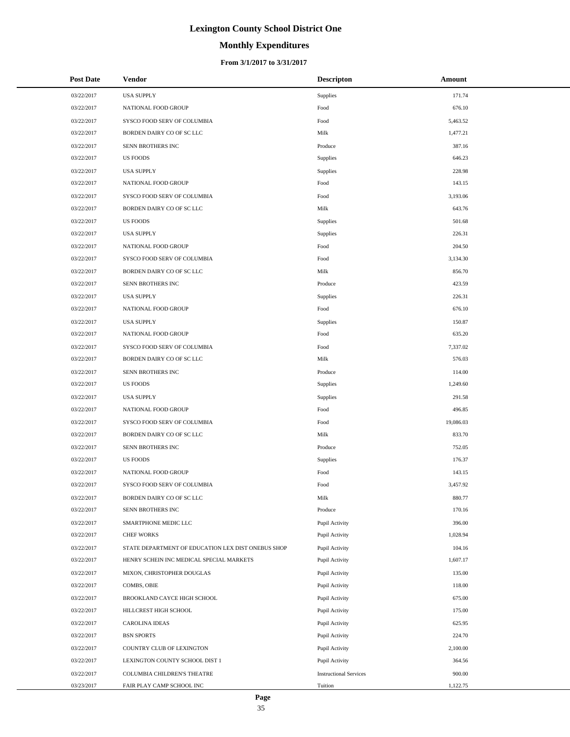# Lexington County School District One

## Monthly Expenditures

### From 3/1/2017 to 3/31/2017

| Post Date | Vendor | Descripton | Amount |
|---|---|---|---|
| 03/22/2017 | USA SUPPLY | Supplies | 171.74 |
| 03/22/2017 | NATIONAL FOOD GROUP | Food | 676.10 |
| 03/22/2017 | SYSCO FOOD SERV OF COLUMBIA | Food | 5,463.52 |
| 03/22/2017 | BORDEN DAIRY CO OF SC LLC | Milk | 1,477.21 |
| 03/22/2017 | SENN BROTHERS INC | Produce | 387.16 |
| 03/22/2017 | US FOODS | Supplies | 646.23 |
| 03/22/2017 | USA SUPPLY | Supplies | 228.98 |
| 03/22/2017 | NATIONAL FOOD GROUP | Food | 143.15 |
| 03/22/2017 | SYSCO FOOD SERV OF COLUMBIA | Food | 3,193.06 |
| 03/22/2017 | BORDEN DAIRY CO OF SC LLC | Milk | 643.76 |
| 03/22/2017 | US FOODS | Supplies | 501.68 |
| 03/22/2017 | USA SUPPLY | Supplies | 226.31 |
| 03/22/2017 | NATIONAL FOOD GROUP | Food | 204.50 |
| 03/22/2017 | SYSCO FOOD SERV OF COLUMBIA | Food | 3,134.30 |
| 03/22/2017 | BORDEN DAIRY CO OF SC LLC | Milk | 856.70 |
| 03/22/2017 | SENN BROTHERS INC | Produce | 423.59 |
| 03/22/2017 | USA SUPPLY | Supplies | 226.31 |
| 03/22/2017 | NATIONAL FOOD GROUP | Food | 676.10 |
| 03/22/2017 | USA SUPPLY | Supplies | 150.87 |
| 03/22/2017 | NATIONAL FOOD GROUP | Food | 635.20 |
| 03/22/2017 | SYSCO FOOD SERV OF COLUMBIA | Food | 7,337.02 |
| 03/22/2017 | BORDEN DAIRY CO OF SC LLC | Milk | 576.03 |
| 03/22/2017 | SENN BROTHERS INC | Produce | 114.00 |
| 03/22/2017 | US FOODS | Supplies | 1,249.60 |
| 03/22/2017 | USA SUPPLY | Supplies | 291.58 |
| 03/22/2017 | NATIONAL FOOD GROUP | Food | 496.85 |
| 03/22/2017 | SYSCO FOOD SERV OF COLUMBIA | Food | 19,086.03 |
| 03/22/2017 | BORDEN DAIRY CO OF SC LLC | Milk | 833.70 |
| 03/22/2017 | SENN BROTHERS INC | Produce | 752.05 |
| 03/22/2017 | US FOODS | Supplies | 176.37 |
| 03/22/2017 | NATIONAL FOOD GROUP | Food | 143.15 |
| 03/22/2017 | SYSCO FOOD SERV OF COLUMBIA | Food | 3,457.92 |
| 03/22/2017 | BORDEN DAIRY CO OF SC LLC | Milk | 880.77 |
| 03/22/2017 | SENN BROTHERS INC | Produce | 170.16 |
| 03/22/2017 | SMARTPHONE MEDIC LLC | Pupil Activity | 396.00 |
| 03/22/2017 | CHEF WORKS | Pupil Activity | 1,028.94 |
| 03/22/2017 | STATE DEPARTMENT OF EDUCATION LEX DIST ONEBUS SHOP | Pupil Activity | 104.16 |
| 03/22/2017 | HENRY SCHEIN INC MEDICAL SPECIAL MARKETS | Pupil Activity | 1,607.17 |
| 03/22/2017 | MIXON, CHRISTOPHER DOUGLAS | Pupil Activity | 135.00 |
| 03/22/2017 | COMBS, OBIE | Pupil Activity | 118.00 |
| 03/22/2017 | BROOKLAND CAYCE HIGH SCHOOL | Pupil Activity | 675.00 |
| 03/22/2017 | HILLCREST HIGH SCHOOL | Pupil Activity | 175.00 |
| 03/22/2017 | CAROLINA IDEAS | Pupil Activity | 625.95 |
| 03/22/2017 | BSN SPORTS | Pupil Activity | 224.70 |
| 03/22/2017 | COUNTRY CLUB OF LEXINGTON | Pupil Activity | 2,100.00 |
| 03/22/2017 | LEXINGTON COUNTY SCHOOL DIST 1 | Pupil Activity | 364.56 |
| 03/22/2017 | COLUMBIA CHILDREN'S THEATRE | Instructional Services | 900.00 |
| 03/23/2017 | FAIR PLAY CAMP SCHOOL INC | Tuition | 1,122.75 |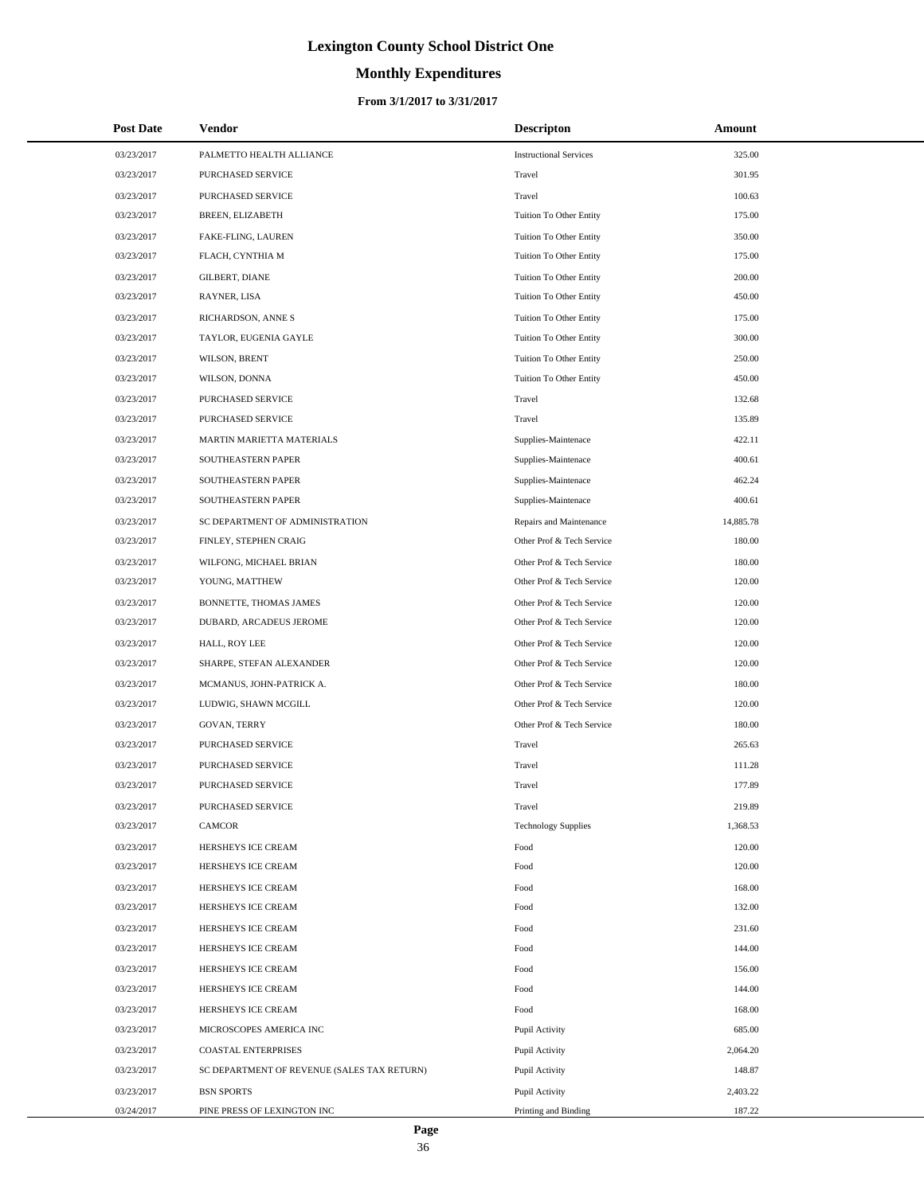# Lexington County School District One

## Monthly Expenditures

### From 3/1/2017 to 3/31/2017

| Post Date | Vendor | Descripton | Amount |
|---|---|---|---|
| 03/23/2017 | PALMETTO HEALTH ALLIANCE | Instructional Services | 325.00 |
| 03/23/2017 | PURCHASED SERVICE | Travel | 301.95 |
| 03/23/2017 | PURCHASED SERVICE | Travel | 100.63 |
| 03/23/2017 | BREEN, ELIZABETH | Tuition To Other Entity | 175.00 |
| 03/23/2017 | FAKE-FLING, LAUREN | Tuition To Other Entity | 350.00 |
| 03/23/2017 | FLACH, CYNTHIA M | Tuition To Other Entity | 175.00 |
| 03/23/2017 | GILBERT, DIANE | Tuition To Other Entity | 200.00 |
| 03/23/2017 | RAYNER, LISA | Tuition To Other Entity | 450.00 |
| 03/23/2017 | RICHARDSON, ANNE S | Tuition To Other Entity | 175.00 |
| 03/23/2017 | TAYLOR, EUGENIA GAYLE | Tuition To Other Entity | 300.00 |
| 03/23/2017 | WILSON, BRENT | Tuition To Other Entity | 250.00 |
| 03/23/2017 | WILSON, DONNA | Tuition To Other Entity | 450.00 |
| 03/23/2017 | PURCHASED SERVICE | Travel | 132.68 |
| 03/23/2017 | PURCHASED SERVICE | Travel | 135.89 |
| 03/23/2017 | MARTIN MARIETTA MATERIALS | Supplies-Maintenace | 422.11 |
| 03/23/2017 | SOUTHEASTERN PAPER | Supplies-Maintenace | 400.61 |
| 03/23/2017 | SOUTHEASTERN PAPER | Supplies-Maintenace | 462.24 |
| 03/23/2017 | SOUTHEASTERN PAPER | Supplies-Maintenace | 400.61 |
| 03/23/2017 | SC DEPARTMENT OF ADMINISTRATION | Repairs and Maintenance | 14,885.78 |
| 03/23/2017 | FINLEY, STEPHEN CRAIG | Other Prof & Tech Service | 180.00 |
| 03/23/2017 | WILFONG, MICHAEL BRIAN | Other Prof & Tech Service | 180.00 |
| 03/23/2017 | YOUNG, MATTHEW | Other Prof & Tech Service | 120.00 |
| 03/23/2017 | BONNETTE, THOMAS JAMES | Other Prof & Tech Service | 120.00 |
| 03/23/2017 | DUBARD, ARCADEUS JEROME | Other Prof & Tech Service | 120.00 |
| 03/23/2017 | HALL, ROY LEE | Other Prof & Tech Service | 120.00 |
| 03/23/2017 | SHARPE, STEFAN ALEXANDER | Other Prof & Tech Service | 120.00 |
| 03/23/2017 | MCMANUS, JOHN-PATRICK A. | Other Prof & Tech Service | 180.00 |
| 03/23/2017 | LUDWIG, SHAWN MCGILL | Other Prof & Tech Service | 120.00 |
| 03/23/2017 | GOVAN, TERRY | Other Prof & Tech Service | 180.00 |
| 03/23/2017 | PURCHASED SERVICE | Travel | 265.63 |
| 03/23/2017 | PURCHASED SERVICE | Travel | 111.28 |
| 03/23/2017 | PURCHASED SERVICE | Travel | 177.89 |
| 03/23/2017 | PURCHASED SERVICE | Travel | 219.89 |
| 03/23/2017 | CAMCOR | Technology Supplies | 1,368.53 |
| 03/23/2017 | HERSHEYS ICE CREAM | Food | 120.00 |
| 03/23/2017 | HERSHEYS ICE CREAM | Food | 120.00 |
| 03/23/2017 | HERSHEYS ICE CREAM | Food | 168.00 |
| 03/23/2017 | HERSHEYS ICE CREAM | Food | 132.00 |
| 03/23/2017 | HERSHEYS ICE CREAM | Food | 231.60 |
| 03/23/2017 | HERSHEYS ICE CREAM | Food | 144.00 |
| 03/23/2017 | HERSHEYS ICE CREAM | Food | 156.00 |
| 03/23/2017 | HERSHEYS ICE CREAM | Food | 144.00 |
| 03/23/2017 | HERSHEYS ICE CREAM | Food | 168.00 |
| 03/23/2017 | MICROSCOPES AMERICA INC | Pupil Activity | 685.00 |
| 03/23/2017 | COASTAL ENTERPRISES | Pupil Activity | 2,064.20 |
| 03/23/2017 | SC DEPARTMENT OF REVENUE (SALES TAX RETURN) | Pupil Activity | 148.87 |
| 03/23/2017 | BSN SPORTS | Pupil Activity | 2,403.22 |
| 03/24/2017 | PINE PRESS OF LEXINGTON INC | Printing and Binding | 187.22 |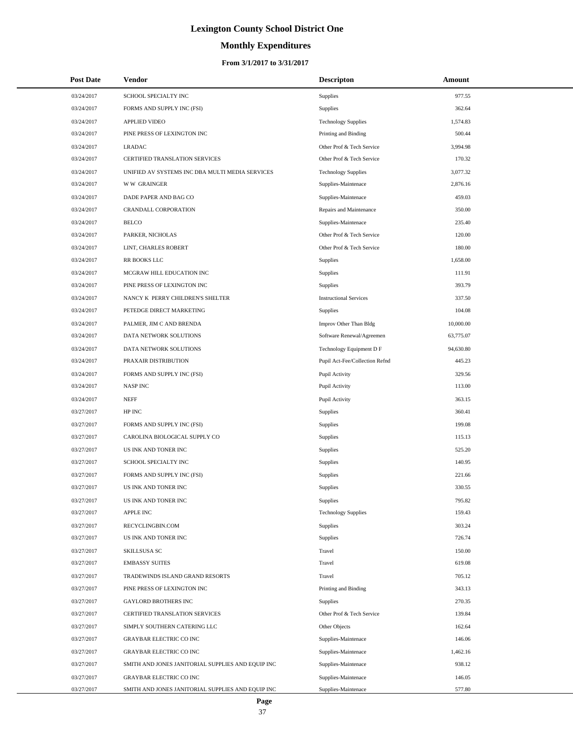# Lexington County School District One

## Monthly Expenditures

### From 3/1/2017 to 3/31/2017

| Post Date | Vendor | Descripton | Amount |
|---|---|---|---|
| 03/24/2017 | SCHOOL SPECIALTY INC | Supplies | 977.55 |
| 03/24/2017 | FORMS AND SUPPLY INC (FSI) | Supplies | 362.64 |
| 03/24/2017 | APPLIED VIDEO | Technology Supplies | 1,574.83 |
| 03/24/2017 | PINE PRESS OF LEXINGTON INC | Printing and Binding | 500.44 |
| 03/24/2017 | LRADAC | Other Prof & Tech Service | 3,994.98 |
| 03/24/2017 | CERTIFIED TRANSLATION SERVICES | Other Prof & Tech Service | 170.32 |
| 03/24/2017 | UNIFIED AV SYSTEMS INC DBA MULTI MEDIA SERVICES | Technology Supplies | 3,077.32 |
| 03/24/2017 | W W GRAINGER | Supplies-Maintenace | 2,876.16 |
| 03/24/2017 | DADE PAPER AND BAG CO | Supplies-Maintenace | 459.03 |
| 03/24/2017 | CRANDALL CORPORATION | Repairs and Maintenance | 350.00 |
| 03/24/2017 | BELCO | Supplies-Maintenace | 235.40 |
| 03/24/2017 | PARKER, NICHOLAS | Other Prof & Tech Service | 120.00 |
| 03/24/2017 | LINT, CHARLES ROBERT | Other Prof & Tech Service | 180.00 |
| 03/24/2017 | RR BOOKS LLC | Supplies | 1,658.00 |
| 03/24/2017 | MCGRAW HILL EDUCATION INC | Supplies | 111.91 |
| 03/24/2017 | PINE PRESS OF LEXINGTON INC | Supplies | 393.79 |
| 03/24/2017 | NANCY K PERRY CHILDREN'S SHELTER | Instructional Services | 337.50 |
| 03/24/2017 | PETEDGE DIRECT MARKETING | Supplies | 104.08 |
| 03/24/2017 | PALMER, JIM C AND BRENDA | Improv Other Than Bldg | 10,000.00 |
| 03/24/2017 | DATA NETWORK SOLUTIONS | Software Renewal/Agreemen | 63,775.07 |
| 03/24/2017 | DATA NETWORK SOLUTIONS | Technology Equipment D F | 94,630.80 |
| 03/24/2017 | PRAXAIR DISTRIBUTION | Pupil Act-Fee/Collection Refnd | 445.23 |
| 03/24/2017 | FORMS AND SUPPLY INC (FSI) | Pupil Activity | 329.56 |
| 03/24/2017 | NASP INC | Pupil Activity | 113.00 |
| 03/24/2017 | NEFF | Pupil Activity | 363.15 |
| 03/27/2017 | HP INC | Supplies | 360.41 |
| 03/27/2017 | FORMS AND SUPPLY INC (FSI) | Supplies | 199.08 |
| 03/27/2017 | CAROLINA BIOLOGICAL SUPPLY CO | Supplies | 115.13 |
| 03/27/2017 | US INK AND TONER INC | Supplies | 525.20 |
| 03/27/2017 | SCHOOL SPECIALTY INC | Supplies | 140.95 |
| 03/27/2017 | FORMS AND SUPPLY INC (FSI) | Supplies | 221.66 |
| 03/27/2017 | US INK AND TONER INC | Supplies | 330.55 |
| 03/27/2017 | US INK AND TONER INC | Supplies | 795.82 |
| 03/27/2017 | APPLE INC | Technology Supplies | 159.43 |
| 03/27/2017 | RECYCLINGBIN.COM | Supplies | 303.24 |
| 03/27/2017 | US INK AND TONER INC | Supplies | 726.74 |
| 03/27/2017 | SKILLSUSA SC | Travel | 150.00 |
| 03/27/2017 | EMBASSY SUITES | Travel | 619.08 |
| 03/27/2017 | TRADEWINDS ISLAND GRAND RESORTS | Travel | 705.12 |
| 03/27/2017 | PINE PRESS OF LEXINGTON INC | Printing and Binding | 343.13 |
| 03/27/2017 | GAYLORD BROTHERS INC | Supplies | 270.35 |
| 03/27/2017 | CERTIFIED TRANSLATION SERVICES | Other Prof & Tech Service | 139.84 |
| 03/27/2017 | SIMPLY SOUTHERN CATERING LLC | Other Objects | 162.64 |
| 03/27/2017 | GRAYBAR ELECTRIC CO INC | Supplies-Maintenace | 146.06 |
| 03/27/2017 | GRAYBAR ELECTRIC CO INC | Supplies-Maintenace | 1,462.16 |
| 03/27/2017 | SMITH AND JONES JANITORIAL SUPPLIES AND EQUIP INC | Supplies-Maintenace | 938.12 |
| 03/27/2017 | GRAYBAR ELECTRIC CO INC | Supplies-Maintenace | 146.05 |
| 03/27/2017 | SMITH AND JONES JANITORIAL SUPPLIES AND EQUIP INC | Supplies-Maintenace | 577.80 |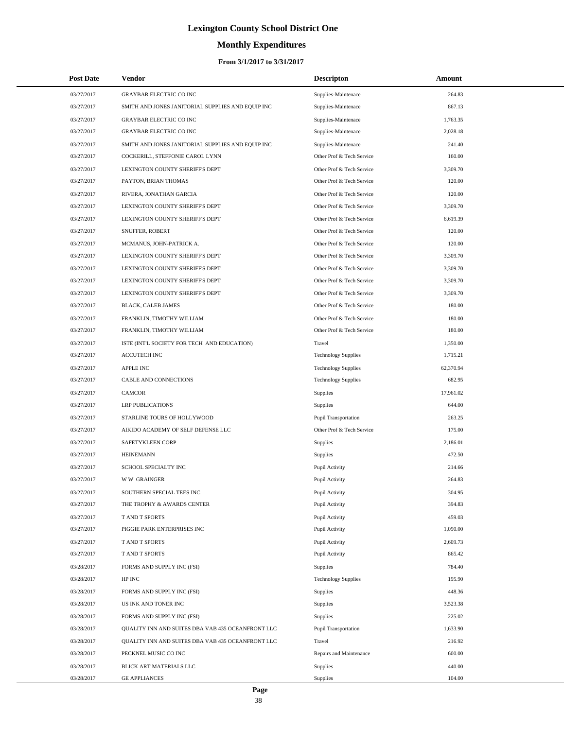# Lexington County School District One

## Monthly Expenditures

### From 3/1/2017 to 3/31/2017

| Post Date | Vendor | Descripton | Amount |
|---|---|---|---|
| 03/27/2017 | GRAYBAR ELECTRIC CO INC | Supplies-Maintenace | 264.83 |
| 03/27/2017 | SMITH AND JONES JANITORIAL SUPPLIES AND EQUIP INC | Supplies-Maintenace | 867.13 |
| 03/27/2017 | GRAYBAR ELECTRIC CO INC | Supplies-Maintenace | 1,763.35 |
| 03/27/2017 | GRAYBAR ELECTRIC CO INC | Supplies-Maintenace | 2,028.18 |
| 03/27/2017 | SMITH AND JONES JANITORIAL SUPPLIES AND EQUIP INC | Supplies-Maintenace | 241.40 |
| 03/27/2017 | COCKERILL, STEFFONIE CAROL LYNN | Other Prof & Tech Service | 160.00 |
| 03/27/2017 | LEXINGTON COUNTY SHERIFF'S DEPT | Other Prof & Tech Service | 3,309.70 |
| 03/27/2017 | PAYTON, BRIAN THOMAS | Other Prof & Tech Service | 120.00 |
| 03/27/2017 | RIVERA, JONATHAN GARCIA | Other Prof & Tech Service | 120.00 |
| 03/27/2017 | LEXINGTON COUNTY SHERIFF'S DEPT | Other Prof & Tech Service | 3,309.70 |
| 03/27/2017 | LEXINGTON COUNTY SHERIFF'S DEPT | Other Prof & Tech Service | 6,619.39 |
| 03/27/2017 | SNUFFER, ROBERT | Other Prof & Tech Service | 120.00 |
| 03/27/2017 | MCMANUS, JOHN-PATRICK A. | Other Prof & Tech Service | 120.00 |
| 03/27/2017 | LEXINGTON COUNTY SHERIFF'S DEPT | Other Prof & Tech Service | 3,309.70 |
| 03/27/2017 | LEXINGTON COUNTY SHERIFF'S DEPT | Other Prof & Tech Service | 3,309.70 |
| 03/27/2017 | LEXINGTON COUNTY SHERIFF'S DEPT | Other Prof & Tech Service | 3,309.70 |
| 03/27/2017 | LEXINGTON COUNTY SHERIFF'S DEPT | Other Prof & Tech Service | 3,309.70 |
| 03/27/2017 | BLACK, CALEB JAMES | Other Prof & Tech Service | 180.00 |
| 03/27/2017 | FRANKLIN, TIMOTHY WILLIAM | Other Prof & Tech Service | 180.00 |
| 03/27/2017 | FRANKLIN, TIMOTHY WILLIAM | Other Prof & Tech Service | 180.00 |
| 03/27/2017 | ISTE (INT'L SOCIETY FOR TECH AND EDUCATION) | Travel | 1,350.00 |
| 03/27/2017 | ACCUTECH INC | Technology Supplies | 1,715.21 |
| 03/27/2017 | APPLE INC | Technology Supplies | 62,370.94 |
| 03/27/2017 | CABLE AND CONNECTIONS | Technology Supplies | 682.95 |
| 03/27/2017 | CAMCOR | Supplies | 17,961.02 |
| 03/27/2017 | LRP PUBLICATIONS | Supplies | 644.00 |
| 03/27/2017 | STARLINE TOURS OF HOLLYWOOD | Pupil Transportation | 263.25 |
| 03/27/2017 | AIKIDO ACADEMY OF SELF DEFENSE LLC | Other Prof & Tech Service | 175.00 |
| 03/27/2017 | SAFETYKLEEN CORP | Supplies | 2,186.01 |
| 03/27/2017 | HEINEMANN | Supplies | 472.50 |
| 03/27/2017 | SCHOOL SPECIALTY INC | Pupil Activity | 214.66 |
| 03/27/2017 | W W GRAINGER | Pupil Activity | 264.83 |
| 03/27/2017 | SOUTHERN SPECIAL TEES INC | Pupil Activity | 304.95 |
| 03/27/2017 | THE TROPHY & AWARDS CENTER | Pupil Activity | 394.83 |
| 03/27/2017 | T AND T SPORTS | Pupil Activity | 459.03 |
| 03/27/2017 | PIGGIE PARK ENTERPRISES INC | Pupil Activity | 1,090.00 |
| 03/27/2017 | T AND T SPORTS | Pupil Activity | 2,609.73 |
| 03/27/2017 | T AND T SPORTS | Pupil Activity | 865.42 |
| 03/28/2017 | FORMS AND SUPPLY INC (FSI) | Supplies | 784.40 |
| 03/28/2017 | HP INC | Technology Supplies | 195.90 |
| 03/28/2017 | FORMS AND SUPPLY INC (FSI) | Supplies | 448.36 |
| 03/28/2017 | US INK AND TONER INC | Supplies | 3,523.38 |
| 03/28/2017 | FORMS AND SUPPLY INC (FSI) | Supplies | 225.02 |
| 03/28/2017 | QUALITY INN AND SUITES DBA VAB 435 OCEANFRONT LLC | Pupil Transportation | 1,633.90 |
| 03/28/2017 | QUALITY INN AND SUITES DBA VAB 435 OCEANFRONT LLC | Travel | 216.92 |
| 03/28/2017 | PECKNEL MUSIC CO INC | Repairs and Maintenance | 600.00 |
| 03/28/2017 | BLICK ART MATERIALS LLC | Supplies | 440.00 |
| 03/28/2017 | GE APPLIANCES | Supplies | 104.00 |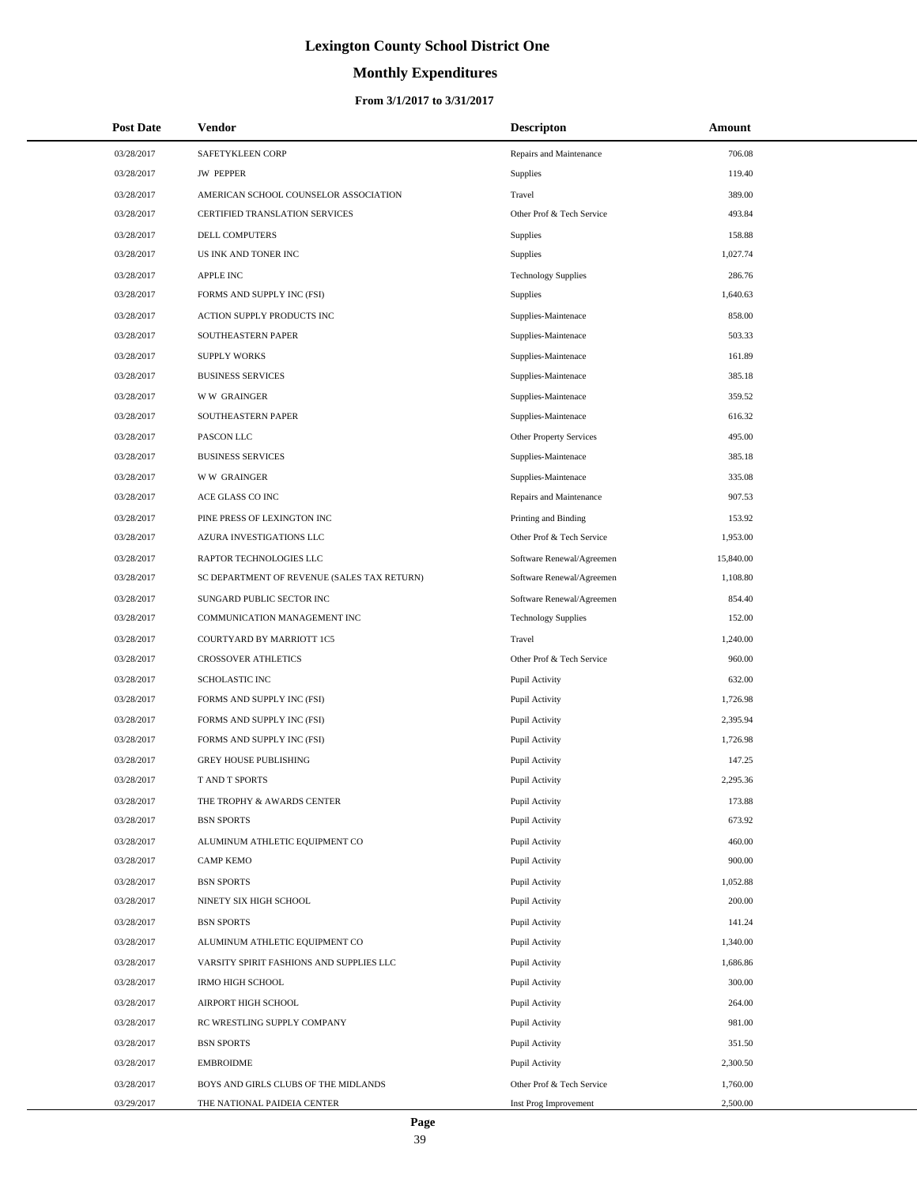# Lexington County School District One

## Monthly Expenditures

### From 3/1/2017 to 3/31/2017

| Post Date | Vendor | Descripton | Amount |
|---|---|---|---|
| 03/28/2017 | SAFETYKLEEN CORP | Repairs and Maintenance | 706.08 |
| 03/28/2017 | JW PEPPER | Supplies | 119.40 |
| 03/28/2017 | AMERICAN SCHOOL COUNSELOR ASSOCIATION | Travel | 389.00 |
| 03/28/2017 | CERTIFIED TRANSLATION SERVICES | Other Prof & Tech Service | 493.84 |
| 03/28/2017 | DELL COMPUTERS | Supplies | 158.88 |
| 03/28/2017 | US INK AND TONER INC | Supplies | 1,027.74 |
| 03/28/2017 | APPLE INC | Technology Supplies | 286.76 |
| 03/28/2017 | FORMS AND SUPPLY INC (FSI) | Supplies | 1,640.63 |
| 03/28/2017 | ACTION SUPPLY PRODUCTS INC | Supplies-Maintenace | 858.00 |
| 03/28/2017 | SOUTHEASTERN PAPER | Supplies-Maintenace | 503.33 |
| 03/28/2017 | SUPPLY WORKS | Supplies-Maintenace | 161.89 |
| 03/28/2017 | BUSINESS SERVICES | Supplies-Maintenace | 385.18 |
| 03/28/2017 | W W GRAINGER | Supplies-Maintenace | 359.52 |
| 03/28/2017 | SOUTHEASTERN PAPER | Supplies-Maintenace | 616.32 |
| 03/28/2017 | PASCON LLC | Other Property Services | 495.00 |
| 03/28/2017 | BUSINESS SERVICES | Supplies-Maintenace | 385.18 |
| 03/28/2017 | W W GRAINGER | Supplies-Maintenace | 335.08 |
| 03/28/2017 | ACE GLASS CO INC | Repairs and Maintenance | 907.53 |
| 03/28/2017 | PINE PRESS OF LEXINGTON INC | Printing and Binding | 153.92 |
| 03/28/2017 | AZURA INVESTIGATIONS LLC | Other Prof & Tech Service | 1,953.00 |
| 03/28/2017 | RAPTOR TECHNOLOGIES LLC | Software Renewal/Agreemen | 15,840.00 |
| 03/28/2017 | SC DEPARTMENT OF REVENUE (SALES TAX RETURN) | Software Renewal/Agreemen | 1,108.80 |
| 03/28/2017 | SUNGARD PUBLIC SECTOR INC | Software Renewal/Agreemen | 854.40 |
| 03/28/2017 | COMMUNICATION MANAGEMENT INC | Technology Supplies | 152.00 |
| 03/28/2017 | COURTYARD BY MARRIOTT 1C5 | Travel | 1,240.00 |
| 03/28/2017 | CROSSOVER ATHLETICS | Other Prof & Tech Service | 960.00 |
| 03/28/2017 | SCHOLASTIC INC | Pupil Activity | 632.00 |
| 03/28/2017 | FORMS AND SUPPLY INC (FSI) | Pupil Activity | 1,726.98 |
| 03/28/2017 | FORMS AND SUPPLY INC (FSI) | Pupil Activity | 2,395.94 |
| 03/28/2017 | FORMS AND SUPPLY INC (FSI) | Pupil Activity | 1,726.98 |
| 03/28/2017 | GREY HOUSE PUBLISHING | Pupil Activity | 147.25 |
| 03/28/2017 | T AND T SPORTS | Pupil Activity | 2,295.36 |
| 03/28/2017 | THE TROPHY & AWARDS CENTER | Pupil Activity | 173.88 |
| 03/28/2017 | BSN SPORTS | Pupil Activity | 673.92 |
| 03/28/2017 | ALUMINUM ATHLETIC EQUIPMENT CO | Pupil Activity | 460.00 |
| 03/28/2017 | CAMP KEMO | Pupil Activity | 900.00 |
| 03/28/2017 | BSN SPORTS | Pupil Activity | 1,052.88 |
| 03/28/2017 | NINETY SIX HIGH SCHOOL | Pupil Activity | 200.00 |
| 03/28/2017 | BSN SPORTS | Pupil Activity | 141.24 |
| 03/28/2017 | ALUMINUM ATHLETIC EQUIPMENT CO | Pupil Activity | 1,340.00 |
| 03/28/2017 | VARSITY SPIRIT FASHIONS AND SUPPLIES LLC | Pupil Activity | 1,686.86 |
| 03/28/2017 | IRMO HIGH SCHOOL | Pupil Activity | 300.00 |
| 03/28/2017 | AIRPORT HIGH SCHOOL | Pupil Activity | 264.00 |
| 03/28/2017 | RC WRESTLING SUPPLY COMPANY | Pupil Activity | 981.00 |
| 03/28/2017 | BSN SPORTS | Pupil Activity | 351.50 |
| 03/28/2017 | EMBROIDME | Pupil Activity | 2,300.50 |
| 03/28/2017 | BOYS AND GIRLS CLUBS OF THE MIDLANDS | Other Prof & Tech Service | 1,760.00 |
| 03/29/2017 | THE NATIONAL PAIDEIA CENTER | Inst Prog Improvement | 2,500.00 |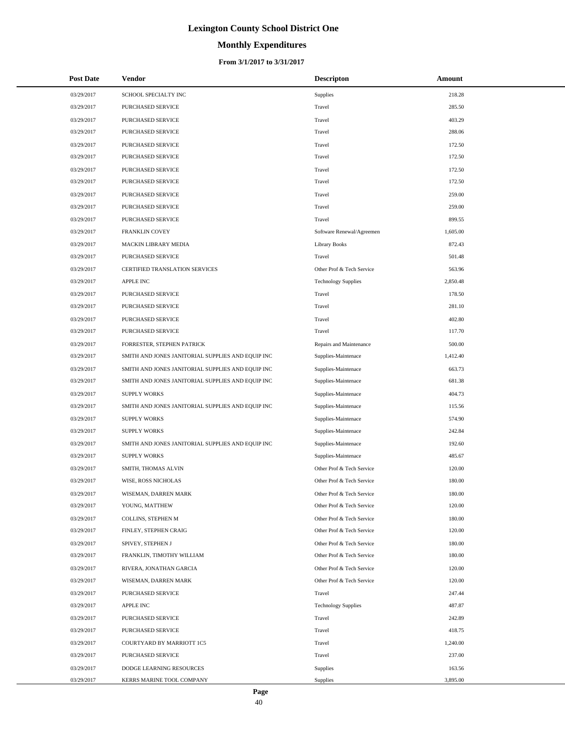# Lexington County School District One

## Monthly Expenditures

### From 3/1/2017 to 3/31/2017

| Post Date | Vendor | Descripton | Amount |
|---|---|---|---|
| 03/29/2017 | SCHOOL SPECIALTY INC | Supplies | 218.28 |
| 03/29/2017 | PURCHASED SERVICE | Travel | 285.50 |
| 03/29/2017 | PURCHASED SERVICE | Travel | 403.29 |
| 03/29/2017 | PURCHASED SERVICE | Travel | 288.06 |
| 03/29/2017 | PURCHASED SERVICE | Travel | 172.50 |
| 03/29/2017 | PURCHASED SERVICE | Travel | 172.50 |
| 03/29/2017 | PURCHASED SERVICE | Travel | 172.50 |
| 03/29/2017 | PURCHASED SERVICE | Travel | 172.50 |
| 03/29/2017 | PURCHASED SERVICE | Travel | 259.00 |
| 03/29/2017 | PURCHASED SERVICE | Travel | 259.00 |
| 03/29/2017 | PURCHASED SERVICE | Travel | 899.55 |
| 03/29/2017 | FRANKLIN COVEY | Software Renewal/Agreemen | 1,605.00 |
| 03/29/2017 | MACKIN LIBRARY MEDIA | Library Books | 872.43 |
| 03/29/2017 | PURCHASED SERVICE | Travel | 501.48 |
| 03/29/2017 | CERTIFIED TRANSLATION SERVICES | Other Prof & Tech Service | 563.96 |
| 03/29/2017 | APPLE INC | Technology Supplies | 2,850.48 |
| 03/29/2017 | PURCHASED SERVICE | Travel | 178.50 |
| 03/29/2017 | PURCHASED SERVICE | Travel | 281.10 |
| 03/29/2017 | PURCHASED SERVICE | Travel | 402.80 |
| 03/29/2017 | PURCHASED SERVICE | Travel | 117.70 |
| 03/29/2017 | FORRESTER, STEPHEN PATRICK | Repairs and Maintenance | 500.00 |
| 03/29/2017 | SMITH AND JONES JANITORIAL SUPPLIES AND EQUIP INC | Supplies-Maintenace | 1,412.40 |
| 03/29/2017 | SMITH AND JONES JANITORIAL SUPPLIES AND EQUIP INC | Supplies-Maintenace | 663.73 |
| 03/29/2017 | SMITH AND JONES JANITORIAL SUPPLIES AND EQUIP INC | Supplies-Maintenace | 681.38 |
| 03/29/2017 | SUPPLY WORKS | Supplies-Maintenace | 404.73 |
| 03/29/2017 | SMITH AND JONES JANITORIAL SUPPLIES AND EQUIP INC | Supplies-Maintenace | 115.56 |
| 03/29/2017 | SUPPLY WORKS | Supplies-Maintenace | 574.90 |
| 03/29/2017 | SUPPLY WORKS | Supplies-Maintenace | 242.84 |
| 03/29/2017 | SMITH AND JONES JANITORIAL SUPPLIES AND EQUIP INC | Supplies-Maintenace | 192.60 |
| 03/29/2017 | SUPPLY WORKS | Supplies-Maintenace | 485.67 |
| 03/29/2017 | SMITH, THOMAS ALVIN | Other Prof & Tech Service | 120.00 |
| 03/29/2017 | WISE, ROSS NICHOLAS | Other Prof & Tech Service | 180.00 |
| 03/29/2017 | WISEMAN, DARREN MARK | Other Prof & Tech Service | 180.00 |
| 03/29/2017 | YOUNG, MATTHEW | Other Prof & Tech Service | 120.00 |
| 03/29/2017 | COLLINS, STEPHEN M | Other Prof & Tech Service | 180.00 |
| 03/29/2017 | FINLEY, STEPHEN CRAIG | Other Prof & Tech Service | 120.00 |
| 03/29/2017 | SPIVEY, STEPHEN J | Other Prof & Tech Service | 180.00 |
| 03/29/2017 | FRANKLIN, TIMOTHY WILLIAM | Other Prof & Tech Service | 180.00 |
| 03/29/2017 | RIVERA, JONATHAN GARCIA | Other Prof & Tech Service | 120.00 |
| 03/29/2017 | WISEMAN, DARREN MARK | Other Prof & Tech Service | 120.00 |
| 03/29/2017 | PURCHASED SERVICE | Travel | 247.44 |
| 03/29/2017 | APPLE INC | Technology Supplies | 487.87 |
| 03/29/2017 | PURCHASED SERVICE | Travel | 242.89 |
| 03/29/2017 | PURCHASED SERVICE | Travel | 418.75 |
| 03/29/2017 | COURTYARD BY MARRIOTT 1C5 | Travel | 1,240.00 |
| 03/29/2017 | PURCHASED SERVICE | Travel | 237.00 |
| 03/29/2017 | DODGE LEARNING RESOURCES | Supplies | 163.56 |
| 03/29/2017 | KERRS MARINE TOOL COMPANY | Supplies | 3,895.00 |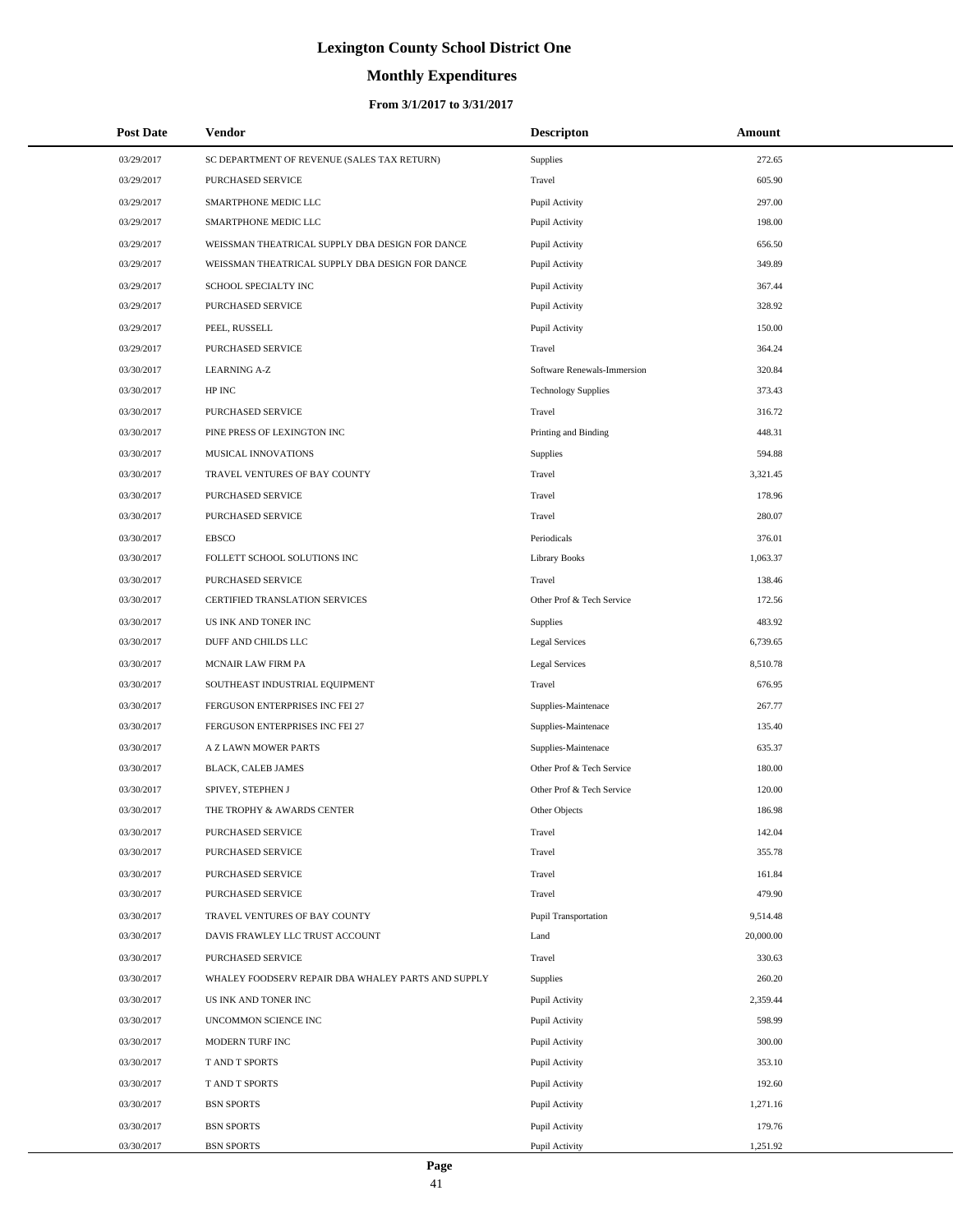# Lexington County School District One

## Monthly Expenditures

### From 3/1/2017 to 3/31/2017

| Post Date | Vendor | Descripton | Amount |
|---|---|---|---|
| 03/29/2017 | SC DEPARTMENT OF REVENUE (SALES TAX RETURN) | Supplies | 272.65 |
| 03/29/2017 | PURCHASED SERVICE | Travel | 605.90 |
| 03/29/2017 | SMARTPHONE MEDIC LLC | Pupil Activity | 297.00 |
| 03/29/2017 | SMARTPHONE MEDIC LLC | Pupil Activity | 198.00 |
| 03/29/2017 | WEISSMAN THEATRICAL SUPPLY DBA DESIGN FOR DANCE | Pupil Activity | 656.50 |
| 03/29/2017 | WEISSMAN THEATRICAL SUPPLY DBA DESIGN FOR DANCE | Pupil Activity | 349.89 |
| 03/29/2017 | SCHOOL SPECIALTY INC | Pupil Activity | 367.44 |
| 03/29/2017 | PURCHASED SERVICE | Pupil Activity | 328.92 |
| 03/29/2017 | PEEL, RUSSELL | Pupil Activity | 150.00 |
| 03/29/2017 | PURCHASED SERVICE | Travel | 364.24 |
| 03/30/2017 | LEARNING A-Z | Software Renewals-Immersion | 320.84 |
| 03/30/2017 | HP INC | Technology Supplies | 373.43 |
| 03/30/2017 | PURCHASED SERVICE | Travel | 316.72 |
| 03/30/2017 | PINE PRESS OF LEXINGTON INC | Printing and Binding | 448.31 |
| 03/30/2017 | MUSICAL INNOVATIONS | Supplies | 594.88 |
| 03/30/2017 | TRAVEL VENTURES OF BAY COUNTY | Travel | 3,321.45 |
| 03/30/2017 | PURCHASED SERVICE | Travel | 178.96 |
| 03/30/2017 | PURCHASED SERVICE | Travel | 280.07 |
| 03/30/2017 | EBSCO | Periodicals | 376.01 |
| 03/30/2017 | FOLLETT SCHOOL SOLUTIONS INC | Library Books | 1,063.37 |
| 03/30/2017 | PURCHASED SERVICE | Travel | 138.46 |
| 03/30/2017 | CERTIFIED TRANSLATION SERVICES | Other Prof & Tech Service | 172.56 |
| 03/30/2017 | US INK AND TONER INC | Supplies | 483.92 |
| 03/30/2017 | DUFF AND CHILDS LLC | Legal Services | 6,739.65 |
| 03/30/2017 | MCNAIR LAW FIRM PA | Legal Services | 8,510.78 |
| 03/30/2017 | SOUTHEAST INDUSTRIAL EQUIPMENT | Travel | 676.95 |
| 03/30/2017 | FERGUSON ENTERPRISES INC FEI 27 | Supplies-Maintenace | 267.77 |
| 03/30/2017 | FERGUSON ENTERPRISES INC FEI 27 | Supplies-Maintenace | 135.40 |
| 03/30/2017 | A Z LAWN MOWER PARTS | Supplies-Maintenace | 635.37 |
| 03/30/2017 | BLACK, CALEB JAMES | Other Prof & Tech Service | 180.00 |
| 03/30/2017 | SPIVEY, STEPHEN J | Other Prof & Tech Service | 120.00 |
| 03/30/2017 | THE TROPHY & AWARDS CENTER | Other Objects | 186.98 |
| 03/30/2017 | PURCHASED SERVICE | Travel | 142.04 |
| 03/30/2017 | PURCHASED SERVICE | Travel | 355.78 |
| 03/30/2017 | PURCHASED SERVICE | Travel | 161.84 |
| 03/30/2017 | PURCHASED SERVICE | Travel | 479.90 |
| 03/30/2017 | TRAVEL VENTURES OF BAY COUNTY | Pupil Transportation | 9,514.48 |
| 03/30/2017 | DAVIS FRAWLEY LLC TRUST ACCOUNT | Land | 20,000.00 |
| 03/30/2017 | PURCHASED SERVICE | Travel | 330.63 |
| 03/30/2017 | WHALEY FOODSERV REPAIR DBA WHALEY PARTS AND SUPPLY | Supplies | 260.20 |
| 03/30/2017 | US INK AND TONER INC | Pupil Activity | 2,359.44 |
| 03/30/2017 | UNCOMMON SCIENCE INC | Pupil Activity | 598.99 |
| 03/30/2017 | MODERN TURF INC | Pupil Activity | 300.00 |
| 03/30/2017 | T AND T SPORTS | Pupil Activity | 353.10 |
| 03/30/2017 | T AND T SPORTS | Pupil Activity | 192.60 |
| 03/30/2017 | BSN SPORTS | Pupil Activity | 1,271.16 |
| 03/30/2017 | BSN SPORTS | Pupil Activity | 179.76 |
| 03/30/2017 | BSN SPORTS | Pupil Activity | 1,251.92 |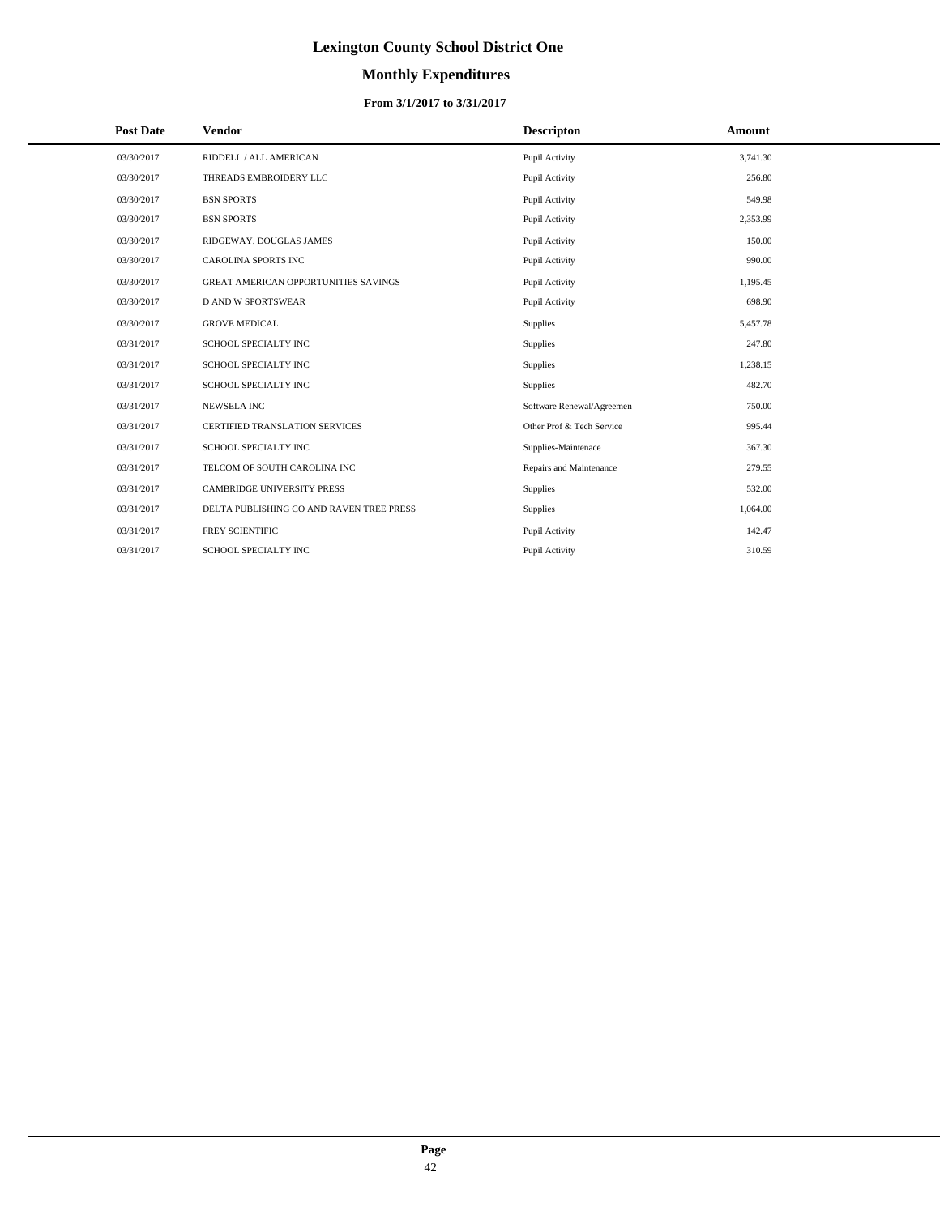# Lexington County School District One

## Monthly Expenditures

### From 3/1/2017 to 3/31/2017

| Post Date | Vendor | Descripton | Amount |
|---|---|---|---|
| 03/30/2017 | RIDDELL / ALL AMERICAN | Pupil Activity | 3,741.30 |
| 03/30/2017 | THREADS EMBROIDERY LLC | Pupil Activity | 256.80 |
| 03/30/2017 | BSN SPORTS | Pupil Activity | 549.98 |
| 03/30/2017 | BSN SPORTS | Pupil Activity | 2,353.99 |
| 03/30/2017 | RIDGEWAY, DOUGLAS JAMES | Pupil Activity | 150.00 |
| 03/30/2017 | CAROLINA SPORTS INC | Pupil Activity | 990.00 |
| 03/30/2017 | GREAT AMERICAN OPPORTUNITIES SAVINGS | Pupil Activity | 1,195.45 |
| 03/30/2017 | D AND W SPORTSWEAR | Pupil Activity | 698.90 |
| 03/30/2017 | GROVE MEDICAL | Supplies | 5,457.78 |
| 03/31/2017 | SCHOOL SPECIALTY INC | Supplies | 247.80 |
| 03/31/2017 | SCHOOL SPECIALTY INC | Supplies | 1,238.15 |
| 03/31/2017 | SCHOOL SPECIALTY INC | Supplies | 482.70 |
| 03/31/2017 | NEWSELA INC | Software Renewal/Agreemen | 750.00 |
| 03/31/2017 | CERTIFIED TRANSLATION SERVICES | Other Prof & Tech Service | 995.44 |
| 03/31/2017 | SCHOOL SPECIALTY INC | Supplies-Maintenace | 367.30 |
| 03/31/2017 | TELCOM OF SOUTH CAROLINA INC | Repairs and Maintenance | 279.55 |
| 03/31/2017 | CAMBRIDGE UNIVERSITY PRESS | Supplies | 532.00 |
| 03/31/2017 | DELTA PUBLISHING CO AND RAVEN TREE PRESS | Supplies | 1,064.00 |
| 03/31/2017 | FREY SCIENTIFIC | Pupil Activity | 142.47 |
| 03/31/2017 | SCHOOL SPECIALTY INC | Pupil Activity | 310.59 |